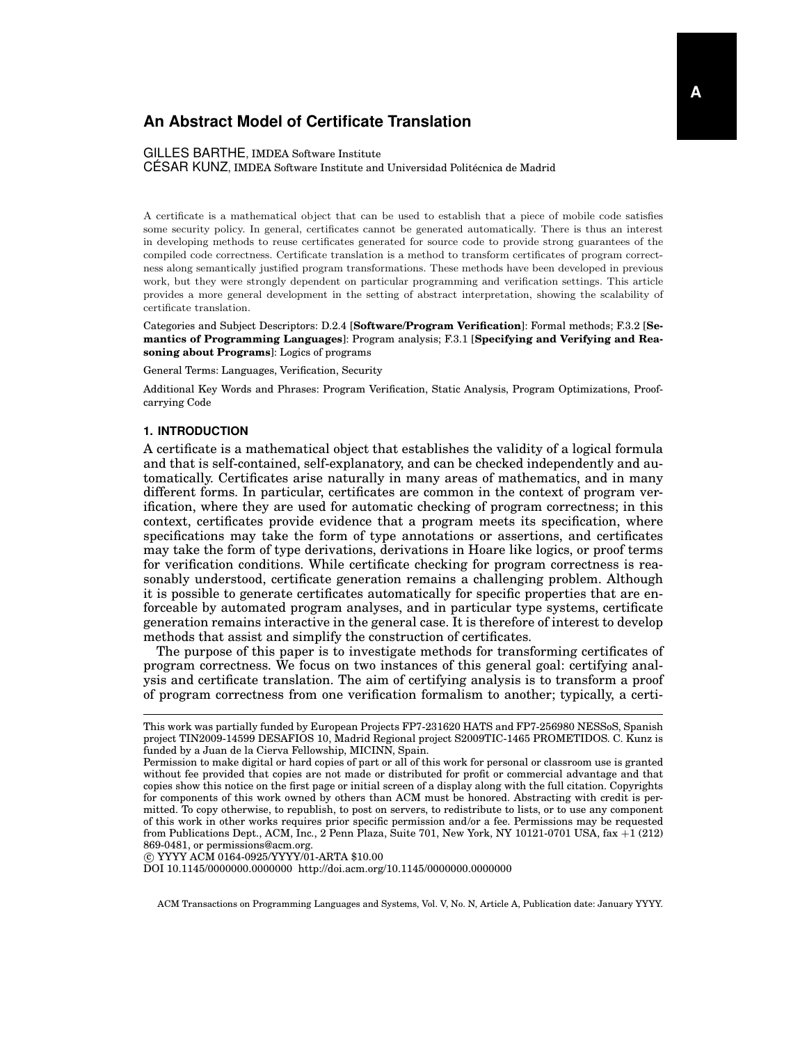# An Abstract Model of Certificate Translation

GILLES BARTHE, IMDEA Software Institute
CÉSAR KUNZ, IMDEA Software Institute and Universidad Politécnica de Madrid

A certificate is a mathematical object that can be used to establish that a piece of mobile code satisfies some security policy. In general, certificates cannot be generated automatically. There is thus an interest in developing methods to reuse certificates generated for source code to provide strong guarantees of the compiled code correctness. Certificate translation is a method to transform certificates of program correctness along semantically justified program transformations. These methods have been developed in previous work, but they were strongly dependent on particular programming and verification settings. This article provides a more general development in the setting of abstract interpretation, showing the scalability of certificate translation.

Categories and Subject Descriptors: D.2.4 [**Software/Program Verification**]: Formal methods; F.3.2 [**Semantics of Programming Languages**]: Program analysis; F.3.1 [**Specifying and Verifying and Reasoning about Programs**]: Logics of programs

General Terms: Languages, Verification, Security

Additional Key Words and Phrases: Program Verification, Static Analysis, Program Optimizations, Proof-carrying Code

## 1. INTRODUCTION

A certificate is a mathematical object that establishes the validity of a logical formula and that is self-contained, self-explanatory, and can be checked independently and automatically. Certificates arise naturally in many areas of mathematics, and in many different forms. In particular, certificates are common in the context of program verification, where they are used for automatic checking of program correctness; in this context, certificates provide evidence that a program meets its specification, where specifications may take the form of type annotations or assertions, and certificates may take the form of type derivations, derivations in Hoare like logics, or proof terms for verification conditions. While certificate checking for program correctness is reasonably understood, certificate generation remains a challenging problem. Although it is possible to generate certificates automatically for specific properties that are enforceable by automated program analyses, and in particular type systems, certificate generation remains interactive in the general case. It is therefore of interest to develop methods that assist and simplify the construction of certificates.

The purpose of this paper is to investigate methods for transforming certificates of program correctness. We focus on two instances of this general goal: certifying analysis and certificate translation. The aim of certifying analysis is to transform a proof of program correctness from one verification formalism to another; typically, a certi-

---

This work was partially funded by European Projects FP7-231620 HATS and FP7-256980 NESSoS, Spanish project TIN2009-14599 DESAFIOS 10, Madrid Regional project S2009TIC-1465 PROMETIDOS. C. Kunz is funded by a Juan de la Cierva Fellowship, MICINN, Spain.

Permission to make digital or hard copies of part or all of this work for personal or classroom use is granted without fee provided that copies are not made or distributed for profit or commercial advantage and that copies show this notice on the first page or initial screen of a display along with the full citation. Copyrights for components of this work owned by others than ACM must be honored. Abstracting with credit is permitted. To copy otherwise, to republish, to post on servers, to redistribute to lists, or to use any component of this work in other works requires prior specific permission and/or a fee. Permissions may be requested from Publications Dept., ACM, Inc., 2 Penn Plaza, Suite 701, New York, NY 10121-0701 USA, fax +1 (212) 869-0481, or permissions@acm.org.

© YYYY ACM 0164-0925/YYYY/01-ARTA $10.00

DOI 10.1145/0000000.0000000 http://doi.acm.org/10.1145/0000000.0000000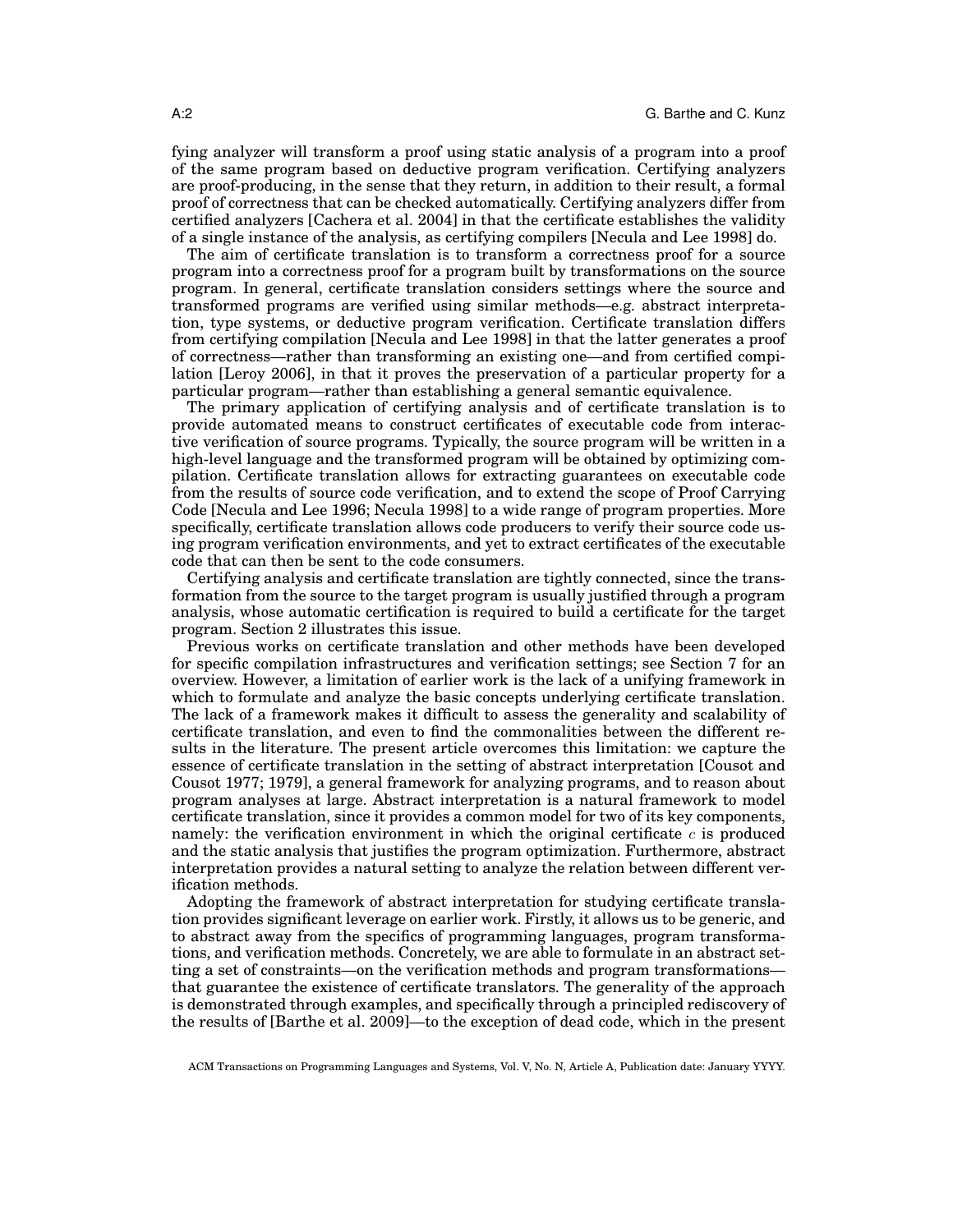fying analyzer will transform a proof using static analysis of a program into a proof of the same program based on deductive program verification. Certifying analyzers are proof-producing, in the sense that they return, in addition to their result, a formal proof of correctness that can be checked automatically. Certifying analyzers differ from certified analyzers [Cachera et al. 2004] in that the certificate establishes the validity of a single instance of the analysis, as certifying compilers [Necula and Lee 1998] do.

The aim of certificate translation is to transform a correctness proof for a source program into a correctness proof for a program built by transformations on the source program. In general, certificate translation considers settings where the source and transformed programs are verified using similar methods—e.g. abstract interpretation, type systems, or deductive program verification. Certificate translation differs from certifying compilation [Necula and Lee 1998] in that the latter generates a proof of correctness—rather than transforming an existing one—and from certified compilation [Leroy 2006], in that it proves the preservation of a particular property for a particular program—rather than establishing a general semantic equivalence.

The primary application of certifying analysis and of certificate translation is to provide automated means to construct certificates of executable code from interactive verification of source programs. Typically, the source program will be written in a high-level language and the transformed program will be obtained by optimizing compilation. Certificate translation allows for extracting guarantees on executable code from the results of source code verification, and to extend the scope of Proof Carrying Code [Necula and Lee 1996; Necula 1998] to a wide range of program properties. More specifically, certificate translation allows code producers to verify their source code using program verification environments, and yet to extract certificates of the executable code that can then be sent to the code consumers.

Certifying analysis and certificate translation are tightly connected, since the transformation from the source to the target program is usually justified through a program analysis, whose automatic certification is required to build a certificate for the target program. Section 2 illustrates this issue.

Previous works on certificate translation and other methods have been developed for specific compilation infrastructures and verification settings; see Section 7 for an overview. However, a limitation of earlier work is the lack of a unifying framework in which to formulate and analyze the basic concepts underlying certificate translation. The lack of a framework makes it difficult to assess the generality and scalability of certificate translation, and even to find the commonalities between the different results in the literature. The present article overcomes this limitation: we capture the essence of certificate translation in the setting of abstract interpretation [Cousot and Cousot 1977; 1979], a general framework for analyzing programs, and to reason about program analyses at large. Abstract interpretation is a natural framework to model certificate translation, since it provides a common model for two of its key components, namely: the verification environment in which the original certificate $c$ is produced and the static analysis that justifies the program optimization. Furthermore, abstract interpretation provides a natural setting to analyze the relation between different verification methods.

Adopting the framework of abstract interpretation for studying certificate translation provides significant leverage on earlier work. Firstly, it allows us to be generic, and to abstract away from the specifics of programming languages, program transformations, and verification methods. Concretely, we are able to formulate in an abstract setting a set of constraints—on the verification methods and program transformations—that guarantee the existence of certificate translators. The generality of the approach is demonstrated through examples, and specifically through a principled rediscovery of the results of [Barthe et al. 2009]—to the exception of dead code, which in the present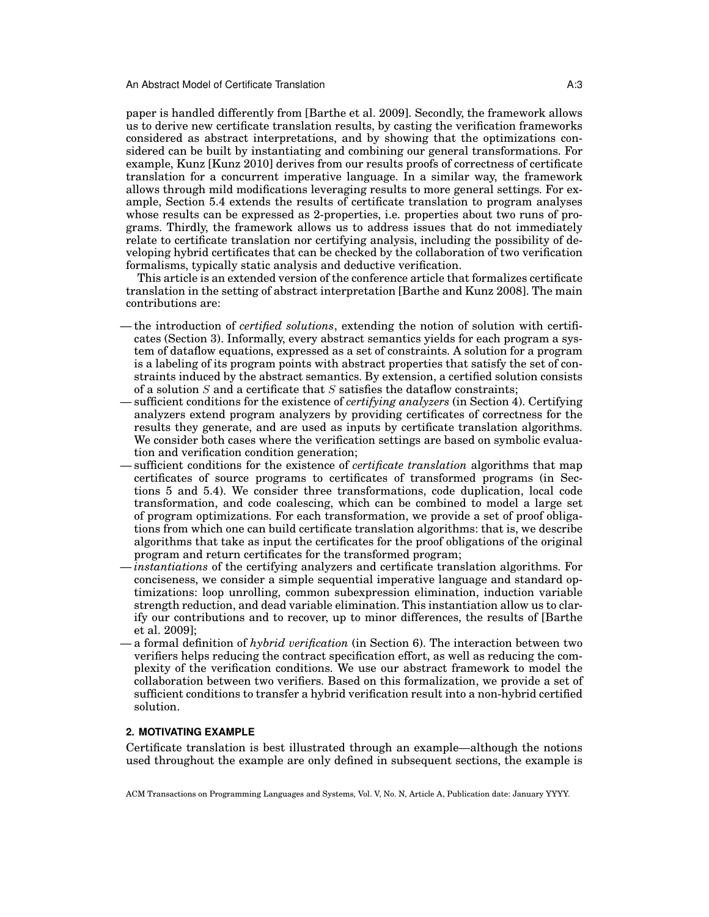paper is handled differently from [Barthe et al. 2009]. Secondly, the framework allows us to derive new certificate translation results, by casting the verification frameworks considered as abstract interpretations, and by showing that the optimizations considered can be built by instantiating and combining our general transformations. For example, Kunz [Kunz 2010] derives from our results proofs of correctness of certificate translation for a concurrent imperative language. In a similar way, the framework allows through mild modifications leveraging results to more general settings. For example, Section 5.4 extends the results of certificate translation to program analyses whose results can be expressed as 2-properties, i.e. properties about two runs of programs. Thirdly, the framework allows us to address issues that do not immediately relate to certificate translation nor certifying analysis, including the possibility of developing hybrid certificates that can be checked by the collaboration of two verification formalisms, typically static analysis and deductive verification.

This article is an extended version of the conference article that formalizes certificate translation in the setting of abstract interpretation [Barthe and Kunz 2008]. The main contributions are:

- the introduction of *certified solutions*, extending the notion of solution with certificates (Section 3). Informally, every abstract semantics yields for each program a system of dataflow equations, expressed as a set of constraints. A solution for a program is a labeling of its program points with abstract properties that satisfy the set of constraints induced by the abstract semantics. By extension, a certified solution consists of a solution $S$ and a certificate that $S$ satisfies the dataflow constraints;
- sufficient conditions for the existence of *certifying analyzers* (in Section 4). Certifying analyzers extend program analyzers by providing certificates of correctness for the results they generate, and are used as inputs by certificate translation algorithms. We consider both cases where the verification settings are based on symbolic evaluation and verification condition generation;
- sufficient conditions for the existence of *certificate translation* algorithms that map certificates of source programs to certificates of transformed programs (in Sections 5 and 5.4). We consider three transformations, code duplication, local code transformation, and code coalescing, which can be combined to model a large set of program optimizations. For each transformation, we provide a set of proof obligations from which one can build certificate translation algorithms: that is, we describe algorithms that take as input the certificates for the proof obligations of the original program and return certificates for the transformed program;
- *instantiations* of the certifying analyzers and certificate translation algorithms. For conciseness, we consider a simple sequential imperative language and standard optimizations: loop unrolling, common subexpression elimination, induction variable strength reduction, and dead variable elimination. This instantiation allow us to clarify our contributions and to recover, up to minor differences, the results of [Barthe et al. 2009];
- a formal definition of *hybrid verification* (in Section 6). The interaction between two verifiers helps reducing the contract specification effort, as well as reducing the complexity of the verification conditions. We use our abstract framework to model the collaboration between two verifiers. Based on this formalization, we provide a set of sufficient conditions to transfer a hybrid verification result into a non-hybrid certified solution.

## 2. MOTIVATING EXAMPLE

Certificate translation is best illustrated through an example—although the notions used throughout the example are only defined in subsequent sections, the example is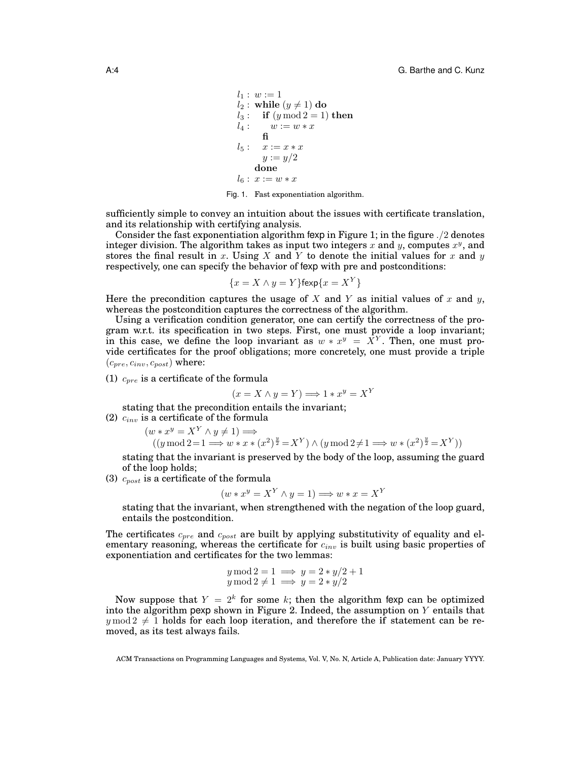$$
\begin{array}{ll}
l_1: & w := 1 \\
l_2: & \textbf{while } (y \neq 1) \textbf{ do} \\
l_3: & \quad \textbf{if } (y \bmod 2 = 1) \textbf{ then} \\
l_4: & \qquad w := w * x \\
 & \quad \textbf{fi} \\
l_5: & \quad x := x * x \\
 & \quad y := y/2 \\
 & \textbf{done} \\
l_6: & x := w * x
\end{array}
$$

Fig. 1. Fast exponentiation algorithm.

sufficiently simple to convey an intuition about the issues with certificate translation, and its relationship with certifying analysis.

Consider the fast exponentiation algorithm fexp in Figure 1; in the figure $./2$ denotes integer division. The algorithm takes as input two integers $x$ and $y$, computes $x^y$, and stores the final result in $x$. Using $X$ and $Y$ to denote the initial values for $x$ and $y$ respectively, one can specify the behavior of fexp with pre and postconditions:

$$\{x = X \wedge y = Y\}\text{fexp}\{x = X^Y\}$$

Here the precondition captures the usage of $X$ and $Y$ as initial values of $x$ and $y$, whereas the postcondition captures the correctness of the algorithm.

Using a verification condition generator, one can certify the correctness of the program w.r.t. its specification in two steps. First, one must provide a loop invariant; in this case, we define the loop invariant as $w * x^y = X^Y$. Then, one must provide certificates for the proof obligations; more concretely, one must provide a triple $(c_{pre}, c_{inv}, c_{post})$ where:

(1) $c_{pre}$ is a certificate of the formula

$$(x = X \wedge y = Y) \Longrightarrow 1 * x^y = X^Y$$

stating that the precondition entails the invariant;

(2) $c_{inv}$ is a certificate of the formula

$$
\begin{array}{l}
(w * x^y = X^Y \wedge y \neq 1) \Longrightarrow \\
\quad ((y \bmod 2 = 1 \Longrightarrow w * x * (x^2)^{\frac{y}{2}} = X^Y) \wedge (y \bmod 2 \neq 1 \Longrightarrow w * (x^2)^{\frac{y}{2}} = X^Y))
\end{array}
$$

stating that the invariant is preserved by the body of the loop, assuming the guard of the loop holds;

(3) $c_{post}$ is a certificate of the formula

$$(w * x^y = X^Y \wedge y = 1) \Longrightarrow w * x = X^Y$$

stating that the invariant, when strengthened with the negation of the loop guard, entails the postcondition.

The certificates $c_{pre}$ and $c_{post}$ are built by applying substitutivity of equality and elementary reasoning, whereas the certificate for $c_{inv}$ is built using basic properties of exponentiation and certificates for the two lemmas:

$$
\begin{array}{l}
y \bmod 2 = 1 \implies y = 2 * y/2 + 1 \\
y \bmod 2 \neq 1 \implies y = 2 * y/2
\end{array}
$$

Now suppose that $Y = 2^k$ for some $k$; then the algorithm fexp can be optimized into the algorithm pexp shown in Figure 2. Indeed, the assumption on $Y$ entails that $y \bmod 2 \neq 1$ holds for each loop iteration, and therefore the **if** statement can be removed, as its test always fails.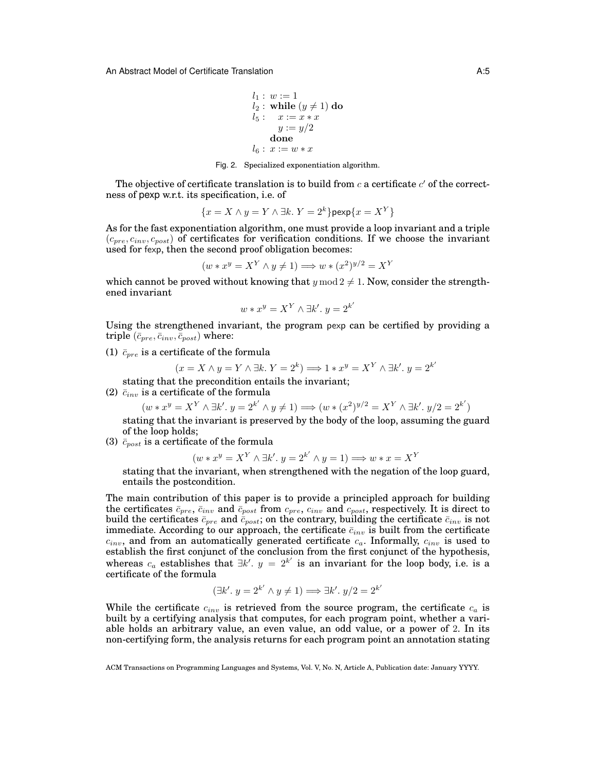$$
\begin{array}{ll}
l_1: & w := 1 \\
l_2: & \textbf{while } (y \neq 1) \textbf{ do} \\
l_5: & \quad x := x * x \\
 & \quad y := y/2 \\
 & \textbf{done} \\
l_6: & x := w * x
\end{array}
$$

Fig. 2. Specialized exponentiation algorithm.

The objective of certificate translation is to build from $c$ a certificate $c'$ of the correctness of pexp w.r.t. its specification, i.e. of

$$\{x = X \wedge y = Y \wedge \exists k.\ Y = 2^k\}\mathsf{pexp}\{x = X^Y\}$$

As for the fast exponentiation algorithm, one must provide a loop invariant and a triple $(c_{pre}, c_{inv}, c_{post})$ of certificates for verification conditions. If we choose the invariant used for fexp, then the second proof obligation becomes:

$$(w * x^y = X^Y \wedge y \neq 1) \Longrightarrow w * (x^2)^{y/2} = X^Y$$

which cannot be proved without knowing that $y \bmod 2 \neq 1$. Now, consider the strengthened invariant

$$w * x^y = X^Y \wedge \exists k'.\ y = 2^{k'}$$

Using the strengthened invariant, the program pexp can be certified by providing a triple $(\bar{c}_{pre}, \bar{c}_{inv}, \bar{c}_{post})$ where:

(1) $\bar{c}_{pre}$ is a certificate of the formula

$$(x = X \wedge y = Y \wedge \exists k.\ Y = 2^k) \Longrightarrow 1 * x^y = X^Y \wedge \exists k'.\ y = 2^{k'}$$

stating that the precondition entails the invariant;

(2) $\bar{c}_{inv}$ is a certificate of the formula

$$(w * x^y = X^Y \wedge \exists k'.\ y = 2^{k'} \wedge y \neq 1) \Longrightarrow (w * (x^2)^{y/2} = X^Y \wedge \exists k'.\ y/2 = 2^{k'})$$

stating that the invariant is preserved by the body of the loop, assuming the guard of the loop holds;

(3) $\bar{c}_{post}$ is a certificate of the formula

$$(w * x^y = X^Y \wedge \exists k'.\ y = 2^{k'} \wedge y = 1) \Longrightarrow w * x = X^Y$$

stating that the invariant, when strengthened with the negation of the loop guard, entails the postcondition.

The main contribution of this paper is to provide a principled approach for building the certificates $\bar{c}_{pre}$, $\bar{c}_{inv}$ and $\bar{c}_{post}$ from $c_{pre}$, $c_{inv}$ and $c_{post}$, respectively. It is direct to build the certificates $\bar{c}_{pre}$ and $\bar{c}_{post}$; on the contrary, building the certificate $\bar{c}_{inv}$ is not immediate. According to our approach, the certificate $\bar{c}_{inv}$ is built from the certificate $c_{inv}$, and from an automatically generated certificate $c_a$. Informally, $c_{inv}$ is used to establish the first conjunct of the conclusion from the first conjunct of the hypothesis, whereas $c_a$ establishes that $\exists k'.\ y = 2^{k'}$ is an invariant for the loop body, i.e. is a certificate of the formula

$$(\exists k'.\ y = 2^{k'} \wedge y \neq 1) \Longrightarrow \exists k'.\ y/2 = 2^{k'}$$

While the certificate $c_{inv}$ is retrieved from the source program, the certificate $c_a$ is built by a certifying analysis that computes, for each program point, whether a variable holds an arbitrary value, an even value, an odd value, or a power of 2. In its non-certifying form, the analysis returns for each program point an annotation stating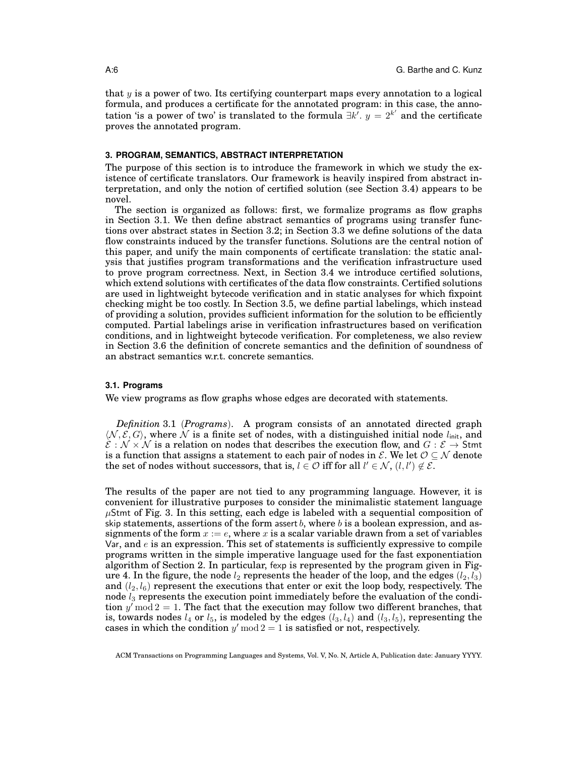that $y$ is a power of two. Its certifying counterpart maps every annotation to a logical formula, and produces a certificate for the annotated program: in this case, the annotation 'is a power of two' is translated to the formula $\exists k'.\ y = 2^{k'}$ and the certificate proves the annotated program.

## 3. PROGRAM, SEMANTICS, ABSTRACT INTERPRETATION

The purpose of this section is to introduce the framework in which we study the existence of certificate translators. Our framework is heavily inspired from abstract interpretation, and only the notion of certified solution (see Section 3.4) appears to be novel.

The section is organized as follows: first, we formalize programs as flow graphs in Section 3.1. We then define abstract semantics of programs using transfer functions over abstract states in Section 3.2; in Section 3.3 we define solutions of the data flow constraints induced by the transfer functions. Solutions are the central notion of this paper, and unify the main components of certificate translation: the static analysis that justifies program transformations and the verification infrastructure used to prove program correctness. Next, in Section 3.4 we introduce certified solutions, which extend solutions with certificates of the data flow constraints. Certified solutions are used in lightweight bytecode verification and in static analyses for which fixpoint checking might be too costly. In Section 3.5, we define partial labelings, which instead of providing a solution, provides sufficient information for the solution to be efficiently computed. Partial labelings arise in verification infrastructures based on verification conditions, and in lightweight bytecode verification. For completeness, we also review in Section 3.6 the definition of concrete semantics and the definition of soundness of an abstract semantics w.r.t. concrete semantics.

### 3.1. Programs

We view programs as flow graphs whose edges are decorated with statements.

*Definition* 3.1 (***Programs***). A program consists of an annotated directed graph $\langle \mathcal{N}, \mathcal{E}, G \rangle$, where $\mathcal{N}$ is a finite set of nodes, with a distinguished initial node $l_{\mathsf{init}}$, and $\mathcal{E} : \mathcal{N} \times \mathcal{N}$ is a relation on nodes that describes the execution flow, and $G : \mathcal{E} \to \mathsf{Stmt}$ is a function that assigns a statement to each pair of nodes in $\mathcal{E}$. We let $\mathcal{O} \subseteq \mathcal{N}$ denote the set of nodes without successors, that is, $l \in \mathcal{O}$ iff for all $l' \in \mathcal{N}$, $(l, l') \notin \mathcal{E}$.

The results of the paper are not tied to any programming language. However, it is convenient for illustrative purposes to consider the minimalistic statement language $\mu\mathsf{Stmt}$ of Fig. 3. In this setting, each edge is labeled with a sequential composition of $\mathsf{skip}$ statements, assertions of the form $\mathsf{assert}\ b$, where $b$ is a boolean expression, and assignments of the form $x := e$, where $x$ is a scalar variable drawn from a set of variables $\mathsf{Var}$, and $e$ is an expression. This set of statements is sufficiently expressive to compile programs written in the simple imperative language used for the fast exponentiation algorithm of Section 2. In particular, $\mathsf{fexp}$ is represented by the program given in Figure 4. In the figure, the node $l_2$ represents the header of the loop, and the edges $(l_2, l_3)$ and $(l_2, l_6)$ represent the executions that enter or exit the loop body, respectively. The node $l_3$ represents the execution point immediately before the evaluation of the condition $y' \bmod 2 = 1$. The fact that the execution may follow two different branches, that is, towards nodes $l_4$ or $l_5$, is modeled by the edges $(l_3, l_4)$ and $(l_3, l_5)$, representing the cases in which the condition $y' \bmod 2 = 1$ is satisfied or not, respectively.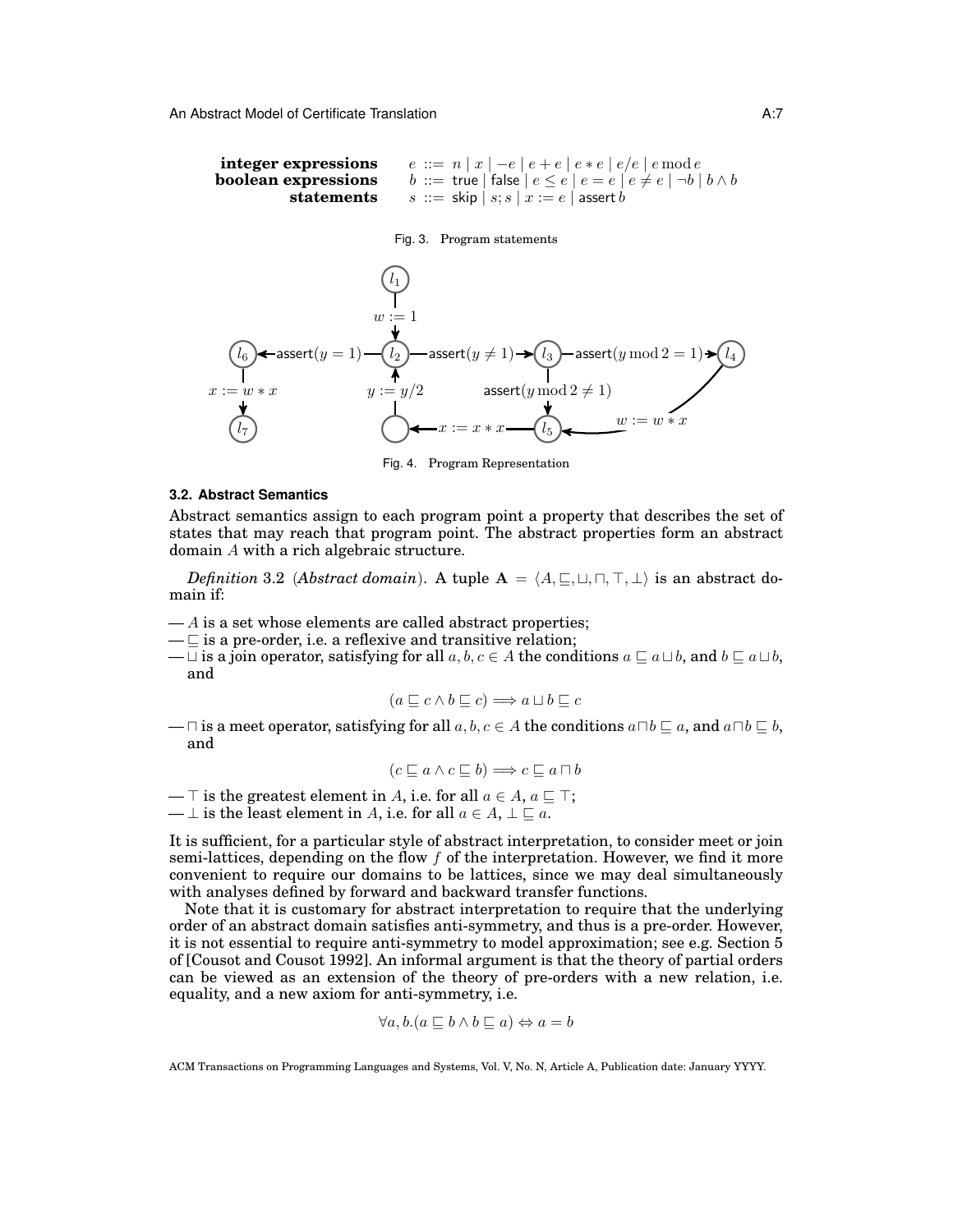$$
\begin{array}{rl}
\textbf{integer expressions} & e ::= n \mid x \mid -e \mid e+e \mid e*e \mid e/e \mid e \bmod e \\
\textbf{boolean expressions} & b ::= \mathsf{true} \mid \mathsf{false} \mid e \leq e \mid e = e \mid e \neq e \mid \neg b \mid b \wedge b \\
\textbf{statements} & s ::= \mathsf{skip} \mid s; s \mid x := e \mid \mathsf{assert}\, b
\end{array}
$$

Fig. 3. Program statements

Fig. 4. Program Representation

### 3.2. Abstract Semantics

Abstract semantics assign to each program point a property that describes the set of states that may reach that program point. The abstract properties form an abstract domain $A$ with a rich algebraic structure.

*Definition* 3.2 (*Abstract domain*). A tuple $\mathbf{A} = \langle A, \sqsubseteq, \sqcup, \sqcap, \top, \bot \rangle$ is an abstract domain if:

— $A$ is a set whose elements are called abstract properties;
— $\sqsubseteq$ is a pre-order, i.e. a reflexive and transitive relation;
— $\sqcup$ is a join operator, satisfying for all $a, b, c \in A$ the conditions $a \sqsubseteq a \sqcup b$, and $b \sqsubseteq a \sqcup b$, and

$$(a \sqsubseteq c \wedge b \sqsubseteq c) \Longrightarrow a \sqcup b \sqsubseteq c$$

— $\sqcap$ is a meet operator, satisfying for all $a, b, c \in A$ the conditions $a \sqcap b \sqsubseteq a$, and $a \sqcap b \sqsubseteq b$, and

$$(c \sqsubseteq a \wedge c \sqsubseteq b) \Longrightarrow c \sqsubseteq a \sqcap b$$

— $\top$ is the greatest element in $A$, i.e. for all $a \in A$, $a \sqsubseteq \top$;
— $\bot$ is the least element in $A$, i.e. for all $a \in A$, $\bot \sqsubseteq a$.

It is sufficient, for a particular style of abstract interpretation, to consider meet or join semi-lattices, depending on the flow $f$ of the interpretation. However, we find it more convenient to require our domains to be lattices, since we may deal simultaneously with analyses defined by forward and backward transfer functions.

Note that it is customary for abstract interpretation to require that the underlying order of an abstract domain satisfies anti-symmetry, and thus is a pre-order. However, it is not essential to require anti-symmetry to model approximation; see e.g. Section 5 of [Cousot and Cousot 1992]. An informal argument is that the theory of partial orders can be viewed as an extension of the theory of pre-orders with a new relation, i.e. equality, and a new axiom for anti-symmetry, i.e.

$$\forall a, b. (a \sqsubseteq b \wedge b \sqsubseteq a) \Leftrightarrow a = b$$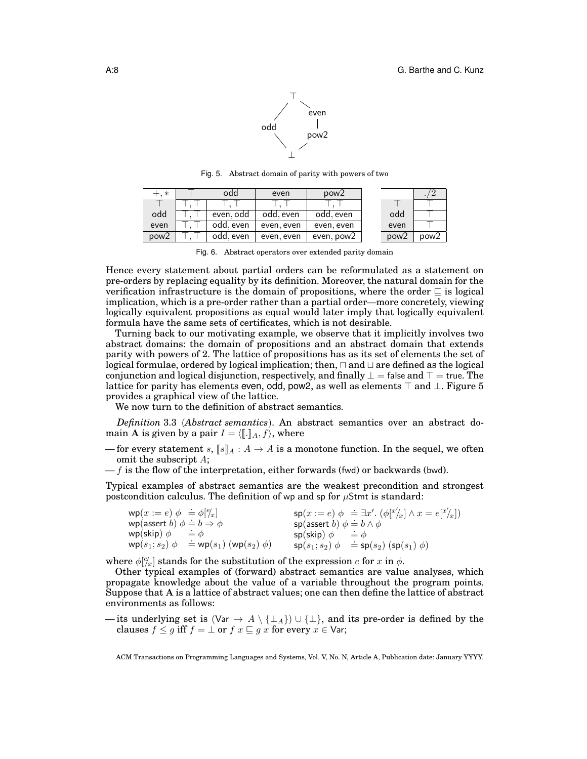Fig. 5. Abstract domain of parity with powers of two

| $+, *$ | $\top$ | odd | even | pow2 |
|---|---|---|---|---|
| $\top$ | $\top, \top$ | $\top, \top$ | $\top, \top$ | $\top, \top$ |
| odd | $\top, \top$ | even, odd | odd, even | odd, even |
| even | $\top, \top$ | odd, even | even, even | even, even |
| pow2 | $\top, \top$ | odd, even | even, even | even, pow2 |

|  | $./2$ |
|---|---|
| $\top$ | $\top$ |
| odd | $\top$ |
| even | $\top$ |
| pow2 | pow2 |

Fig. 6. Abstract operators over extended parity domain

Hence every statement about partial orders can be reformulated as a statement on pre-orders by replacing equality by its definition. Moreover, the natural domain for the verification infrastructure is the domain of propositions, where the order $\sqsubseteq$ is logical implication, which is a pre-order rather than a partial order—more concretely, viewing logically equivalent propositions as equal would later imply that logically equivalent formula have the same sets of certificates, which is not desirable.

Turning back to our motivating example, we observe that it implicitly involves two abstract domains: the domain of propositions and an abstract domain that extends parity with powers of 2. The lattice of propositions has as its set of elements the set of logical formulae, ordered by logical implication; then, $\sqcap$ and $\sqcup$ are defined as the logical conjunction and logical disjunction, respectively, and finally $\bot = \mathsf{false}$ and $\top = \mathsf{true}$. The lattice for parity has elements even, odd, pow2, as well as elements $\top$ and $\bot$. Figure 5 provides a graphical view of the lattice.

We now turn to the definition of abstract semantics.

*Definition* 3.3 (*Abstract semantics*). An abstract semantics over an abstract domain $\mathbf{A}$ is given by a pair $I = \langle [\![.]\!]_A, f \rangle$, where

— for every statement $s$, $[\![s]\!]_A : A \to A$ is a monotone function. In the sequel, we often omit the subscript $A$;

— $f$ is the flow of the interpretation, either forwards (fwd) or backwards (bwd).

Typical examples of abstract semantics are the weakest precondition and strongest postcondition calculus. The definition of wp and sp for $\mu$Stmt is standard:

$$
\begin{array}{ll}
\mathsf{wp}(x := e)\ \phi \ \doteq \phi[^e/_x] & \mathsf{sp}(x := e)\ \phi \ \doteq \exists x'.\ (\phi[^{x'}/_x] \wedge x = e[^{x'}/_x]) \\
\mathsf{wp}(\mathsf{assert}\ b)\ \phi \doteq b \Rightarrow \phi & \mathsf{sp}(\mathsf{assert}\ b)\ \phi \doteq b \wedge \phi \\
\mathsf{wp}(\mathsf{skip})\ \phi \ \ \doteq \phi & \mathsf{sp}(\mathsf{skip})\ \phi \ \ \doteq \phi \\
\mathsf{wp}(s_1; s_2)\ \phi \ \ \doteq \mathsf{wp}(s_1)\ (\mathsf{wp}(s_2)\ \phi) & \mathsf{sp}(s_1; s_2)\ \phi \ \ \doteq \mathsf{sp}(s_2)\ (\mathsf{sp}(s_1)\ \phi)
\end{array}
$$

where $\phi[^e/_x]$ stands for the substitution of the expression $e$ for $x$ in $\phi$.

Other typical examples of (forward) abstract semantics are value analyses, which propagate knowledge about the value of a variable throughout the program points. Suppose that $\mathbf{A}$ is a lattice of abstract values; one can then define the lattice of abstract environments as follows:

— its underlying set is $(\mathsf{Var} \to A \setminus \{\bot_A\}) \cup \{\bot\}$, and its pre-order is defined by the clauses $f \leq g$ iff $f = \bot$ or $f\ x \sqsubseteq g\ x$ for every $x \in \mathsf{Var}$;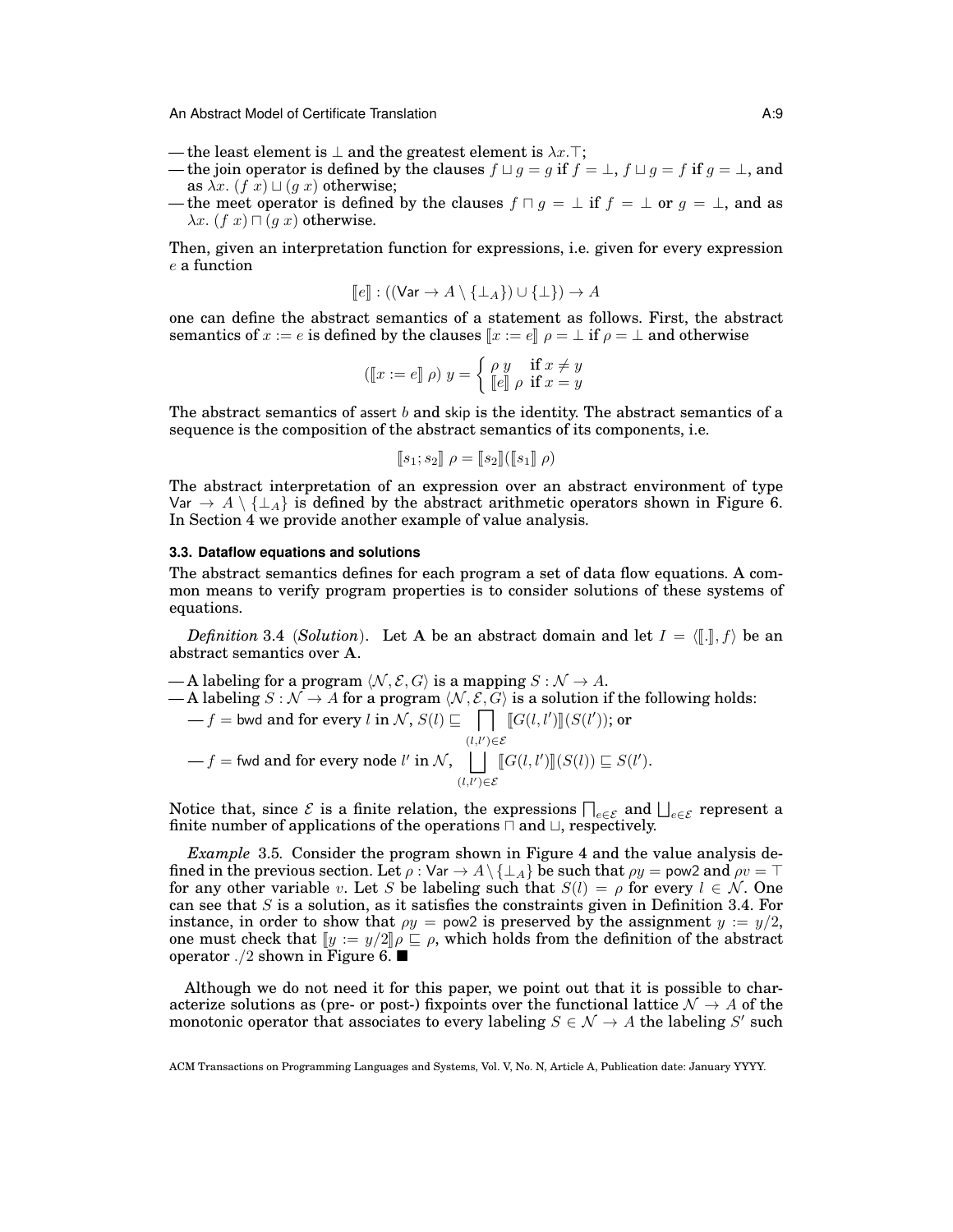— the least element is $\bot$ and the greatest element is $\lambda x.\top$;

— the join operator is defined by the clauses $f \sqcup g = g$ if $f = \bot$, $f \sqcup g = f$ if $g = \bot$, and as $\lambda x.\ (f\ x) \sqcup (g\ x)$ otherwise;

— the meet operator is defined by the clauses $f \sqcap g = \bot$ if $f = \bot$ or $g = \bot$, and as $\lambda x.\ (f\ x) \sqcap (g\ x)$ otherwise.

Then, given an interpretation function for expressions, i.e. given for every expression $e$ a function

$$[\![e]\!] : ((\mathsf{Var} \to A \setminus \{\bot_A\}) \cup \{\bot\}) \to A$$

one can define the abstract semantics of a statement as follows. First, the abstract semantics of $x := e$ is defined by the clauses $[\![x := e]\!]\ \rho = \bot$ if $\rho = \bot$ and otherwise

$$([\![x := e]\!]\ \rho)\ y = \begin{cases} \rho\ y & \text{if } x \neq y \\ [\![e]\!]\ \rho & \text{if } x = y \end{cases}$$

The abstract semantics of $\mathsf{assert}\ b$ and $\mathsf{skip}$ is the identity. The abstract semantics of a sequence is the composition of the abstract semantics of its components, i.e.

$$[\![s_1; s_2]\!]\ \rho = [\![s_2]\!]([\![s_1]\!]\ \rho)$$

The abstract interpretation of an expression over an abstract environment of type $\mathsf{Var} \to A \setminus \{\bot_A\}$ is defined by the abstract arithmetic operators shown in Figure 6. In Section 4 we provide another example of value analysis.

### 3.3. Dataflow equations and solutions

The abstract semantics defines for each program a set of data flow equations. A common means to verify program properties is to consider solutions of these systems of equations.

*Definition* 3.4 (*Solution*). Let $\mathbf{A}$ be an abstract domain and let $I = \langle [\![.]\!], f\rangle$ be an abstract semantics over $\mathbf{A}$.

— A labeling for a program $\langle \mathcal{N}, \mathcal{E}, G\rangle$ is a mapping $S : \mathcal{N} \to A$.

— A labeling $S : \mathcal{N} \to A$ for a program $\langle \mathcal{N}, \mathcal{E}, G\rangle$ is a solution if the following holds:

 — $f = \mathsf{bwd}$ and for every $l$ in $\mathcal{N}$, $S(l) \sqsubseteq \displaystyle\bigsqcap_{(l,l')\in\mathcal{E}} [\![G(l,l')]\!](S(l'))$; or

 — $f = \mathsf{fwd}$ and for every node $l'$ in $\mathcal{N}$, $\displaystyle\bigsqcup_{(l,l')\in\mathcal{E}} [\![G(l,l')]\!](S(l)) \sqsubseteq S(l')$.

Notice that, since $\mathcal{E}$ is a finite relation, the expressions $\bigsqcap_{e\in\mathcal{E}}$ and $\bigsqcup_{e\in\mathcal{E}}$ represent a finite number of applications of the operations $\sqcap$ and $\sqcup$, respectively.

*Example* 3.5. Consider the program shown in Figure 4 and the value analysis defined in the previous section. Let $\rho : \mathsf{Var} \to A \setminus \{\bot_A\}$ be such that $\rho y = \mathsf{pow2}$ and $\rho v = \top$ for any other variable $v$. Let $S$ be labeling such that $S(l) = \rho$ for every $l \in \mathcal{N}$. One can see that $S$ is a solution, as it satisfies the constraints given in Definition 3.4. For instance, in order to show that $\rho y = \mathsf{pow2}$ is preserved by the assignment $y := y/2$, one must check that $[\![y := y/2]\!]\rho \sqsubseteq \rho$, which holds from the definition of the abstract operator $./2$ shown in Figure 6. ■

Although we do not need it for this paper, we point out that it is possible to characterize solutions as (pre- or post-) fixpoints over the functional lattice $\mathcal{N} \to A$ of the monotonic operator that associates to every labeling $S \in \mathcal{N} \to A$ the labeling $S'$ such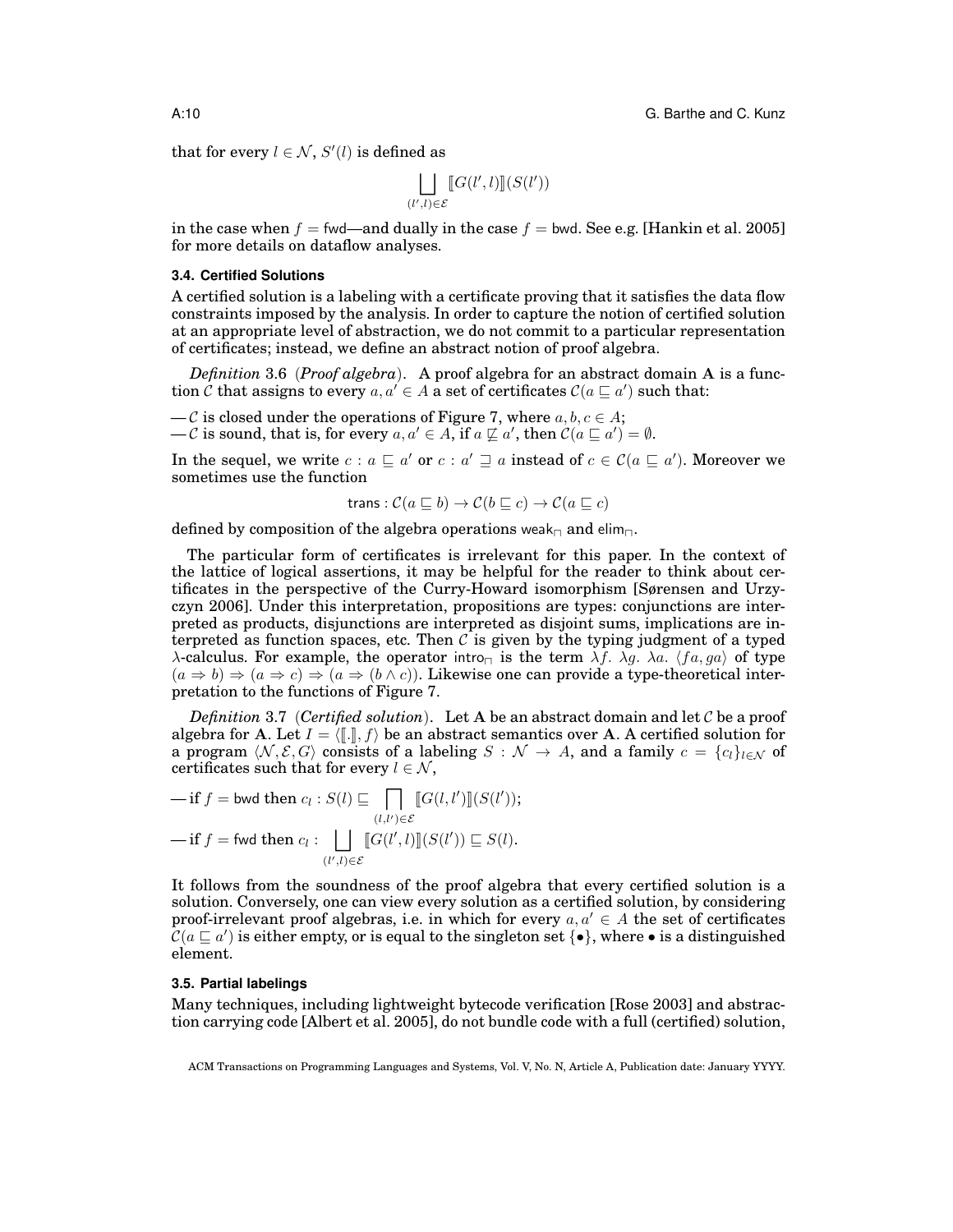that for every $l \in \mathcal{N}$, $S'(l)$ is defined as

$$\bigsqcup_{(l',l)\in\mathcal{E}} [\![G(l',l)]\!](S(l'))$$

in the case when $f = \mathsf{fwd}$—and dually in the case $f = \mathsf{bwd}$. See e.g. [Hankin et al. 2005] for more details on dataflow analyses.

### 3.4. Certified Solutions

A certified solution is a labeling with a certificate proving that it satisfies the data flow constraints imposed by the analysis. In order to capture the notion of certified solution at an appropriate level of abstraction, we do not commit to a particular representation of certificates; instead, we define an abstract notion of proof algebra.

*Definition* 3.6 (*Proof algebra*). A proof algebra for an abstract domain $\mathbf{A}$ is a function $\mathcal{C}$ that assigns to every $a, a' \in A$ a set of certificates $\mathcal{C}(a \sqsubseteq a')$ such that:

— $\mathcal{C}$ is closed under the operations of Figure 7, where $a, b, c \in A$;
— $\mathcal{C}$ is sound, that is, for every $a, a' \in A$, if $a \not\sqsubseteq a'$, then $\mathcal{C}(a \sqsubseteq a') = \emptyset$.

In the sequel, we write $c : a \sqsubseteq a'$ or $c : a' \sqsupseteq a$ instead of $c \in \mathcal{C}(a \sqsubseteq a')$. Moreover we sometimes use the function

$$\mathsf{trans} : \mathcal{C}(a \sqsubseteq b) \to \mathcal{C}(b \sqsubseteq c) \to \mathcal{C}(a \sqsubseteq c)$$

defined by composition of the algebra operations $\mathsf{weak}_\sqcap$ and $\mathsf{elim}_\sqcap$.

The particular form of certificates is irrelevant for this paper. In the context of the lattice of logical assertions, it may be helpful for the reader to think about certificates in the perspective of the Curry-Howard isomorphism [Sørensen and Urzyczyn 2006]. Under this interpretation, propositions are types: conjunctions are interpreted as products, disjunctions are interpreted as disjoint sums, implications are interpreted as function spaces, etc. Then $\mathcal{C}$ is given by the typing judgment of a typed $\lambda$-calculus. For example, the operator $\mathsf{intro}_\sqcap$ is the term $\lambda f.\ \lambda g.\ \lambda a.\ \langle f a, g a\rangle$ of type $(a \Rightarrow b) \Rightarrow (a \Rightarrow c) \Rightarrow (a \Rightarrow (b \wedge c))$. Likewise one can provide a type-theoretical interpretation to the functions of Figure 7.

*Definition* 3.7 (*Certified solution*). Let $\mathbf{A}$ be an abstract domain and let $\mathcal{C}$ be a proof algebra for $\mathbf{A}$. Let $I = \langle [\![.]\!], f\rangle$ be an abstract semantics over $\mathbf{A}$. A certified solution for a program $\langle \mathcal{N}, \mathcal{E}, G\rangle$ consists of a labeling $S : \mathcal{N} \to A$, and a family $c = \{c_l\}_{l\in\mathcal{N}}$ of certificates such that for every $l \in \mathcal{N}$,

— if $f = \mathsf{bwd}$ then $c_l : S(l) \sqsubseteq \displaystyle\bigsqcap_{(l,l')\in\mathcal{E}} [\![G(l,l')]\!](S(l'))$;
— if $f = \mathsf{fwd}$ then $c_l : \displaystyle\bigsqcup_{(l',l)\in\mathcal{E}} [\![G(l',l)]\!](S(l')) \sqsubseteq S(l)$.

It follows from the soundness of the proof algebra that every certified solution is a solution. Conversely, one can view every solution as a certified solution, by considering proof-irrelevant proof algebras, i.e. in which for every $a, a' \in A$ the set of certificates $\mathcal{C}(a \sqsubseteq a')$ is either empty, or is equal to the singleton set $\{\bullet\}$, where $\bullet$ is a distinguished element.

### 3.5. Partial labelings

Many techniques, including lightweight bytecode verification [Rose 2003] and abstraction carrying code [Albert et al. 2005], do not bundle code with a full (certified) solution,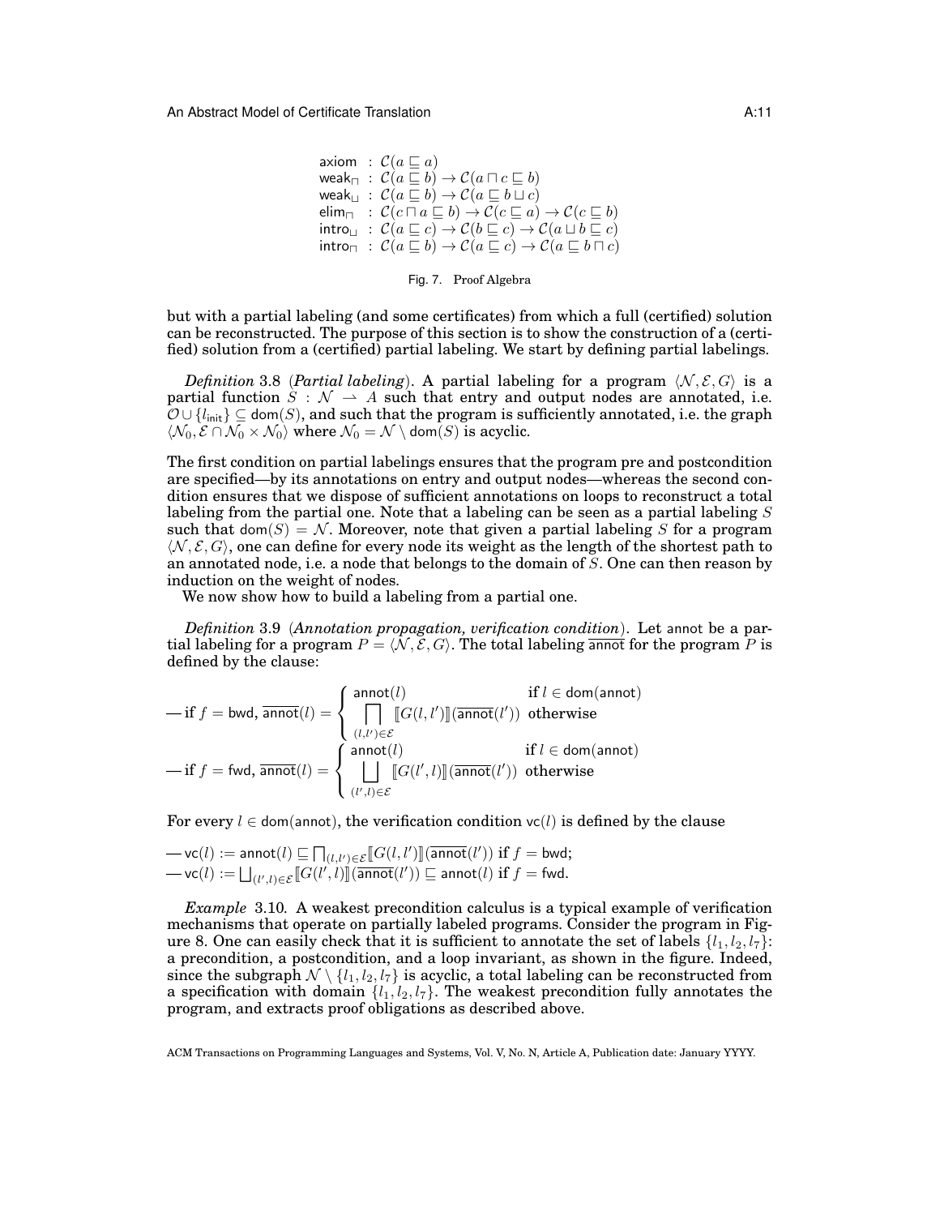$$
\begin{array}{lll}
\mathsf{axiom} & : & \mathcal{C}(a \sqsubseteq a) \\
\mathsf{weak}_\sqcap & : & \mathcal{C}(a \sqsubseteq b) \to \mathcal{C}(a \sqcap c \sqsubseteq b) \\
\mathsf{weak}_\sqcup & : & \mathcal{C}(a \sqsubseteq b) \to \mathcal{C}(a \sqsubseteq b \sqcup c) \\
\mathsf{elim}_\sqcap & : & \mathcal{C}(c \sqcap a \sqsubseteq b) \to \mathcal{C}(c \sqsubseteq a) \to \mathcal{C}(c \sqsubseteq b) \\
\mathsf{intro}_\sqcup & : & \mathcal{C}(a \sqsubseteq c) \to \mathcal{C}(b \sqsubseteq c) \to \mathcal{C}(a \sqcup b \sqsubseteq c) \\
\mathsf{intro}_\sqcap & : & \mathcal{C}(a \sqsubseteq b) \to \mathcal{C}(a \sqsubseteq c) \to \mathcal{C}(a \sqsubseteq b \sqcap c)
\end{array}
$$

Fig. 7. Proof Algebra

but with a partial labeling (and some certificates) from which a full (certified) solution can be reconstructed. The purpose of this section is to show the construction of a (certified) solution from a (certified) partial labeling. We start by defining partial labelings.

*Definition* 3.8 (*Partial labeling*). A partial labeling for a program $\langle \mathcal{N}, \mathcal{E}, G \rangle$ is a partial function $S : \mathcal{N} \rightharpoonup A$ such that entry and output nodes are annotated, i.e. $\mathcal{O} \cup \{l_{\mathsf{init}}\} \subseteq \mathsf{dom}(S)$, and such that the program is sufficiently annotated, i.e. the graph $\langle \mathcal{N}_0, \mathcal{E} \cap \mathcal{N}_0 \times \mathcal{N}_0 \rangle$ where $\mathcal{N}_0 = \mathcal{N} \setminus \mathsf{dom}(S)$ is acyclic.

The first condition on partial labelings ensures that the program pre and postcondition are specified—by its annotations on entry and output nodes—whereas the second condition ensures that we dispose of sufficient annotations on loops to reconstruct a total labeling from the partial one. Note that a labeling can be seen as a partial labeling $S$ such that $\mathsf{dom}(S) = \mathcal{N}$. Moreover, note that given a partial labeling $S$ for a program $\langle \mathcal{N}, \mathcal{E}, G \rangle$, one can define for every node its weight as the length of the shortest path to an annotated node, i.e. a node that belongs to the domain of $S$. One can then reason by induction on the weight of nodes.

We now show how to build a labeling from a partial one.

*Definition* 3.9 (*Annotation propagation, verification condition*). Let $\mathsf{annot}$ be a partial labeling for a program $P = \langle \mathcal{N}, \mathcal{E}, G \rangle$. The total labeling $\overline{\mathsf{annot}}$ for the program $P$ is defined by the clause:

$$
\text{— if } f = \mathsf{bwd},\ \overline{\mathsf{annot}}(l) = \begin{cases} \mathsf{annot}(l) & \text{if } l \in \mathsf{dom}(\mathsf{annot}) \\ \displaystyle\bigsqcap_{(l,l') \in \mathcal{E}} [\![G(l,l')]\!](\overline{\mathsf{annot}}(l')) & \text{otherwise} \end{cases}
$$

$$
\text{— if } f = \mathsf{fwd},\ \overline{\mathsf{annot}}(l) = \begin{cases} \mathsf{annot}(l) & \text{if } l \in \mathsf{dom}(\mathsf{annot}) \\ \displaystyle\bigsqcup_{(l',l) \in \mathcal{E}} [\![G(l',l)]\!](\overline{\mathsf{annot}}(l')) & \text{otherwise} \end{cases}
$$

For every $l \in \mathsf{dom}(\mathsf{annot})$, the verification condition $\mathsf{vc}(l)$ is defined by the clause

— $\mathsf{vc}(l) := \mathsf{annot}(l) \sqsubseteq \bigsqcap_{(l,l') \in \mathcal{E}} [\![G(l,l')]\!](\overline{\mathsf{annot}}(l'))$ if $f = \mathsf{bwd}$;
— $\mathsf{vc}(l) := \bigsqcup_{(l',l) \in \mathcal{E}} [\![G(l',l)]\!](\overline{\mathsf{annot}}(l')) \sqsubseteq \mathsf{annot}(l)$ if $f = \mathsf{fwd}$.

*Example* 3.10. A weakest precondition calculus is a typical example of verification mechanisms that operate on partially labeled programs. Consider the program in Figure 8. One can easily check that it is sufficient to annotate the set of labels $\{l_1, l_2, l_7\}$: a precondition, a postcondition, and a loop invariant, as shown in the figure. Indeed, since the subgraph $\mathcal{N} \setminus \{l_1, l_2, l_7\}$ is acyclic, a total labeling can be reconstructed from a specification with domain $\{l_1, l_2, l_7\}$. The weakest precondition fully annotates the program, and extracts proof obligations as described above.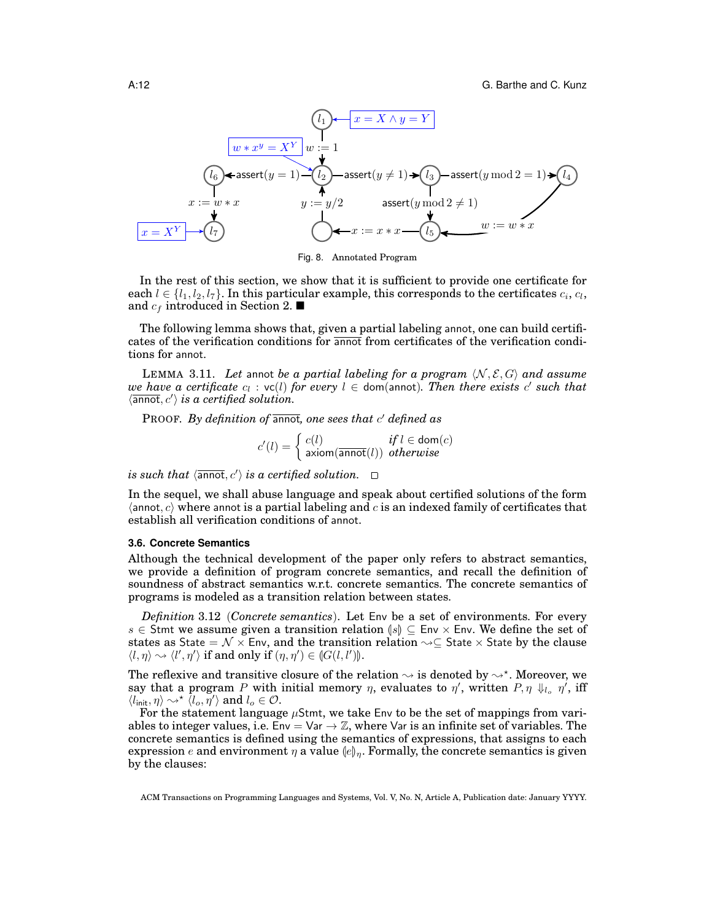Fig. 8. Annotated Program

In the rest of this section, we show that it is sufficient to provide one certificate for each $l \in \{l_1, l_2, l_7\}$. In this particular example, this corresponds to the certificates $c_i$, $c_l$, and $c_f$ introduced in Section 2. ■

The following lemma shows that, given a partial labeling $\mathsf{annot}$, one can build certificates of the verification conditions for $\overline{\mathsf{annot}}$ from certificates of the verification conditions for $\mathsf{annot}$.

LEMMA 3.11. *Let* $\mathsf{annot}$ *be a partial labeling for a program* $\langle \mathcal{N}, \mathcal{E}, G \rangle$ *and assume we have a certificate* $c_l : \mathsf{vc}(l)$ *for every* $l \in \mathsf{dom}(\mathsf{annot})$. *Then there exists* $c'$ *such that* $\langle \overline{\mathsf{annot}}, c' \rangle$ *is a certified solution.*

PROOF. *By definition of* $\overline{\mathsf{annot}}$, *one sees that* $c'$ *defined as*

$$c'(l) = \begin{cases} c(l) & \text{if } l \in \mathsf{dom}(c) \\ \mathsf{axiom}(\overline{\mathsf{annot}}(l)) & \text{otherwise} \end{cases}$$

*is such that* $\langle \overline{\mathsf{annot}}, c' \rangle$ *is a certified solution.* □

In the sequel, we shall abuse language and speak about certified solutions of the form $\langle \mathsf{annot}, c \rangle$ where $\mathsf{annot}$ is a partial labeling and $c$ is an indexed family of certificates that establish all verification conditions of $\mathsf{annot}$.

### 3.6. Concrete Semantics

Although the technical development of the paper only refers to abstract semantics, we provide a definition of program concrete semantics, and recall the definition of soundness of abstract semantics w.r.t. concrete semantics. The concrete semantics of programs is modeled as a transition relation between states.

*Definition* 3.12 (*Concrete semantics*). Let $\mathsf{Env}$ be a set of environments. For every $s \in \mathsf{Stmt}$ we assume given a transition relation $(\!| s |\!) \subseteq \mathsf{Env} \times \mathsf{Env}$. We define the set of states as $\mathsf{State} = \mathcal{N} \times \mathsf{Env}$, and the transition relation $\rightsquigarrow \subseteq \mathsf{State} \times \mathsf{State}$ by the clause $\langle l, \eta \rangle \rightsquigarrow \langle l', \eta' \rangle$ if and only if $(\eta, \eta') \in (\!| G(l, l') |\!)$.

The reflexive and transitive closure of the relation $\rightsquigarrow$ is denoted by $\rightsquigarrow^\star$. Moreover, we say that a program $P$ with initial memory $\eta$, evaluates to $\eta'$, written $P, \eta \Downarrow_{l_o} \eta'$, iff $\langle l_{\mathsf{init}}, \eta \rangle \rightsquigarrow^\star \langle l_o, \eta' \rangle$ and $l_o \in \mathcal{O}$.

For the statement language $\mu\mathsf{Stmt}$, we take $\mathsf{Env}$ to be the set of mappings from variables to integer values, i.e. $\mathsf{Env} = \mathsf{Var} \to \mathbb{Z}$, where $\mathsf{Var}$ is an infinite set of variables. The concrete semantics is defined using the semantics of expressions, that assigns to each expression $e$ and environment $\eta$ a value $(\!| e |\!)_\eta$. Formally, the concrete semantics is given by the clauses: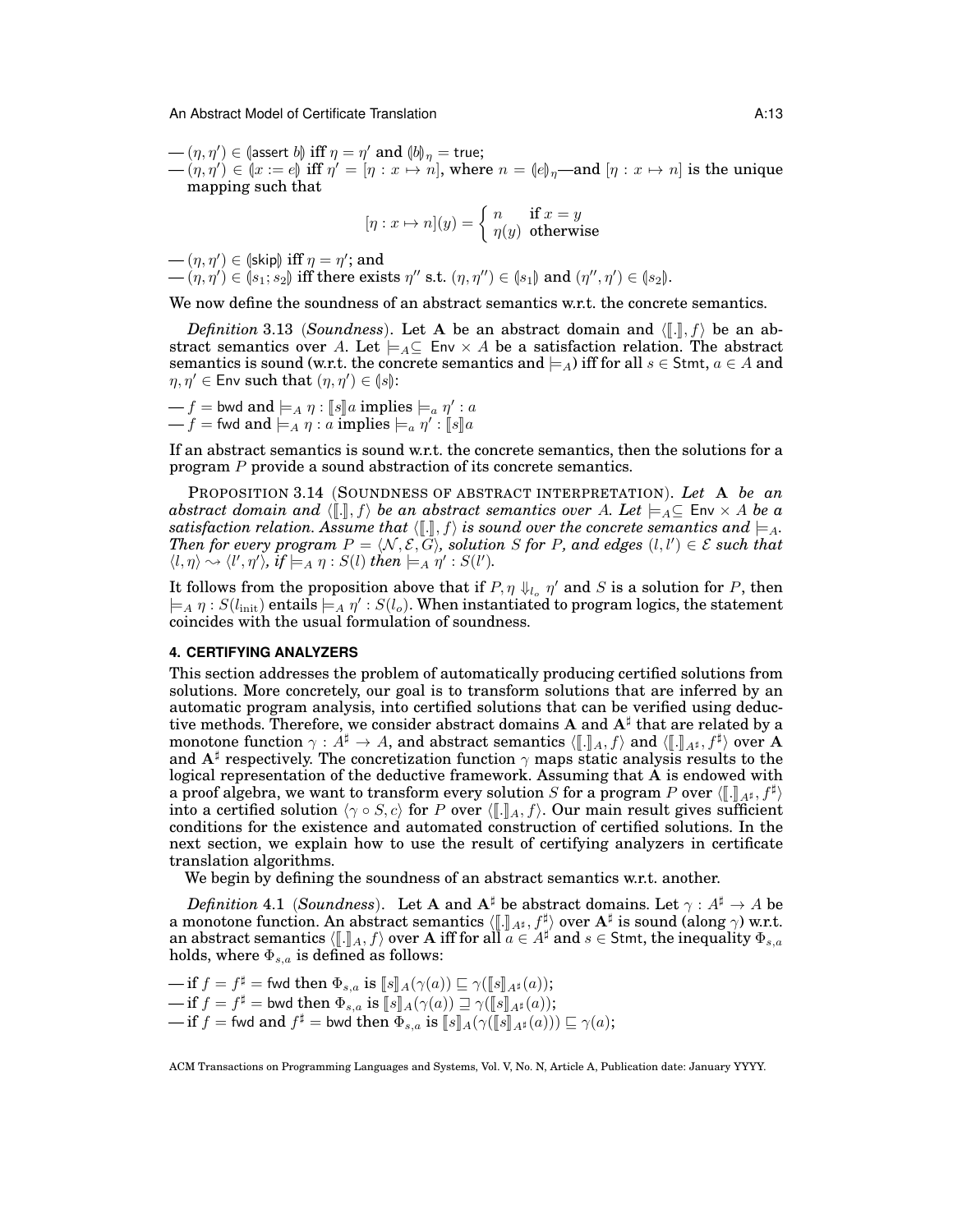— $(\eta, \eta') \in (\!|\mathsf{assert}\ b|\!)$ iff $\eta = \eta'$ and $(\!|b|\!)_\eta = \mathsf{true}$;
— $(\eta, \eta') \in (\!|x := e|\!)$ iff $\eta' = [\eta : x \mapsto n]$, where $n = (\!|e|\!)_\eta$—and $[\eta : x \mapsto n]$ is the unique mapping such that

$$[\eta : x \mapsto n](y) = \begin{cases} n & \text{if } x = y \\ \eta(y) & \text{otherwise} \end{cases}$$

— $(\eta, \eta') \in (\!|\mathsf{skip}|\!)$ iff $\eta = \eta'$; and
— $(\eta, \eta') \in (\!|s_1; s_2|\!)$ iff there exists $\eta''$ s.t. $(\eta, \eta'') \in (\!|s_1|\!)$ and $(\eta'', \eta') \in (\!|s_2|\!)$.

We now define the soundness of an abstract semantics w.r.t. the concrete semantics.

*Definition* 3.13 (*Soundness*). Let $\mathbf{A}$ be an abstract domain and $\langle [\![.]\!], f\rangle$ be an abstract semantics over $A$. Let $\models_A \subseteq \mathsf{Env} \times A$ be a satisfaction relation. The abstract semantics is sound (w.r.t. the concrete semantics and $\models_A$) iff for all $s \in \mathsf{Stmt}$, $a \in A$ and $\eta, \eta' \in \mathsf{Env}$ such that $(\eta, \eta') \in (\!|s|\!)$:

— $f = \mathsf{bwd}$ and $\models_A \eta : [\![s]\!]a$ implies $\models_a \eta' : a$
— $f = \mathsf{fwd}$ and $\models_A \eta : a$ implies $\models_a \eta' : [\![s]\!]a$

If an abstract semantics is sound w.r.t. the concrete semantics, then the solutions for a program $P$ provide a sound abstraction of its concrete semantics.

PROPOSITION 3.14 (SOUNDNESS OF ABSTRACT INTERPRETATION). *Let* $\mathbf{A}$ *be an abstract domain and* $\langle [\![.]\!], f\rangle$ *be an abstract semantics over* $A$. *Let* $\models_A \subseteq \mathsf{Env} \times A$ *be a satisfaction relation. Assume that* $\langle [\![.]\!], f\rangle$ *is sound over the concrete semantics and* $\models_A$. *Then for every program* $P = \langle \mathcal{N}, \mathcal{E}, G\rangle$, *solution* $S$ *for* $P$, *and edges* $(l, l') \in \mathcal{E}$ *such that* $\langle l, \eta\rangle \rightsquigarrow \langle l', \eta'\rangle$, *if* $\models_A \eta : S(l)$ *then* $\models_A \eta' : S(l')$.

It follows from the proposition above that if $P, \eta \Downarrow_{l_o} \eta'$ and $S$ is a solution for $P$, then $\models_A \eta : S(l_{\text{init}})$ entails $\models_A \eta' : S(l_o)$. When instantiated to program logics, the statement coincides with the usual formulation of soundness.

## 4. CERTIFYING ANALYZERS

This section addresses the problem of automatically producing certified solutions from solutions. More concretely, our goal is to transform solutions that are inferred by an automatic program analysis, into certified solutions that can be verified using deductive methods. Therefore, we consider abstract domains $\mathbf{A}$ and $\mathbf{A}^\sharp$ that are related by a monotone function $\gamma : A^\sharp \to A$, and abstract semantics $\langle [\![.]\!]_A, f\rangle$ and $\langle [\![.]\!]_{A^\sharp}, f^\sharp\rangle$ over $\mathbf{A}$ and $\mathbf{A}^\sharp$ respectively. The concretization function $\gamma$ maps static analysis results to the logical representation of the deductive framework. Assuming that $\mathbf{A}$ is endowed with a proof algebra, we want to transform every solution $S$ for a program $P$ over $\langle [\![.]\!]_{A^\sharp}, f^\sharp\rangle$ into a certified solution $\langle \gamma \circ S, c\rangle$ for $P$ over $\langle [\![.]\!]_A, f\rangle$. Our main result gives sufficient conditions for the existence and automated construction of certified solutions. In the next section, we explain how to use the result of certifying analyzers in certificate translation algorithms.

We begin by defining the soundness of an abstract semantics w.r.t. another.

*Definition* 4.1 (*Soundness*). Let $\mathbf{A}$ and $\mathbf{A}^\sharp$ be abstract domains. Let $\gamma : A^\sharp \to A$ be a monotone function. An abstract semantics $\langle [\![.]\!]_{A^\sharp}, f^\sharp\rangle$ over $\mathbf{A}^\sharp$ is sound (along $\gamma$) w.r.t. an abstract semantics $\langle [\![.]\!]_A, f\rangle$ over $\mathbf{A}$ iff for all $a \in A^\sharp$ and $s \in \mathsf{Stmt}$, the inequality $\Phi_{s,a}$ holds, where $\Phi_{s,a}$ is defined as follows:

— if $f = f^\sharp = \mathsf{fwd}$ then $\Phi_{s,a}$ is $[\![s]\!]_A(\gamma(a)) \sqsubseteq \gamma([\![s]\!]_{A^\sharp}(a))$;
— if $f = f^\sharp = \mathsf{bwd}$ then $\Phi_{s,a}$ is $[\![s]\!]_A(\gamma(a)) \sqsupseteq \gamma([\![s]\!]_{A^\sharp}(a))$;
— if $f = \mathsf{fwd}$ and $f^\sharp = \mathsf{bwd}$ then $\Phi_{s,a}$ is $[\![s]\!]_A(\gamma([\![s]\!]_{A^\sharp}(a))) \sqsubseteq \gamma(a)$;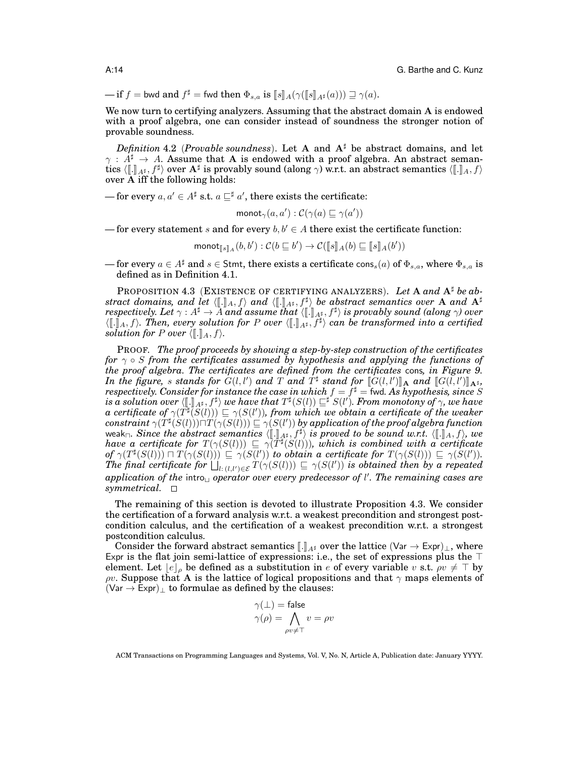— if $f = \mathsf{bwd}$ and $f^\sharp = \mathsf{fwd}$ then $\Phi_{s,a}$ is $[\![s]\!]_A(\gamma([\![s]\!]_{A^\sharp}(a))) \sqsupseteq \gamma(a)$.

We now turn to certifying analyzers. Assuming that the abstract domain $\mathbf{A}$ is endowed with a proof algebra, one can consider instead of soundness the stronger notion of provable soundness.

*Definition* 4.2 (*Provable soundness*). Let $\mathbf{A}$ and $\mathbf{A}^\sharp$ be abstract domains, and let $\gamma : A^\sharp \to A$. Assume that $\mathbf{A}$ is endowed with a proof algebra. An abstract semantics $\langle [\![.]\!]_{A^\sharp}, f^\sharp \rangle$ over $\mathbf{A}^\sharp$ is provably sound (along $\gamma$) w.r.t. an abstract semantics $\langle [\![.]\!]_A, f \rangle$ over $\mathbf{A}$ iff the following holds:

— for every $a, a' \in A^\sharp$ s.t. $a \sqsubseteq^\sharp a'$, there exists the certificate:

$$\mathsf{monot}_\gamma(a, a') : \mathcal{C}(\gamma(a) \sqsubseteq \gamma(a'))$$

— for every statement $s$ and for every $b, b' \in A$ there exist the certificate function:

$$\mathsf{monot}_{[\![s]\!]_A}(b, b') : \mathcal{C}(b \sqsubseteq b') \to \mathcal{C}([\![s]\!]_A(b) \sqsubseteq [\![s]\!]_A(b'))$$

— for every $a \in A^\sharp$ and $s \in \mathsf{Stmt}$, there exists a certificate $\mathsf{cons}_s(a)$ of $\Phi_{s,a}$, where $\Phi_{s,a}$ is defined as in Definition 4.1.

PROPOSITION 4.3 (EXISTENCE OF CERTIFYING ANALYZERS). *Let $\mathbf{A}$ and $\mathbf{A}^\sharp$ be abstract domains, and let $\langle [\![.]\!]_A, f \rangle$ and $\langle [\![.]\!]_{A^\sharp}, f^\sharp \rangle$ be abstract semantics over $\mathbf{A}$ and $\mathbf{A}^\sharp$ respectively. Let $\gamma : A^\sharp \to A$ and assume that $\langle [\![.]\!]_{A^\sharp}, f^\sharp \rangle$ is provably sound (along $\gamma$) over $\langle [\![.]\!]_A, f \rangle$. Then, every solution for $P$ over $\langle [\![.]\!]_{A^\sharp}, f^\sharp \rangle$ can be transformed into a certified solution for $P$ over $\langle [\![.]\!]_A, f \rangle$.*

PROOF. *The proof proceeds by showing a step-by-step construction of the certificates for $\gamma \circ S$ from the certificates assumed by hypothesis and applying the functions of the proof algebra. The certificates are defined from the certificates* cons*, in Figure 9. In the figure, $s$ stands for $G(l, l')$ and $T$ and $T^\sharp$ stand for $[\![G(l, l')]\!]_{\mathbf{A}}$ and $[\![G(l, l')]\!]_{\mathbf{A}^\sharp}$, respectively. Consider for instance the case in which $f = f^\sharp = \mathsf{fwd}$. As hypothesis, since $S$ is a solution over $\langle [\![.]\!]_{A^\sharp}, f^\sharp \rangle$ we have that $T^\sharp(S(l)) \sqsubseteq^\sharp S(l')$. From monotony of $\gamma$, we have a certificate of $\gamma(T^\sharp(S(l))) \sqsubseteq \gamma(S(l'))$, from which we obtain a certificate of the weaker constraint $\gamma(T^\sharp(S(l))) \sqcap T(\gamma(S(l))) \sqsubseteq \gamma(S(l'))$ by application of the proof algebra function* $\mathsf{weak}_\sqcap$*. Since the abstract semantics $\langle [\![.]\!]_{A^\sharp}, f^\sharp \rangle$ is proved to be sound w.r.t. $\langle [\![.]\!]_A, f \rangle$, we have a certificate for $T(\gamma(S(l))) \sqsubseteq \gamma(T^\sharp(S(l)))$, which is combined with a certificate of $\gamma(T^\sharp(S(l))) \sqcap T(\gamma(S(l))) \sqsubseteq \gamma(S(l'))$ to obtain a certificate for $T(\gamma(S(l))) \sqsubseteq \gamma(S(l'))$. The final certificate for $\bigsqcup_{l:\,(l,l') \in \mathcal{E}} T(\gamma(S(l))) \sqsubseteq \gamma(S(l'))$ is obtained then by a repeated application of the* $\mathsf{intro}_\sqcup$ *operator over every predecessor of $l'$. The remaining cases are symmetrical.* $\square$

The remaining of this section is devoted to illustrate Proposition 4.3. We consider the certification of a forward analysis w.r.t. a weakest precondition and strongest postcondition calculus, and the certification of a weakest precondition w.r.t. a strongest postcondition calculus.

Consider the forward abstract semantics $[\![.]\!]_{A^\sharp}$ over the lattice $(\mathsf{Var} \to \mathsf{Expr})_\perp$, where $\mathsf{Expr}$ is the flat join semi-lattice of expressions: i.e., the set of expressions plus the $\top$ element. Let $\lfloor e \rfloor_\rho$ be defined as a substitution in $e$ of every variable $v$ s.t. $\rho v \neq \top$ by $\rho v$. Suppose that $\mathbf{A}$ is the lattice of logical propositions and that $\gamma$ maps elements of $(\mathsf{Var} \to \mathsf{Expr})_\perp$ to formulae as defined by the clauses:

$$\gamma(\perp) = \mathsf{false}$$
$$\gamma(\rho) = \bigwedge_{\rho v \neq \top} v = \rho v$$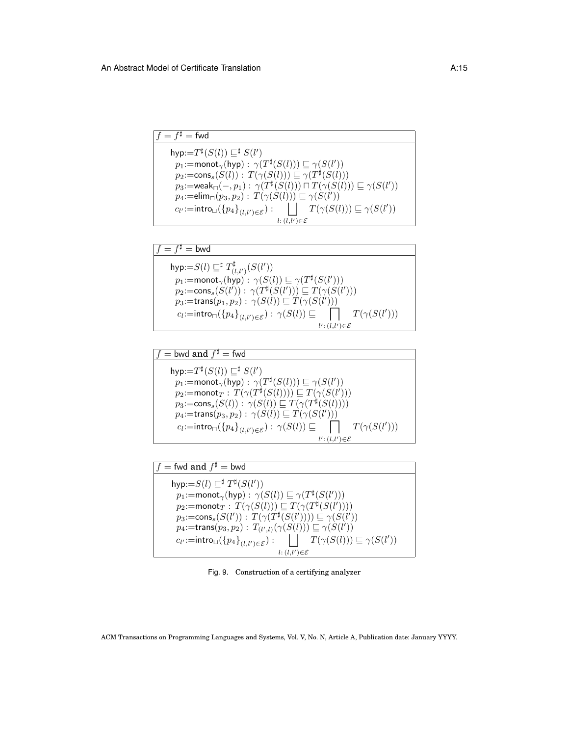**$f = f^\sharp = \mathsf{fwd}$**

$$
\begin{array}{l}
\mathsf{hyp}{:=}T^\sharp(S(l)) \sqsubseteq^\sharp S(l') \\
\quad p_1{:=}\mathsf{monot}_\gamma(\mathsf{hyp}) : \gamma(T^\sharp(S(l))) \sqsubseteq \gamma(S(l')) \\
\quad p_2{:=}\mathsf{cons}_s(S(l)) : T(\gamma(S(l))) \sqsubseteq \gamma(T^\sharp(S(l))) \\
\quad p_3{:=}\mathsf{weak}_\sqcap(-, p_1) : \gamma(T^\sharp(S(l))) \sqcap T(\gamma(S(l))) \sqsubseteq \gamma(S(l')) \\
\quad p_4{:=}\mathsf{elim}_\sqcap(p_3, p_2) : T(\gamma(S(l))) \sqsubseteq \gamma(S(l')) \\
\quad c_{l'}{:=}\mathsf{intro}_\sqcup(\{p_4\}_{(l,l') \in \mathcal{E}}) : \displaystyle\bigsqcup_{l : (l,l') \in \mathcal{E}} T(\gamma(S(l))) \sqsubseteq \gamma(S(l'))
\end{array}
$$

**$f = f^\sharp = \mathsf{bwd}$**

$$
\begin{array}{l}
\mathsf{hyp}{:=}S(l) \sqsubseteq^\sharp T^\sharp_{(l,l')}(S(l')) \\
\quad p_1{:=}\mathsf{monot}_\gamma(\mathsf{hyp}) : \gamma(S(l)) \sqsubseteq \gamma(T^\sharp(S(l'))) \\
\quad p_2{:=}\mathsf{cons}_s(S(l')) : \gamma(T^\sharp(S(l'))) \sqsubseteq T(\gamma(S(l'))) \\
\quad p_3{:=}\mathsf{trans}(p_1, p_2) : \gamma(S(l)) \sqsubseteq T(\gamma(S(l'))) \\
\quad c_l{:=}\mathsf{intro}_\sqcap(\{p_4\}_{(l,l') \in \mathcal{E}}) : \gamma(S(l)) \sqsubseteq \displaystyle\bigsqcap_{l' : (l,l') \in \mathcal{E}} T(\gamma(S(l')))
\end{array}
$$

**$f = \mathsf{bwd}$ and $f^\sharp = \mathsf{fwd}$**

$$
\begin{array}{l}
\mathsf{hyp}{:=}T^\sharp(S(l)) \sqsubseteq^\sharp S(l') \\
\quad p_1{:=}\mathsf{monot}_\gamma(\mathsf{hyp}) : \gamma(T^\sharp(S(l))) \sqsubseteq \gamma(S(l')) \\
\quad p_2{:=}\mathsf{monot}_T : T(\gamma(T^\sharp(S(l)))) \sqsubseteq T(\gamma(S(l'))) \\
\quad p_3{:=}\mathsf{cons}_s(S(l)) : \gamma(S(l)) \sqsubseteq T(\gamma(T^\sharp(S(l)))) \\
\quad p_4{:=}\mathsf{trans}(p_3, p_2) : \gamma(S(l)) \sqsubseteq T(\gamma(S(l'))) \\
\quad c_l{:=}\mathsf{intro}_\sqcap(\{p_4\}_{(l,l') \in \mathcal{E}}) : \gamma(S(l)) \sqsubseteq \displaystyle\bigsqcap_{l' : (l,l') \in \mathcal{E}} T(\gamma(S(l')))
\end{array}
$$

**$f = \mathsf{fwd}$ and $f^\sharp = \mathsf{bwd}$**

$$
\begin{array}{l}
\mathsf{hyp}{:=}S(l) \sqsubseteq^\sharp T^\sharp(S(l')) \\
\quad p_1{:=}\mathsf{monot}_\gamma(\mathsf{hyp}) : \gamma(S(l)) \sqsubseteq \gamma(T^\sharp(S(l'))) \\
\quad p_2{:=}\mathsf{monot}_T : T(\gamma(S(l))) \sqsubseteq T(\gamma(T^\sharp(S(l')))) \\
\quad p_3{:=}\mathsf{cons}_s(S(l')) : T(\gamma(T^\sharp(S(l')))) \sqsubseteq \gamma(S(l')) \\
\quad p_4{:=}\mathsf{trans}(p_3, p_2) : T_{(l',l)}(\gamma(S(l))) \sqsubseteq \gamma(S(l')) \\
\quad c_{l'}{:=}\mathsf{intro}_\sqcup(\{p_4\}_{(l,l') \in \mathcal{E}}) : \displaystyle\bigsqcup_{l : (l,l') \in \mathcal{E}} T(\gamma(S(l))) \sqsubseteq \gamma(S(l'))
\end{array}
$$

Fig. 9. Construction of a certifying analyzer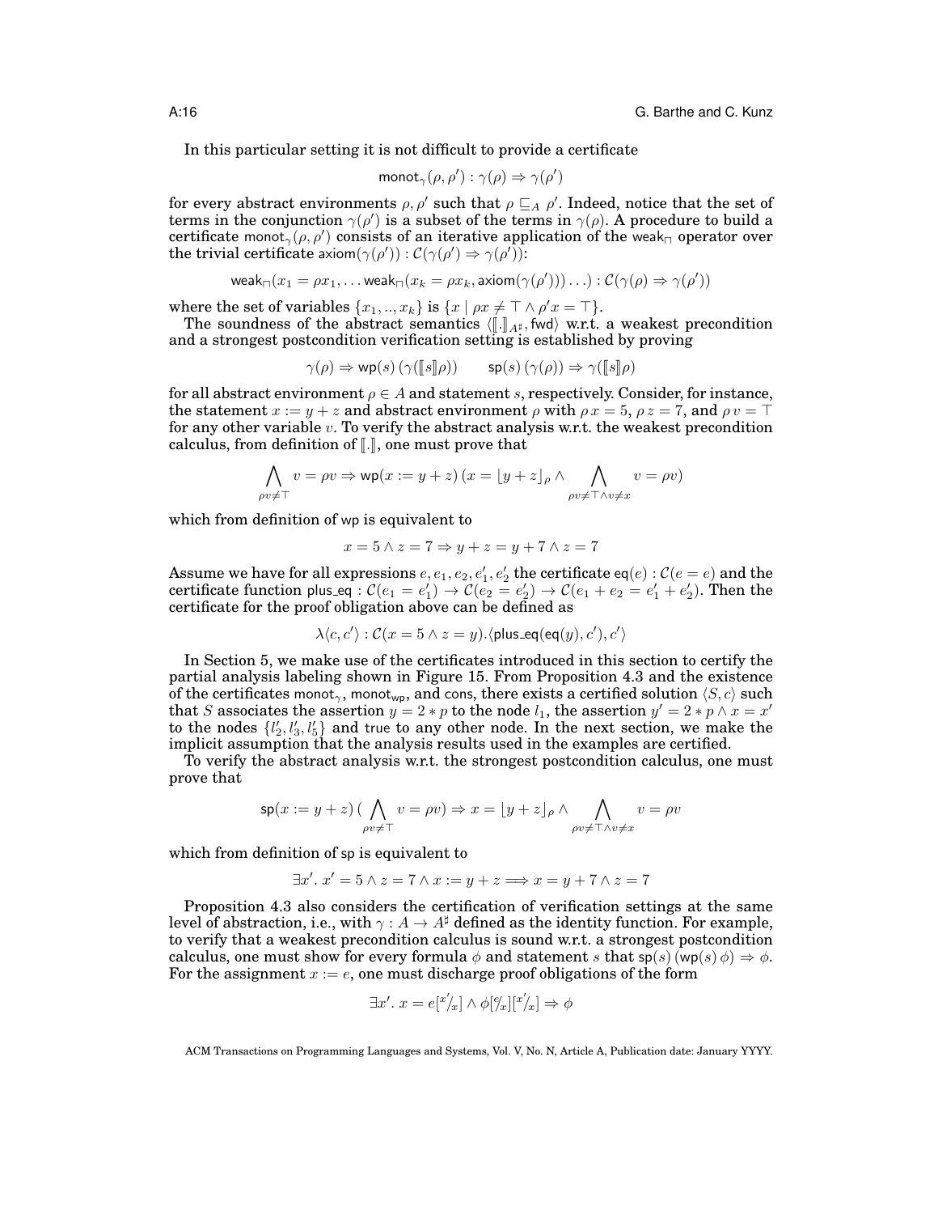In this particular setting it is not difficult to provide a certificate

$$\mathsf{monot}_\gamma(\rho, \rho') : \gamma(\rho) \Rightarrow \gamma(\rho')$$

for every abstract environments $\rho, \rho'$ such that $\rho \sqsubseteq_A \rho'$. Indeed, notice that the set of terms in the conjunction $\gamma(\rho')$ is a subset of the terms in $\gamma(\rho)$. A procedure to build a certificate $\mathsf{monot}_\gamma(\rho, \rho')$ consists of an iterative application of the $\mathsf{weak}_\sqcap$ operator over the trivial certificate $\mathsf{axiom}(\gamma(\rho')) : \mathcal{C}(\gamma(\rho') \Rightarrow \gamma(\rho'))$:

$$\mathsf{weak}_\sqcap(x_1 = \rho x_1, \ldots \mathsf{weak}_\sqcap(x_k = \rho x_k, \mathsf{axiom}(\gamma(\rho'))) \ldots) : \mathcal{C}(\gamma(\rho) \Rightarrow \gamma(\rho'))$$

where the set of variables $\{x_1, .., x_k\}$ is $\{x \mid \rho x \neq \top \wedge \rho' x = \top\}$.

The soundness of the abstract semantics $\langle [\![.]\!]_{A^\sharp}, \mathsf{fwd}\rangle$ w.r.t. a weakest precondition and a strongest postcondition verification setting is established by proving

$$\gamma(\rho) \Rightarrow \mathsf{wp}(s)\,(\gamma([\![s]\!]\rho)) \qquad \mathsf{sp}(s)\,(\gamma(\rho)) \Rightarrow \gamma([\![s]\!]\rho)$$

for all abstract environment $\rho \in A$ and statement $s$, respectively. Consider, for instance, the statement $x := y + z$ and abstract environment $\rho$ with $\rho\, x = 5$, $\rho\, z = 7$, and $\rho\, v = \top$ for any other variable $v$. To verify the abstract analysis w.r.t. the weakest precondition calculus, from definition of $[\![.]\!]$, one must prove that

$$\bigwedge_{\rho v \neq \top} v = \rho v \Rightarrow \mathsf{wp}(x := y + z)\,(x = \lfloor y + z \rfloor_\rho \wedge \bigwedge_{\rho v \neq \top \wedge v \neq x} v = \rho v)$$

which from definition of $\mathsf{wp}$ is equivalent to

$$x = 5 \wedge z = 7 \Rightarrow y + z = y + 7 \wedge z = 7$$

Assume we have for all expressions $e, e_1, e_2, e'_1, e'_2$ the certificate $\mathsf{eq}(e) : \mathcal{C}(e = e)$ and the certificate function $\mathsf{plus\_eq} : \mathcal{C}(e_1 = e'_1) \rightarrow \mathcal{C}(e_2 = e'_2) \rightarrow \mathcal{C}(e_1 + e_2 = e'_1 + e'_2)$. Then the certificate for the proof obligation above can be defined as

$$\lambda\langle c, c'\rangle : \mathcal{C}(x = 5 \wedge z = y).\langle \mathsf{plus\_eq}(\mathsf{eq}(y), c'), c'\rangle$$

In Section 5, we make use of the certificates introduced in this section to certify the partial analysis labeling shown in Figure 15. From Proposition 4.3 and the existence of the certificates $\mathsf{monot}_\gamma$, $\mathsf{monot}_{\mathsf{wp}}$, and $\mathsf{cons}$, there exists a certified solution $\langle S, c\rangle$ such that $S$ associates the assertion $y = 2 * p$ to the node $l_1$, the assertion $y' = 2 * p \wedge x = x'$ to the nodes $\{l'_2, l'_3, l'_5\}$ and $\mathsf{true}$ to any other node. In the next section, we make the implicit assumption that the analysis results used in the examples are certified.

To verify the abstract analysis w.r.t. the strongest postcondition calculus, one must prove that

$$\mathsf{sp}(x := y + z)\,(\bigwedge_{\rho v \neq \top} v = \rho v) \Rightarrow x = \lfloor y + z \rfloor_\rho \wedge \bigwedge_{\rho v \neq \top \wedge v \neq x} v = \rho v$$

which from definition of $\mathsf{sp}$ is equivalent to

$$\exists x'.\; x' = 5 \wedge z = 7 \wedge x := y + z \Longrightarrow x = y + 7 \wedge z = 7$$

Proposition 4.3 also considers the certification of verification settings at the same level of abstraction, i.e., with $\gamma : A \rightarrow A^\sharp$ defined as the identity function. For example, to verify that a weakest precondition calculus is sound w.r.t. a strongest postcondition calculus, one must show for every formula $\phi$ and statement $s$ that $\mathsf{sp}(s)\,(\mathsf{wp}(s)\,\phi) \Rightarrow \phi$. For the assignment $x := e$, one must discharge proof obligations of the form

$$\exists x'.\; x = e[^{x'}/_x] \wedge \phi[^e/_x][^{x'}/_x] \Rightarrow \phi$$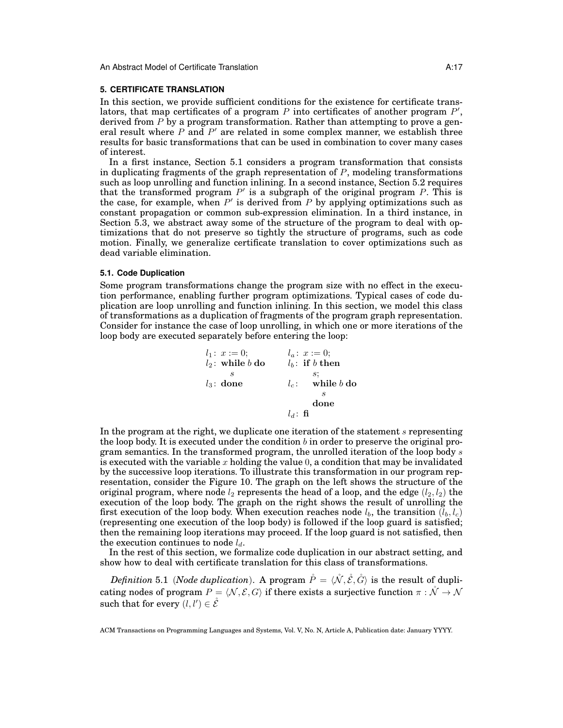## 5. CERTIFICATE TRANSLATION

In this section, we provide sufficient conditions for the existence for certificate translators, that map certificates of a program $P$ into certificates of another program $P'$, derived from $P$ by a program transformation. Rather than attempting to prove a general result where $P$ and $P'$ are related in some complex manner, we establish three results for basic transformations that can be used in combination to cover many cases of interest.

In a first instance, Section 5.1 considers a program transformation that consists in duplicating fragments of the graph representation of $P$, modeling transformations such as loop unrolling and function inlining. In a second instance, Section 5.2 requires that the transformed program $P'$ is a subgraph of the original program $P$. This is the case, for example, when $P'$ is derived from $P$ by applying optimizations such as constant propagation or common sub-expression elimination. In a third instance, in Section 5.3, we abstract away some of the structure of the program to deal with optimizations that do not preserve so tightly the structure of programs, such as code motion. Finally, we generalize certificate translation to cover optimizations such as dead variable elimination.

### 5.1. Code Duplication

Some program transformations change the program size with no effect in the execution performance, enabling further program optimizations. Typical cases of code duplication are loop unrolling and function inlining. In this section, we model this class of transformations as a duplication of fragments of the program graph representation. Consider for instance the case of loop unrolling, in which one or more iterations of the loop body are executed separately before entering the loop:

```
l1: x := 0;             la: x := 0;
l2: while b do          lb: if b then
      s                       s;
l3: done                lc:   while b do
                                s
                              done
                        ld: fi
```

In the program at the right, we duplicate one iteration of the statement $s$ representing the loop body. It is executed under the condition $b$ in order to preserve the original program semantics. In the transformed program, the unrolled iteration of the loop body $s$ is executed with the variable $x$ holding the value $0$, a condition that may be invalidated by the successive loop iterations. To illustrate this transformation in our program representation, consider the Figure 10. The graph on the left shows the structure of the original program, where node $l_2$ represents the head of a loop, and the edge $(l_2, l_2)$ the execution of the loop body. The graph on the right shows the result of unrolling the first execution of the loop body. When execution reaches node $l_b$, the transition $(l_b, l_c)$ (representing one execution of the loop body) is followed if the loop guard is satisfied; then the remaining loop iterations may proceed. If the loop guard is not satisfied, then the execution continues to node $l_d$.

In the rest of this section, we formalize code duplication in our abstract setting, and show how to deal with certificate translation for this class of transformations.

*Definition* 5.1 (*Node duplication*). A program $\mathring{P} = \langle \mathring{\mathcal{N}}, \mathring{\mathcal{E}}, \mathring{G} \rangle$ is the result of duplicating nodes of program $P = \langle \mathcal{N}, \mathcal{E}, G \rangle$ if there exists a surjective function $\pi : \mathring{\mathcal{N}} \to \mathcal{N}$ such that for every $(l, l') \in \mathring{\mathcal{E}}$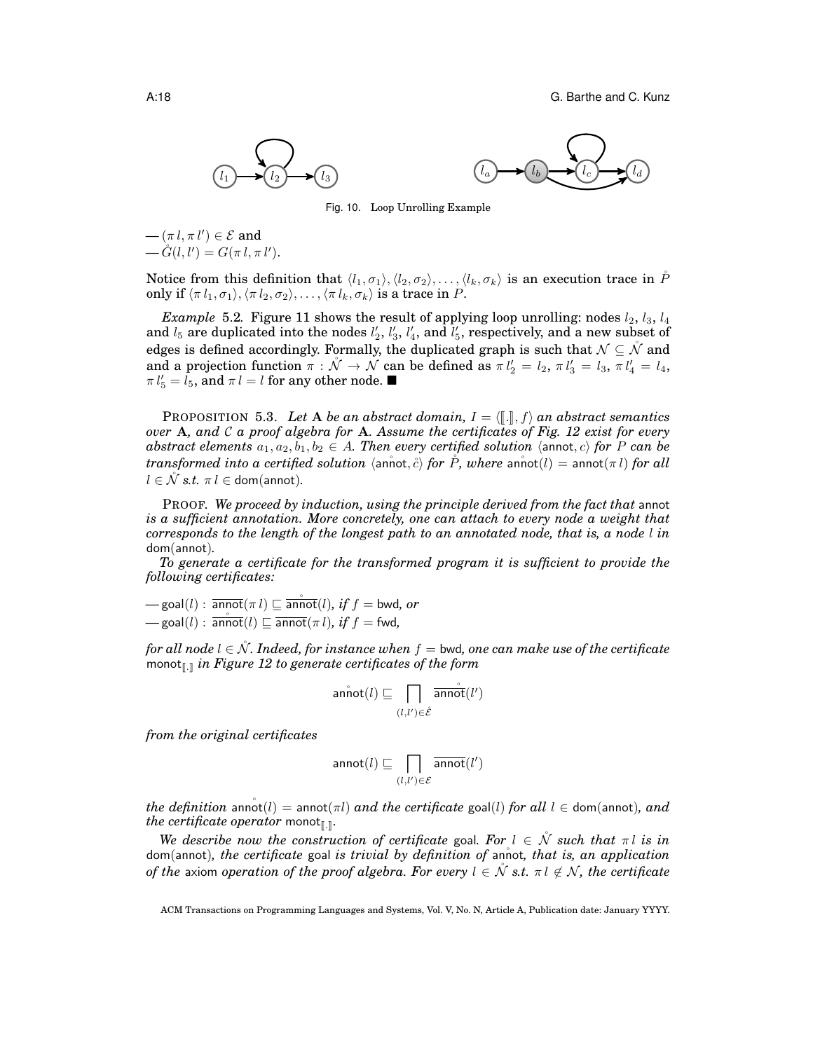Fig. 10. Loop Unrolling Example

— $(\pi\, l, \pi\, l') \in \mathcal{E}$ and
— $\mathring{G}(l, l') = G(\pi\, l, \pi\, l')$.

Notice from this definition that $\langle l_1, \sigma_1\rangle, \langle l_2, \sigma_2\rangle, \ldots, \langle l_k, \sigma_k\rangle$ is an execution trace in $\mathring{P}$ only if $\langle \pi\, l_1, \sigma_1\rangle, \langle \pi\, l_2, \sigma_2\rangle, \ldots, \langle \pi\, l_k, \sigma_k\rangle$ is a trace in $P$.

*Example* 5.2. Figure 11 shows the result of applying loop unrolling: nodes $l_2$, $l_3$, $l_4$ and $l_5$ are duplicated into the nodes $l'_2$, $l'_3$, $l'_4$, and $l'_5$, respectively, and a new subset of edges is defined accordingly. Formally, the duplicated graph is such that $\mathcal{N} \subseteq \mathring{\mathcal{N}}$ and and a projection function $\pi : \mathring{\mathcal{N}} \to \mathcal{N}$ can be defined as $\pi\, l'_2 = l_2$, $\pi\, l'_3 = l_3$, $\pi\, l'_4 = l_4$, $\pi\, l'_5 = l_5$, and $\pi\, l = l$ for any other node. ■

PROPOSITION 5.3. *Let $\mathbf{A}$ be an abstract domain, $I = \langle [\![.]\!], f\rangle$ an abstract semantics over $\mathbf{A}$, and $\mathcal{C}$ a proof algebra for $\mathbf{A}$. Assume the certificates of Fig. 12 exist for every abstract elements $a_1, a_2, b_1, b_2 \in A$. Then every certified solution $\langle \mathsf{annot}, c\rangle$ for $P$ can be transformed into a certified solution $\langle \mathring{\mathsf{annot}}, \mathring{c}\rangle$ for $\mathring{P}$, where $\mathring{\mathsf{annot}}(l) = \mathsf{annot}(\pi\, l)$ for all $l \in \mathring{\mathcal{N}}$ s.t. $\pi\, l \in \mathsf{dom}(\mathsf{annot})$.*

PROOF. *We proceed by induction, using the principle derived from the fact that* annot *is a sufficient annotation. More concretely, one can attach to every node a weight that corresponds to the length of the longest path to an annotated node, that is, a node $l$ in* dom(annot).

*To generate a certificate for the transformed program it is sufficient to provide the following certificates:*

— $\mathsf{goal}(l) : \overline{\mathsf{annot}}(\pi\, l) \sqsubseteq \overline{\mathring{\mathsf{annot}}}(l)$, *if $f = \mathsf{bwd}$, or*
— $\mathsf{goal}(l) : \overline{\mathring{\mathsf{annot}}}(l) \sqsubseteq \overline{\mathsf{annot}}(\pi\, l)$, *if $f = \mathsf{fwd}$,*

*for all node $l \in \mathring{\mathcal{N}}$. Indeed, for instance when $f = \mathsf{bwd}$, one can make use of the certificate* $\mathsf{monot}_{[\![.]\!]}$ *in Figure 12 to generate certificates of the form*

$$\mathring{\mathsf{annot}}(l) \sqsubseteq \bigsqcap_{(l,l') \in \mathring{\mathcal{E}}} \overline{\mathring{\mathsf{annot}}}(l')$$

*from the original certificates*

$$\mathsf{annot}(l) \sqsubseteq \bigsqcap_{(l,l') \in \mathcal{E}} \overline{\mathsf{annot}}(l')$$

*the definition $\mathring{\mathsf{annot}}(l) = \mathsf{annot}(\pi l)$ and the certificate $\mathsf{goal}(l)$ for all $l \in \mathsf{dom}(\mathsf{annot})$, and the certificate operator* $\mathsf{monot}_{[\![.]\!]}$.

*We describe now the construction of certificate* goal*. For $l \in \mathring{\mathcal{N}}$ such that $\pi\, l$ is in* dom(annot)*, the certificate* goal *is trivial by definition of* $\mathring{\mathsf{annot}}$*, that is, an application of the* axiom *operation of the proof algebra. For every $l \in \mathring{\mathcal{N}}$ s.t. $\pi\, l \notin \mathcal{N}$, the certificate*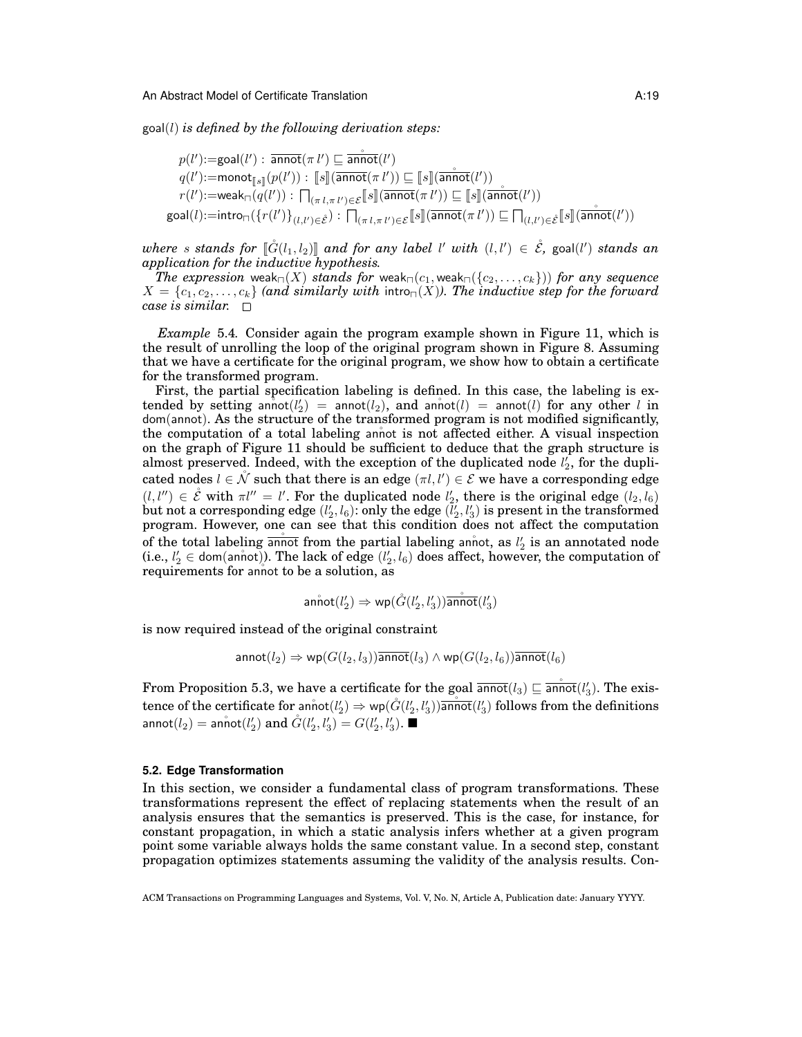goal($l$) *is defined by the following derivation steps:*

$$
\begin{aligned}
p(l') &:= \mathsf{goal}(l') : \overline{\mathsf{annot}}(\pi\, l') \sqsubseteq \overline{\mathring{\mathsf{annot}}}(l') \\
q(l') &:= \mathsf{monot}_{[\![s]\!]}(p(l')) : [\![s]\!](\overline{\mathsf{annot}}(\pi\, l')) \sqsubseteq [\![s]\!](\overline{\mathring{\mathsf{annot}}}(l')) \\
r(l') &:= \mathsf{weak}_{\sqcap}(q(l')) : \textstyle\bigsqcap_{(\pi\, l, \pi\, l') \in \mathcal{E}} [\![s]\!](\overline{\mathsf{annot}}(\pi\, l')) \sqsubseteq [\![s]\!](\overline{\mathring{\mathsf{annot}}}(l')) \\
\mathsf{goal}(l) &:= \mathsf{intro}_{\sqcap}(\{r(l')\}_{(l,l') \in \mathring{\mathcal{E}}}) : \textstyle\bigsqcap_{(\pi\, l, \pi\, l') \in \mathcal{E}} [\![s]\!](\overline{\mathsf{annot}}(\pi\, l')) \sqsubseteq \textstyle\bigsqcap_{(l,l') \in \mathring{\mathcal{E}}} [\![s]\!](\overline{\mathring{\mathsf{annot}}}(l'))
\end{aligned}
$$

*where $s$ stands for $[\![\mathring{G}(l_1, l_2)]\!]$ and for any label $l'$ with $(l, l') \in \mathring{\mathcal{E}}$,* goal($l'$) *stands an application for the inductive hypothesis.*

*The expression* $\mathsf{weak}_{\sqcap}(X)$ *stands for* $\mathsf{weak}_{\sqcap}(c_1, \mathsf{weak}_{\sqcap}(\{c_2, \ldots, c_k\}))$ *for any sequence $X = \{c_1, c_2, \ldots, c_k\}$ (and similarly with* $\mathsf{intro}_{\sqcap}(X)$*). The inductive step for the forward case is similar.* □

*Example* 5.4. Consider again the program example shown in Figure 11, which is the result of unrolling the loop of the original program shown in Figure 8. Assuming that we have a certificate for the original program, we show how to obtain a certificate for the transformed program.

First, the partial specification labeling is defined. In this case, the labeling is extended by setting $\mathring{\mathsf{annot}}(l_2') = \mathsf{annot}(l_2)$, and $\mathring{\mathsf{annot}}(l) = \mathsf{annot}(l)$ for any other $l$ in dom(annot). As the structure of the transformed program is not modified significantly, the computation of a total labeling $\mathring{\mathsf{annot}}$ is not affected either. A visual inspection on the graph of Figure 11 should be sufficient to deduce that the graph structure is almost preserved. Indeed, with the exception of the duplicated node $l_2'$, for the duplicated nodes $l \in \mathring{\mathcal{N}}$ such that there is an edge $(\pi l, l') \in \mathcal{E}$ we have a corresponding edge $(l, l'') \in \mathring{\mathcal{E}}$ with $\pi l'' = l'$. For the duplicated node $l_2'$, there is the original edge $(l_2, l_6)$ but not a corresponding edge $(l_2', l_6)$: only the edge $(l_2', l_3')$ is present in the transformed program. However, one can see that this condition does not affect the computation of the total labeling $\overline{\mathring{\mathsf{annot}}}$ from the partial labeling $\mathring{\mathsf{annot}}$, as $l_2'$ is an annotated node (i.e., $l_2' \in \mathrm{dom}(\mathring{\mathsf{annot}})$). The lack of edge $(l_2', l_6)$ does affect, however, the computation of requirements for $\mathring{\mathsf{annot}}$ to be a solution, as

$$
\mathring{\mathsf{annot}}(l_2') \Rightarrow \mathsf{wp}(\mathring{G}(l_2', l_3'))\overline{\mathring{\mathsf{annot}}}(l_3')
$$

is now required instead of the original constraint

$$
\mathsf{annot}(l_2) \Rightarrow \mathsf{wp}(G(l_2, l_3))\overline{\mathsf{annot}}(l_3) \wedge \mathsf{wp}(G(l_2, l_6))\overline{\mathsf{annot}}(l_6)
$$

From Proposition 5.3, we have a certificate for the goal $\overline{\mathsf{annot}}(l_3) \sqsubseteq \overline{\mathring{\mathsf{annot}}}(l_3')$. The existence of the certificate for $\mathring{\mathsf{annot}}(l_2') \Rightarrow \mathsf{wp}(\mathring{G}(l_2', l_3'))\overline{\mathring{\mathsf{annot}}}(l_3')$ follows from the definitions $\mathsf{annot}(l_2) = \mathring{\mathsf{annot}}(l_2')$ and $\mathring{G}(l_2', l_3') = G(l_2', l_3')$. ■

### 5.2. Edge Transformation

In this section, we consider a fundamental class of program transformations. These transformations represent the effect of replacing statements when the result of an analysis ensures that the semantics is preserved. This is the case, for instance, for constant propagation, in which a static analysis infers whether at a given program point some variable always holds the same constant value. In a second step, constant propagation optimizes statements assuming the validity of the analysis results. Con-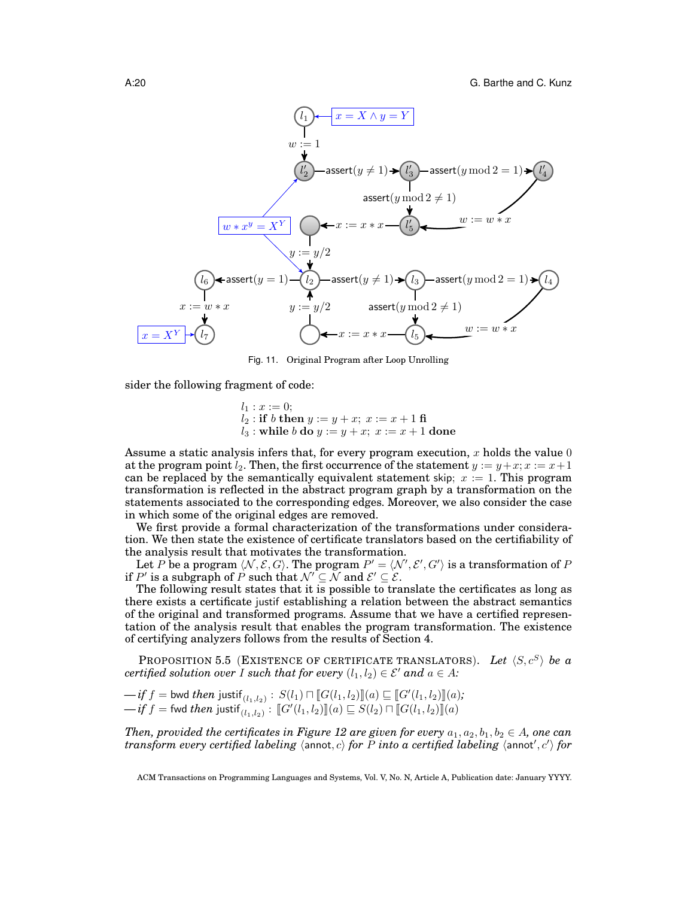Fig. 11. Original Program after Loop Unrolling

sider the following fragment of code:

$$
\begin{array}{l}
l_1 : x := 0; \\
l_2 : \textbf{if } b \textbf{ then } y := y + x;\ x := x + 1 \textbf{ fi} \\
l_3 : \textbf{while } b \textbf{ do } y := y + x;\ x := x + 1 \textbf{ done}
\end{array}
$$

Assume a static analysis infers that, for every program execution, $x$ holds the value $0$ at the program point $l_2$. Then, the first occurrence of the statement $y := y + x; x := x + 1$ can be replaced by the semantically equivalent statement $\mathsf{skip};\ x := 1$. This program transformation is reflected in the abstract program graph by a transformation on the statements associated to the corresponding edges. Moreover, we also consider the case in which some of the original edges are removed.

We first provide a formal characterization of the transformations under consideration. We then state the existence of certificate translators based on the certifiability of the analysis result that motivates the transformation.

Let $P$ be a program $\langle \mathcal{N}, \mathcal{E}, G \rangle$. The program $P' = \langle \mathcal{N}', \mathcal{E}', G' \rangle$ is a transformation of $P$ if $P'$ is a subgraph of $P$ such that $\mathcal{N}' \subseteq \mathcal{N}$ and $\mathcal{E}' \subseteq \mathcal{E}$.

The following result states that it is possible to translate the certificates as long as there exists a certificate $\mathsf{justif}$ establishing a relation between the abstract semantics of the original and transformed programs. Assume that we have a certified representation of the analysis result that enables the program transformation. The existence of certifying analyzers follows from the results of Section 4.

PROPOSITION 5.5 (EXISTENCE OF CERTIFICATE TRANSLATORS). *Let $\langle S, c^S \rangle$ be a certified solution over $I$ such that for every $(l_1, l_2) \in \mathcal{E}'$ and $a \in A$:*

— *if $f = \mathsf{bwd}$ then $\mathsf{justif}_{(l_1,l_2)} : S(l_1) \sqcap [\![G(l_1, l_2)]\!](a) \sqsubseteq [\![G'(l_1, l_2)]\!](a)$;*
— *if $f = \mathsf{fwd}$ then $\mathsf{justif}_{(l_1,l_2)} : [\![G'(l_1, l_2)]\!](a) \sqsubseteq S(l_2) \sqcap [\![G(l_1, l_2)]\!](a)$*

*Then, provided the certificates in Figure 12 are given for every $a_1, a_2, b_1, b_2 \in A$, one can transform every certified labeling $\langle \mathsf{annot}, c \rangle$ for $P$ into a certified labeling $\langle \mathsf{annot}', c' \rangle$ for*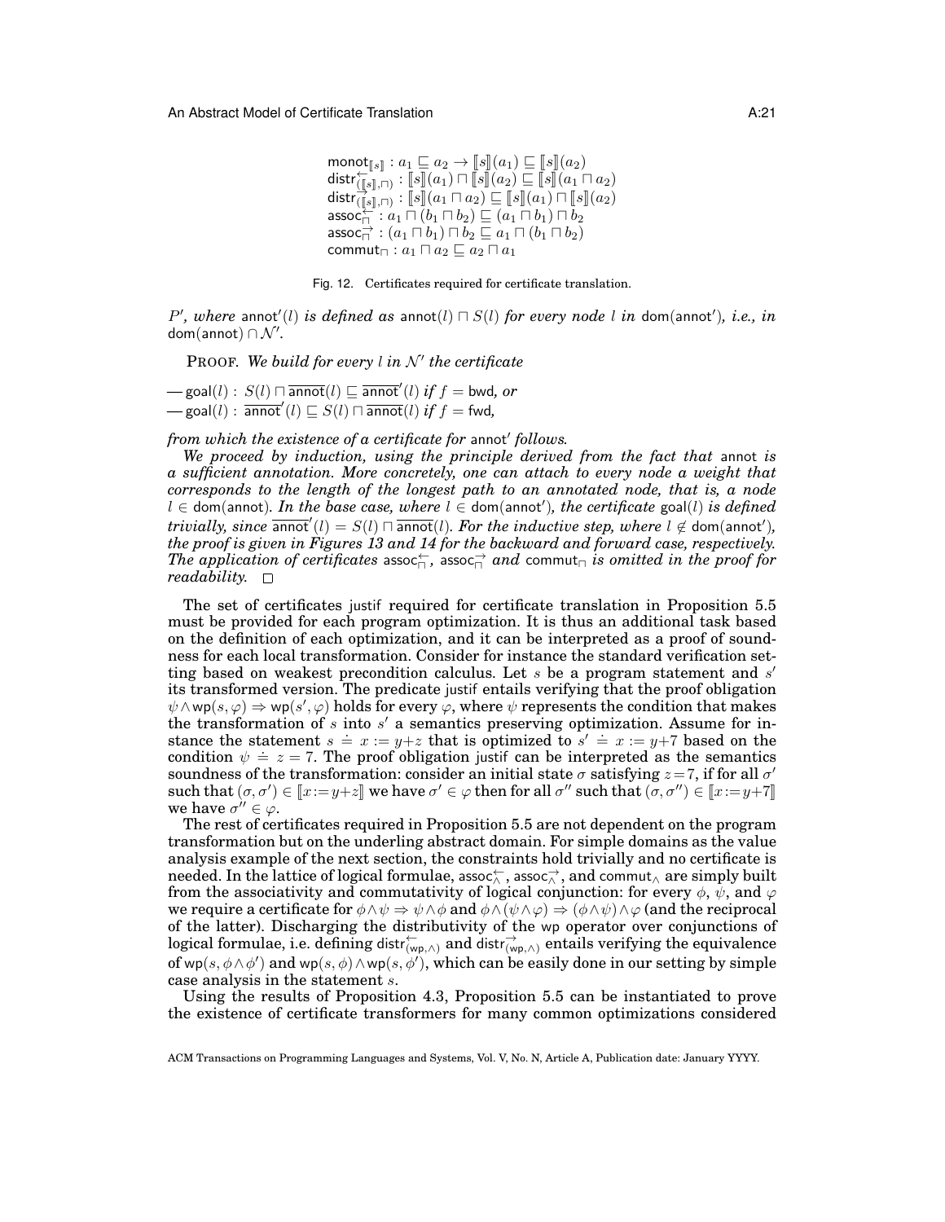$$\begin{array}{l}
\mathsf{monot}_{[\![s]\!]} : a_1 \sqsubseteq a_2 \rightarrow [\![s]\!](a_1) \sqsubseteq [\![s]\!](a_2) \\
\mathsf{distr}^{\leftarrow}_{([\![s]\!],\sqcap)} : [\![s]\!](a_1) \sqcap [\![s]\!](a_2) \sqsubseteq [\![s]\!](a_1 \sqcap a_2) \\
\mathsf{distr}^{\rightarrow}_{([\![s]\!],\sqcap)} : [\![s]\!](a_1 \sqcap a_2) \sqsubseteq [\![s]\!](a_1) \sqcap [\![s]\!](a_2) \\
\mathsf{assoc}^{\leftarrow}_{\sqcap} : a_1 \sqcap (b_1 \sqcap b_2) \sqsubseteq (a_1 \sqcap b_1) \sqcap b_2 \\
\mathsf{assoc}^{\rightarrow}_{\sqcap} : (a_1 \sqcap b_1) \sqcap b_2 \sqsubseteq a_1 \sqcap (b_1 \sqcap b_2) \\
\mathsf{commut}_{\sqcap} : a_1 \sqcap a_2 \sqsubseteq a_2 \sqcap a_1
\end{array}$$

Fig. 12. Certificates required for certificate translation.

*$P'$, where* $\mathsf{annot}'(l)$ *is defined as* $\mathsf{annot}(l) \sqcap S(l)$ *for every node* $l$ *in* $\mathsf{dom}(\mathsf{annot}')$*, i.e., in* $\mathsf{dom}(\mathsf{annot}) \cap \mathcal{N}'$.

PROOF. *We build for every $l$ in $\mathcal{N}'$ the certificate*

— $\mathsf{goal}(l) : S(l) \sqcap \overline{\mathsf{annot}}(l) \sqsubseteq \overline{\mathsf{annot}}'(l)$ *if* $f = \mathsf{bwd}$*, or*
— $\mathsf{goal}(l) : \overline{\mathsf{annot}}'(l) \sqsubseteq S(l) \sqcap \overline{\mathsf{annot}}(l)$ *if* $f = \mathsf{fwd}$*,*

*from which the existence of a certificate for* $\mathsf{annot}'$ *follows.*

*We proceed by induction, using the principle derived from the fact that* $\mathsf{annot}$ *is a sufficient annotation. More concretely, one can attach to every node a weight that corresponds to the length of the longest path to an annotated node, that is, a node* $l \in \mathsf{dom}(\mathsf{annot})$. *In the base case, where* $l \in \mathsf{dom}(\mathsf{annot}')$*, the certificate* $\mathsf{goal}(l)$ *is defined trivially, since* $\overline{\mathsf{annot}}'(l) = S(l) \sqcap \overline{\mathsf{annot}}(l)$. *For the inductive step, where* $l \notin \mathsf{dom}(\mathsf{annot}')$*, the proof is given in Figures 13 and 14 for the backward and forward case, respectively. The application of certificates* $\mathsf{assoc}^{\leftarrow}_{\sqcap}$*,* $\mathsf{assoc}^{\rightarrow}_{\sqcap}$ *and* $\mathsf{commut}_{\sqcap}$ *is omitted in the proof for readability.* □

The set of certificates justif required for certificate translation in Proposition 5.5 must be provided for each program optimization. It is thus an additional task based on the definition of each optimization, and it can be interpreted as a proof of soundness for each local transformation. Consider for instance the standard verification setting based on weakest precondition calculus. Let $s$ be a program statement and $s'$ its transformed version. The predicate justif entails verifying that the proof obligation $\psi \wedge \mathsf{wp}(s, \varphi) \Rightarrow \mathsf{wp}(s', \varphi)$ holds for every $\varphi$, where $\psi$ represents the condition that makes the transformation of $s$ into $s'$ a semantics preserving optimization. Assume for instance the statement $s \doteq x := y{+}z$ that is optimized to $s' \doteq x := y{+}7$ based on the condition $\psi \doteq z = 7$. The proof obligation justif can be interpreted as the semantics soundness of the transformation: consider an initial state $\sigma$ satisfying $z{=}7$, if for all $\sigma'$ such that $(\sigma, \sigma') \in [\![x{:=}y{+}z]\!]$ we have $\sigma' \in \varphi$ then for all $\sigma''$ such that $(\sigma, \sigma'') \in [\![x{:=}y{+}7]\!]$ we have $\sigma'' \in \varphi$.

The rest of certificates required in Proposition 5.5 are not dependent on the program transformation but on the underling abstract domain. For simple domains as the value analysis example of the next section, the constraints hold trivially and no certificate is needed. In the lattice of logical formulae, $\mathsf{assoc}^{\leftarrow}_{\wedge}$, $\mathsf{assoc}^{\rightarrow}_{\wedge}$, and $\mathsf{commut}_{\wedge}$ are simply built from the associativity and commutativity of logical conjunction: for every $\phi$, $\psi$, and $\varphi$ we require a certificate for $\phi \wedge \psi \Rightarrow \psi \wedge \phi$ and $\phi \wedge (\psi \wedge \varphi) \Rightarrow (\phi \wedge \psi) \wedge \varphi$ (and the reciprocal of the latter). Discharging the distributivity of the wp operator over conjunctions of logical formulae, i.e. defining $\mathsf{distr}^{\leftarrow}_{(\mathsf{wp},\wedge)}$ and $\mathsf{distr}^{\rightarrow}_{(\mathsf{wp},\wedge)}$ entails verifying the equivalence of $\mathsf{wp}(s, \phi \wedge \phi')$ and $\mathsf{wp}(s, \phi) \wedge \mathsf{wp}(s, \phi')$, which can be easily done in our setting by simple case analysis in the statement $s$.

Using the results of Proposition 4.3, Proposition 5.5 can be instantiated to prove the existence of certificate transformers for many common optimizations considered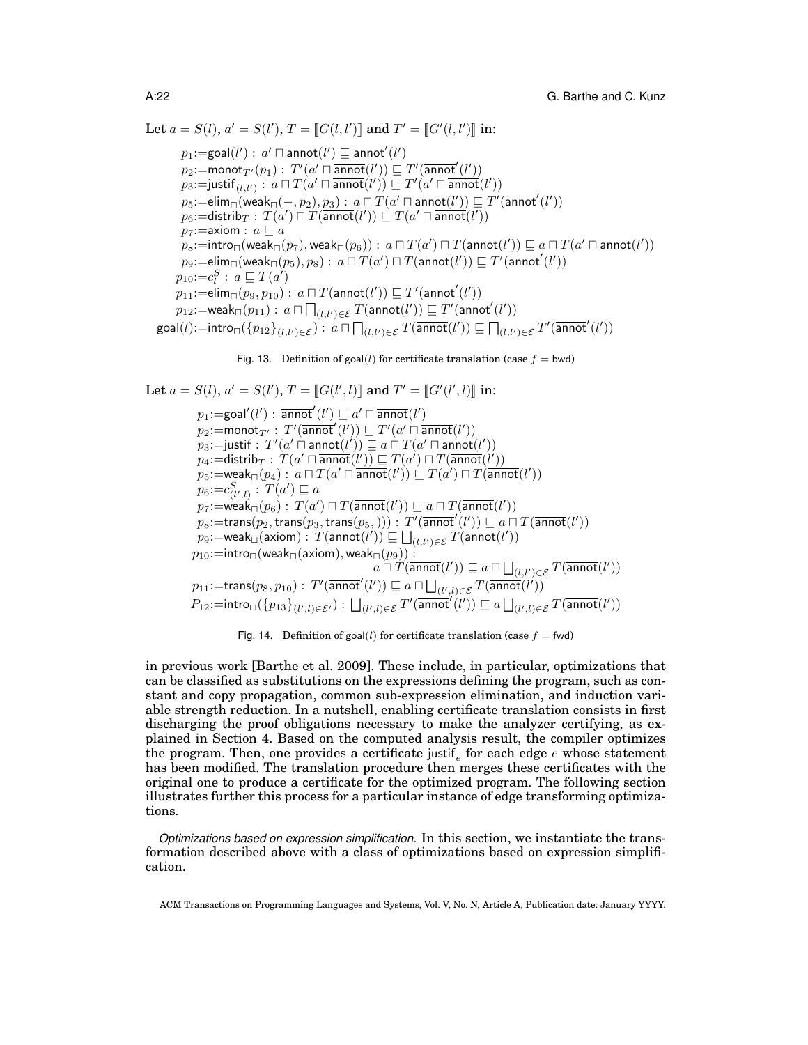Let $a = S(l)$, $a' = S(l')$, $T = [\![G(l,l')]\!]$ and $T' = [\![G'(l,l')]\!]$ in:

$$
\begin{aligned}
&p_1 := \mathsf{goal}(l') : a' \sqcap \overline{\mathsf{annot}}(l') \sqsubseteq \overline{\mathsf{annot}}'(l') \\
&p_2 := \mathsf{monot}_{T'}(p_1) : T'(a' \sqcap \overline{\mathsf{annot}}(l')) \sqsubseteq T'(\overline{\mathsf{annot}}'(l')) \\
&p_3 := \mathsf{justif}_{(l,l')} : a \sqcap T(a' \sqcap \overline{\mathsf{annot}}(l')) \sqsubseteq T'(a' \sqcap \overline{\mathsf{annot}}(l')) \\
&p_5 := \mathsf{elim}_{\sqcap}(\mathsf{weak}_{\sqcap}(-, p_2), p_3) : a \sqcap T(a' \sqcap \overline{\mathsf{annot}}(l')) \sqsubseteq T'(\overline{\mathsf{annot}}'(l')) \\
&p_6 := \mathsf{distrib}_T : T(a') \sqcap T(\overline{\mathsf{annot}}(l')) \sqsubseteq T(a' \sqcap \overline{\mathsf{annot}}(l')) \\
&p_7 := \mathsf{axiom} : a \sqsubseteq a \\
&p_8 := \mathsf{intro}_{\sqcap}(\mathsf{weak}_{\sqcap}(p_7), \mathsf{weak}_{\sqcap}(p_6)) : a \sqcap T(a') \sqcap T(\overline{\mathsf{annot}}(l')) \sqsubseteq a \sqcap T(a' \sqcap \overline{\mathsf{annot}}(l')) \\
&p_9 := \mathsf{elim}_{\sqcap}(\mathsf{weak}_{\sqcap}(p_5), p_8) : a \sqcap T(a') \sqcap T(\overline{\mathsf{annot}}(l')) \sqsubseteq T'(\overline{\mathsf{annot}}'(l')) \\
&p_{10} := c^S_l : a \sqsubseteq T(a') \\
&p_{11} := \mathsf{elim}_{\sqcap}(p_9, p_{10}) : a \sqcap T(\overline{\mathsf{annot}}(l')) \sqsubseteq T'(\overline{\mathsf{annot}}'(l')) \\
&p_{12} := \mathsf{weak}_{\sqcap}(p_{11}) : a \sqcap \textstyle\bigsqcap_{(l,l') \in \mathcal{E}} T(\overline{\mathsf{annot}}(l')) \sqsubseteq T'(\overline{\mathsf{annot}}'(l')) \\
&\mathsf{goal}(l) := \mathsf{intro}_{\sqcap}(\{p_{12}\}_{(l,l') \in \mathcal{E}}) : a \sqcap \textstyle\bigsqcap_{(l,l') \in \mathcal{E}} T(\overline{\mathsf{annot}}(l')) \sqsubseteq \textstyle\bigsqcap_{(l,l') \in \mathcal{E}} T'(\overline{\mathsf{annot}}'(l'))
\end{aligned}
$$

Fig. 13. Definition of $\mathsf{goal}(l)$ for certificate translation (case $f = \mathsf{bwd}$)

Let $a = S(l)$, $a' = S(l')$, $T = [\![G(l',l)]\!]$ and $T' = [\![G'(l',l)]\!]$ in:

$$
\begin{aligned}
&p_1 := \mathsf{goal}'(l') : \overline{\mathsf{annot}}'(l') \sqsubseteq a' \sqcap \overline{\mathsf{annot}}(l') \\
&p_2 := \mathsf{monot}_{T'} : T'(\overline{\mathsf{annot}}'(l')) \sqsubseteq T'(a' \sqcap \overline{\mathsf{annot}}(l')) \\
&p_3 := \mathsf{justif} : T'(a' \sqcap \overline{\mathsf{annot}}(l')) \sqsubseteq a \sqcap T(a' \sqcap \overline{\mathsf{annot}}(l')) \\
&p_4 := \mathsf{distrib}_T : T(a' \sqcap \overline{\mathsf{annot}}(l')) \sqsubseteq T(a') \sqcap T(\overline{\mathsf{annot}}(l')) \\
&p_5 := \mathsf{weak}_{\sqcap}(p_4) : a \sqcap T(a' \sqcap \overline{\mathsf{annot}}(l')) \sqsubseteq T(a') \sqcap T(\overline{\mathsf{annot}}(l')) \\
&p_6 := c^S_{(l',l)} : T(a') \sqsubseteq a \\
&p_7 := \mathsf{weak}_{\sqcap}(p_6) : T(a') \sqcap T(\overline{\mathsf{annot}}(l')) \sqsubseteq a \sqcap T(\overline{\mathsf{annot}}(l')) \\
&p_8 := \mathsf{trans}(p_2, \mathsf{trans}(p_3, \mathsf{trans}(p_5, ))) : T'(\overline{\mathsf{annot}}'(l')) \sqsubseteq a \sqcap T(\overline{\mathsf{annot}}(l')) \\
&p_9 := \mathsf{weak}_{\sqcup}(\mathsf{axiom}) : T(\overline{\mathsf{annot}}(l')) \sqsubseteq \textstyle\bigsqcup_{(l,l') \in \mathcal{E}} T(\overline{\mathsf{annot}}(l')) \\
&p_{10} := \mathsf{intro}_{\sqcap}(\mathsf{weak}_{\sqcap}(\mathsf{axiom}), \mathsf{weak}_{\sqcap}(p_9)) : \\
&\qquad\qquad a \sqcap T(\overline{\mathsf{annot}}(l')) \sqsubseteq a \sqcap \textstyle\bigsqcup_{(l,l') \in \mathcal{E}} T(\overline{\mathsf{annot}}(l')) \\
&p_{11} := \mathsf{trans}(p_8, p_{10}) : T'(\overline{\mathsf{annot}}'(l')) \sqsubseteq a \sqcap \textstyle\bigsqcup_{(l',l) \in \mathcal{E}} T(\overline{\mathsf{annot}}(l')) \\
&P_{12} := \mathsf{intro}_{\sqcup}(\{p_{13}\}_{(l',l) \in \mathcal{E}'}) : \textstyle\bigsqcup_{(l',l) \in \mathcal{E}} T'(\overline{\mathsf{annot}}'(l')) \sqsubseteq a \textstyle\bigsqcup_{(l',l) \in \mathcal{E}} T(\overline{\mathsf{annot}}(l'))
\end{aligned}
$$

Fig. 14. Definition of $\mathsf{goal}(l)$ for certificate translation (case $f = \mathsf{fwd}$)

in previous work [Barthe et al. 2009]. These include, in particular, optimizations that can be classified as substitutions on the expressions defining the program, such as constant and copy propagation, common sub-expression elimination, and induction variable strength reduction. In a nutshell, enabling certificate translation consists in first discharging the proof obligations necessary to make the analyzer certifying, as explained in Section 4. Based on the computed analysis result, the compiler optimizes the program. Then, one provides a certificate $\mathsf{justif}_e$ for each edge $e$ whose statement has been modified. The translation procedure then merges these certificates with the original one to produce a certificate for the optimized program. The following section illustrates further this process for a particular instance of edge transforming optimizations.

*Optimizations based on expression simplification.* In this section, we instantiate the transformation described above with a class of optimizations based on expression simplification.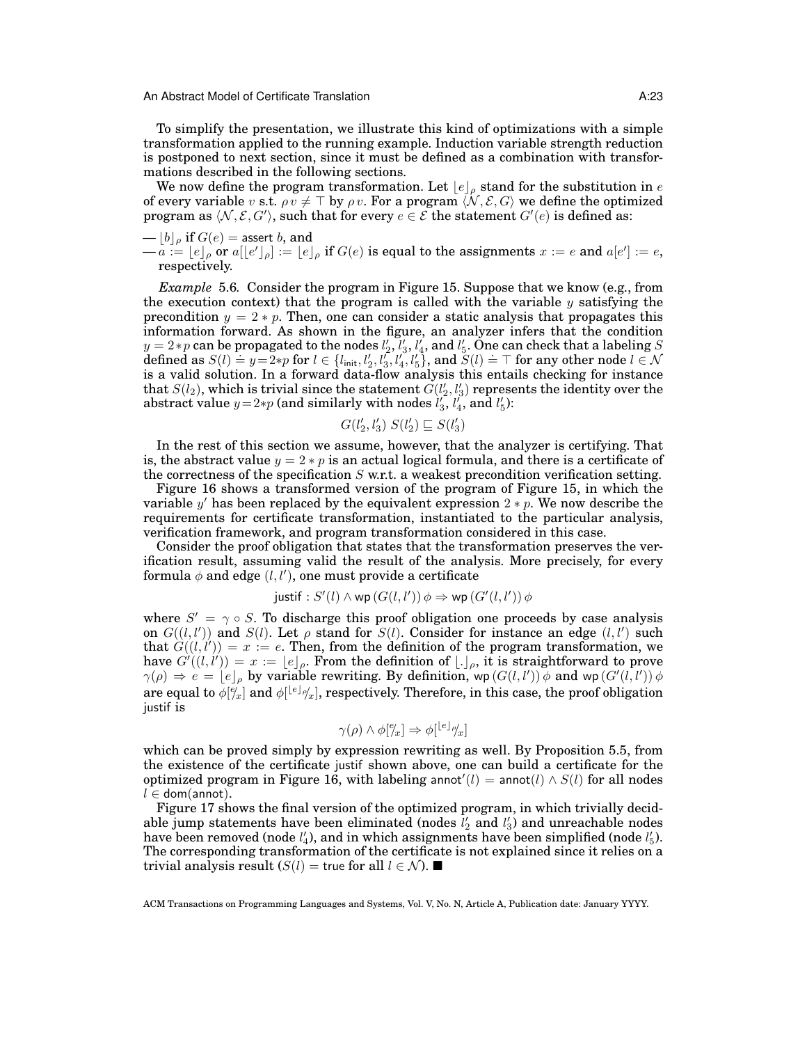To simplify the presentation, we illustrate this kind of optimizations with a simple transformation applied to the running example. Induction variable strength reduction is postponed to next section, since it must be defined as a combination with transformations described in the following sections.

We now define the program transformation. Let $\lfloor e \rfloor_\rho$ stand for the substitution in $e$ of every variable $v$ s.t. $\rho\, v \neq \top$ by $\rho\, v$. For a program $\langle \mathcal{N}, \mathcal{E}, G \rangle$ we define the optimized program as $\langle \mathcal{N}, \mathcal{E}, G' \rangle$, such that for every $e \in \mathcal{E}$ the statement $G'(e)$ is defined as:

— $\lfloor b \rfloor_\rho$ if $G(e) = \mathsf{assert}\ b$, and
— $a := \lfloor e \rfloor_\rho$ or $a[\lfloor e' \rfloor_\rho] := \lfloor e \rfloor_\rho$ if $G(e)$ is equal to the assignments $x := e$ and $a[e'] := e$, respectively.

*Example* 5.6. Consider the program in Figure 15. Suppose that we know (e.g., from the execution context) that the program is called with the variable $y$ satisfying the precondition $y = 2 * p$. Then, one can consider a static analysis that propagates this information forward. As shown in the figure, an analyzer infers that the condition $y = 2{*}p$ can be propagated to the nodes $l'_2$, $l'_3$, $l'_4$, and $l'_5$. One can check that a labeling $S$ defined as $S(l) \doteq y{=}2{*}p$ for $l \in \{l_{\mathsf{init}}, l'_2, l'_3, l'_4, l'_5\}$, and $S(l) \doteq \top$ for any other node $l \in \mathcal{N}$ is a valid solution. In a forward data-flow analysis this entails checking for instance that $S(l_2)$, which is trivial since the statement $G(l'_2, l'_3)$ represents the identity over the abstract value $y{=}2{*}p$ (and similarly with nodes $l'_3$, $l'_4$, and $l'_5$):

$$G(l'_2, l'_3)\ S(l'_2) \sqsubseteq S(l'_3)$$

In the rest of this section we assume, however, that the analyzer is certifying. That is, the abstract value $y = 2 * p$ is an actual logical formula, and there is a certificate of the correctness of the specification $S$ w.r.t. a weakest precondition verification setting.

Figure 16 shows a transformed version of the program of Figure 15, in which the variable $y'$ has been replaced by the equivalent expression $2 * p$. We now describe the requirements for certificate transformation, instantiated to the particular analysis, verification framework, and program transformation considered in this case.

Consider the proof obligation that states that the transformation preserves the verification result, assuming valid the result of the analysis. More precisely, for every formula $\phi$ and edge $(l, l')$, one must provide a certificate

$$\mathsf{justif} : S'(l) \wedge \mathsf{wp}\,(G(l,l'))\,\phi \Rightarrow \mathsf{wp}\,(G'(l,l'))\,\phi$$

where $S' = \gamma \circ S$. To discharge this proof obligation one proceeds by case analysis on $G((l, l'))$ and $S(l)$. Let $\rho$ stand for $S(l)$. Consider for instance an edge $(l, l')$ such that $G((l, l')) = x := e$. Then, from the definition of the program transformation, we have $G'((l, l')) = x := \lfloor e \rfloor_\rho$. From the definition of $\lfloor . \rfloor_\rho$, it is straightforward to prove $\gamma(\rho) \Rightarrow e = \lfloor e \rfloor_\rho$ by variable rewriting. By definition, $\mathsf{wp}\,(G(l,l'))\,\phi$ and $\mathsf{wp}\,(G'(l,l'))\,\phi$ are equal to $\phi[{}^{e}\!/_{x}]$ and $\phi[{}^{\lfloor e \rfloor_\rho}\!/_{x}]$, respectively. Therefore, in this case, the proof obligation $\mathsf{justif}$ is

$$\gamma(\rho) \wedge \phi[{}^{e}\!/_{x}] \Rightarrow \phi[{}^{\lfloor e \rfloor_\rho}\!/_{x}]$$

which can be proved simply by expression rewriting as well. By Proposition 5.5, from the existence of the certificate $\mathsf{justif}$ shown above, one can build a certificate for the optimized program in Figure 16, with labeling $\mathsf{annot}'(l) = \mathsf{annot}(l) \wedge S(l)$ for all nodes $l \in \mathsf{dom}(\mathsf{annot})$.

Figure 17 shows the final version of the optimized program, in which trivially decidable jump statements have been eliminated (nodes $l'_2$ and $l'_3$) and unreachable nodes have been removed (node $l'_4$), and in which assignments have been simplified (node $l'_5$). The corresponding transformation of the certificate is not explained since it relies on a trivial analysis result ($S(l) = \mathsf{true}$ for all $l \in \mathcal{N}$). ■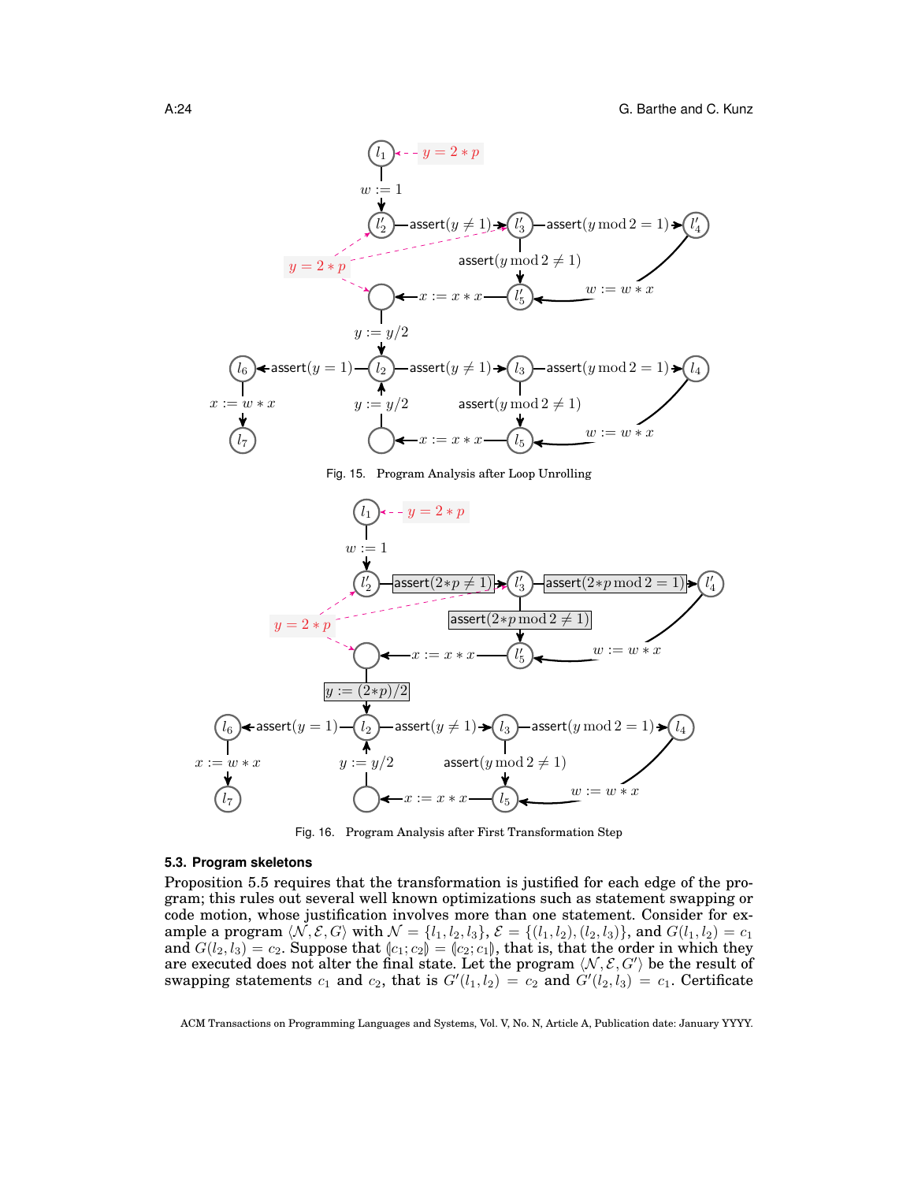Fig. 15. Program Analysis after Loop Unrolling

Fig. 16. Program Analysis after First Transformation Step

### 5.3. Program skeletons

Proposition 5.5 requires that the transformation is justified for each edge of the program; this rules out several well known optimizations such as statement swapping or code motion, whose justification involves more than one statement. Consider for example a program $\langle \mathcal{N}, \mathcal{E}, G \rangle$ with $\mathcal{N} = \{l_1, l_2, l_3\}$, $\mathcal{E} = \{(l_1, l_2), (l_2, l_3)\}$, and $G(l_1, l_2) = c_1$ and $G(l_2, l_3) = c_2$. Suppose that $(\!| c_1; c_2 |\!) = (\!| c_2; c_1 |\!)$, that is, that the order in which they are executed does not alter the final state. Let the program $\langle \mathcal{N}, \mathcal{E}, G' \rangle$ be the result of swapping statements $c_1$ and $c_2$, that is $G'(l_1, l_2) = c_2$ and $G'(l_2, l_3) = c_1$. Certificate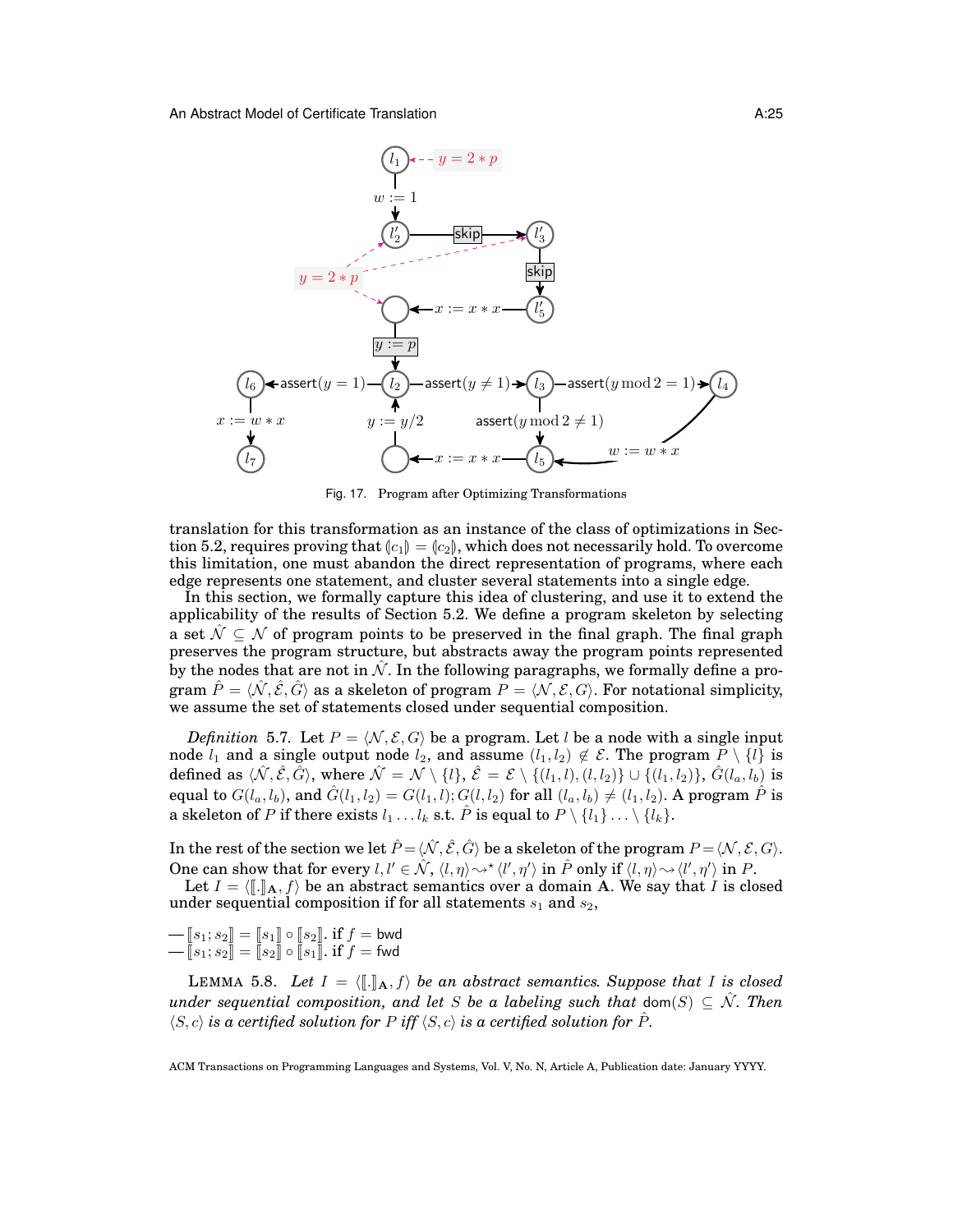Fig. 17. Program after Optimizing Transformations

translation for this transformation as an instance of the class of optimizations in Section 5.2, requires proving that $(\!|c_1|\!) = (\!|c_2|\!)$, which does not necessarily hold. To overcome this limitation, one must abandon the direct representation of programs, where each edge represents one statement, and cluster several statements into a single edge.

In this section, we formally capture this idea of clustering, and use it to extend the applicability of the results of Section 5.2. We define a program skeleton by selecting a set $\hat{\mathcal{N}} \subseteq \mathcal{N}$ of program points to be preserved in the final graph. The final graph preserves the program structure, but abstracts away the program points represented by the nodes that are not in $\hat{\mathcal{N}}$. In the following paragraphs, we formally define a program $\hat{P} = \langle \hat{\mathcal{N}}, \hat{\mathcal{E}}, \hat{G} \rangle$ as a skeleton of program $P = \langle \mathcal{N}, \mathcal{E}, G \rangle$. For notational simplicity, we assume the set of statements closed under sequential composition.

*Definition* 5.7. Let $P = \langle \mathcal{N}, \mathcal{E}, G \rangle$ be a program. Let $l$ be a node with a single input node $l_1$ and a single output node $l_2$, and assume $(l_1, l_2) \notin \mathcal{E}$. The program $P \setminus \{l\}$ is defined as $\langle \hat{\mathcal{N}}, \hat{\mathcal{E}}, \hat{G} \rangle$, where $\hat{\mathcal{N}} = \mathcal{N} \setminus \{l\}$, $\hat{\mathcal{E}} = \mathcal{E} \setminus \{(l_1, l), (l, l_2)\} \cup \{(l_1, l_2)\}$, $\hat{G}(l_a, l_b)$ is equal to $G(l_a, l_b)$, and $\hat{G}(l_1, l_2) = G(l_1, l); G(l, l_2)$ for all $(l_a, l_b) \neq (l_1, l_2)$. A program $\hat{P}$ is a skeleton of $P$ if there exists $l_1 \ldots l_k$ s.t. $\hat{P}$ is equal to $P \setminus \{l_1\} \ldots \setminus \{l_k\}$.

In the rest of the section we let $\hat{P} = \langle \hat{\mathcal{N}}, \hat{\mathcal{E}}, \hat{G} \rangle$ be a skeleton of the program $P = \langle \mathcal{N}, \mathcal{E}, G \rangle$. One can show that for every $l, l' \in \hat{\mathcal{N}}$, $\langle l, \eta \rangle \rightsquigarrow^\star \langle l', \eta' \rangle$ in $\hat{P}$ only if $\langle l, \eta \rangle \rightsquigarrow \langle l', \eta' \rangle$ in $P$.

Let $I = \langle [\![.]\!]_{\mathbf{A}}, f \rangle$ be an abstract semantics over a domain $\mathbf{A}$. We say that $I$ is closed under sequential composition if for all statements $s_1$ and $s_2$,

— $[\![s_1; s_2]\!] = [\![s_1]\!] \circ [\![s_2]\!]$. if $f =$ bwd
— $[\![s_1; s_2]\!] = [\![s_2]\!] \circ [\![s_1]\!]$. if $f =$ fwd

LEMMA 5.8. *Let $I = \langle [\![.]\!]_{\mathbf{A}}, f \rangle$ be an abstract semantics. Suppose that $I$ is closed under sequential composition, and let $S$ be a labeling such that $\mathsf{dom}(S) \subseteq \hat{\mathcal{N}}$. Then $\langle S, c \rangle$ is a certified solution for $P$ iff $\langle S, c \rangle$ is a certified solution for $\hat{P}$.*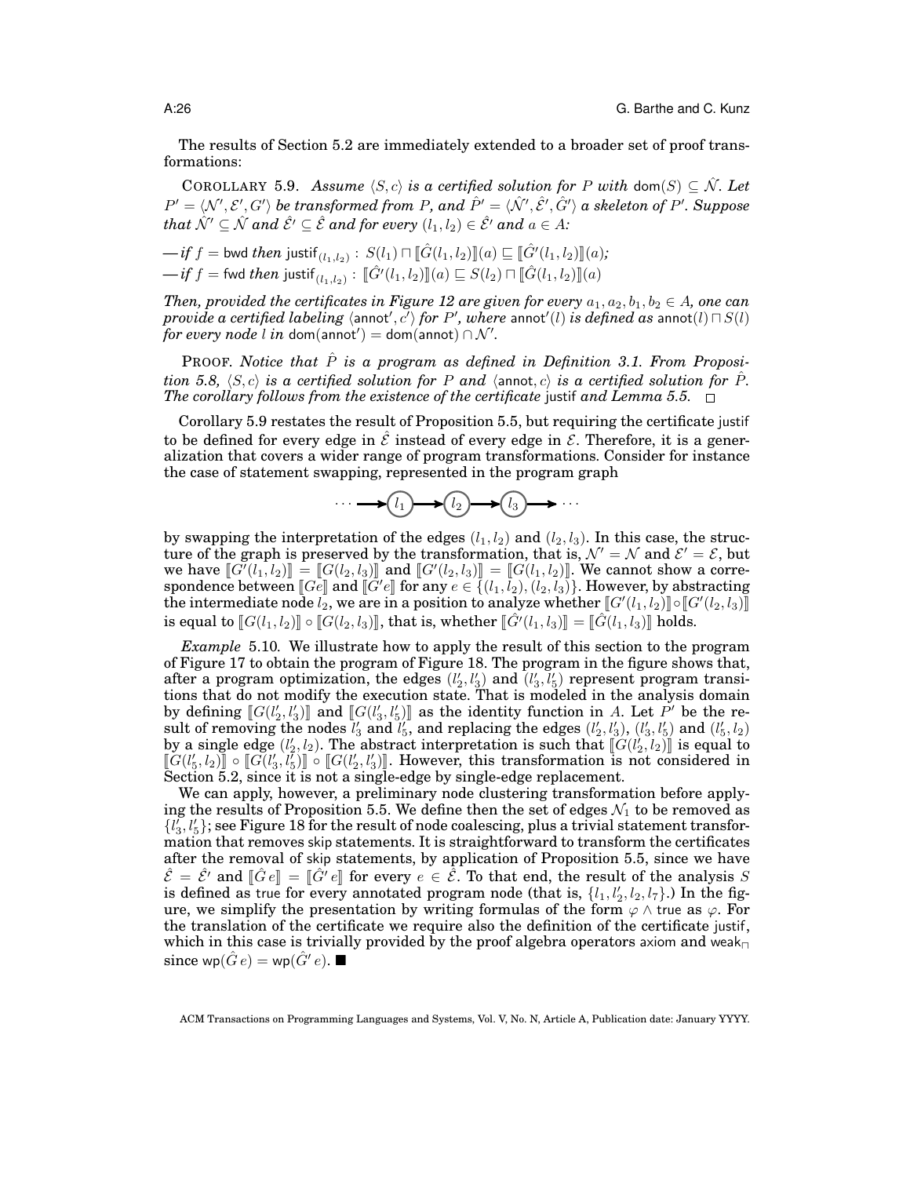The results of Section 5.2 are immediately extended to a broader set of proof transformations:

COROLLARY 5.9. *Assume $\langle S, c\rangle$ is a certified solution for $P$ with $\mathsf{dom}(S) \subseteq \hat{\mathcal{N}}$. Let $P' = \langle \mathcal{N}', \mathcal{E}', G'\rangle$ be transformed from $P$, and $\hat{P}' = \langle \hat{\mathcal{N}}', \hat{\mathcal{E}}', \hat{G}'\rangle$ a skeleton of $P'$. Suppose that $\hat{\mathcal{N}}' \subseteq \hat{\mathcal{N}}$ and $\hat{\mathcal{E}}' \subseteq \hat{\mathcal{E}}$ and for every $(l_1, l_2) \in \hat{\mathcal{E}}'$ and $a \in A$:*

— *if $f = \mathsf{bwd}$ then $\mathsf{justif}_{(l_1,l_2)} : S(l_1) \sqcap [\![\hat{G}(l_1, l_2)]\!](a) \sqsubseteq [\![\hat{G}'(l_1, l_2)]\!](a)$;*
— *if $f = \mathsf{fwd}$ then $\mathsf{justif}_{(l_1,l_2)} : [\![\hat{G}'(l_1, l_2)]\!](a) \sqsubseteq S(l_2) \sqcap [\![\hat{G}(l_1, l_2)]\!](a)$*

*Then, provided the certificates in Figure 12 are given for every $a_1, a_2, b_1, b_2 \in A$, one can provide a certified labeling $\langle \mathsf{annot}', c'\rangle$ for $P'$, where $\mathsf{annot}'(l)$ is defined as $\mathsf{annot}(l) \sqcap S(l)$ for every node $l$ in $\mathsf{dom}(\mathsf{annot}') = \mathsf{dom}(\mathsf{annot}) \cap \mathcal{N}'$.*

PROOF. *Notice that $\hat{P}$ is a program as defined in Definition 3.1. From Proposition 5.8, $\langle S, c\rangle$ is a certified solution for $P$ and $\langle \mathsf{annot}, c\rangle$ is a certified solution for $\hat{P}$. The corollary follows from the existence of the certificate* justif *and Lemma 5.5.* □

Corollary 5.9 restates the result of Proposition 5.5, but requiring the certificate justif to be defined for every edge in $\hat{\mathcal{E}}$ instead of every edge in $\mathcal{E}$. Therefore, it is a generalization that covers a wider range of program transformations. Consider for instance the case of statement swapping, represented in the program graph

$$\cdots \longrightarrow (l_1) \longrightarrow (l_2) \longrightarrow (l_3) \longrightarrow \cdots$$

by swapping the interpretation of the edges $(l_1, l_2)$ and $(l_2, l_3)$. In this case, the structure of the graph is preserved by the transformation, that is, $\mathcal{N}' = \mathcal{N}$ and $\mathcal{E}' = \mathcal{E}$, but we have $[\![G'(l_1, l_2)]\!] = [\![G(l_2, l_3)]\!]$ and $[\![G'(l_2, l_3)]\!] = [\![G(l_1, l_2)]\!]$. We cannot show a correspondence between $[\![Ge]\!]$ and $[\![G'e]\!]$ for any $e \in \{(l_1, l_2), (l_2, l_3)\}$. However, by abstracting the intermediate node $l_2$, we are in a position to analyze whether $[\![G'(l_1, l_2)]\!] \circ [\![G'(l_2, l_3)]\!]$ is equal to $[\![G(l_1, l_2)]\!] \circ [\![G(l_2, l_3)]\!]$, that is, whether $[\![\hat{G}'(l_1, l_3)]\!] = [\![\hat{G}(l_1, l_3)]\!]$ holds.

*Example* 5.10. We illustrate how to apply the result of this section to the program of Figure 17 to obtain the program of Figure 18. The program in the figure shows that, after a program optimization, the edges $(l'_2, l'_3)$ and $(l'_3, l'_5)$ represent program transitions that do not modify the execution state. That is modeled in the analysis domain by defining $[\![G(l'_2, l'_3)]\!]$ and $[\![G(l'_3, l'_5)]\!]$ as the identity function in $A$. Let $P'$ be the result of removing the nodes $l'_3$ and $l'_5$, and replacing the edges $(l'_2, l'_3)$, $(l'_3, l'_5)$ and $(l'_5, l_2)$ by a single edge $(l'_2, l_2)$. The abstract interpretation is such that $[\![G(l'_2, l_2)]\!]$ is equal to $[\![G(l'_5, l_2)]\!] \circ [\![G(l'_3, l'_5)]\!] \circ [\![G(l'_2, l'_3)]\!]$. However, this transformation is not considered in Section 5.2, since it is not a single-edge by single-edge replacement.

We can apply, however, a preliminary node clustering transformation before applying the results of Proposition 5.5. We define then the set of edges $\mathcal{N}_1$ to be removed as $\{l'_3, l'_5\}$; see Figure 18 for the result of node coalescing, plus a trivial statement transformation that removes skip statements. It is straightforward to transform the certificates after the removal of skip statements, by application of Proposition 5.5, since we have $\hat{\mathcal{E}} = \hat{\mathcal{E}}'$ and $[\![\hat{G}\, e]\!] = [\![\hat{G}'\, e]\!]$ for every $e \in \hat{\mathcal{E}}$. To that end, the result of the analysis $S$ is defined as true for every annotated program node (that is, $\{l_1, l'_2, l_2, l_7\}$.) In the figure, we simplify the presentation by writing formulas of the form $\varphi \wedge \mathsf{true}$ as $\varphi$. For the translation of the certificate we require also the definition of the certificate justif, which in this case is trivially provided by the proof algebra operators axiom and $\mathsf{weak}_{\sqcap}$ since $\mathsf{wp}(\hat{G}\, e) = \mathsf{wp}(\hat{G}'\, e)$. ■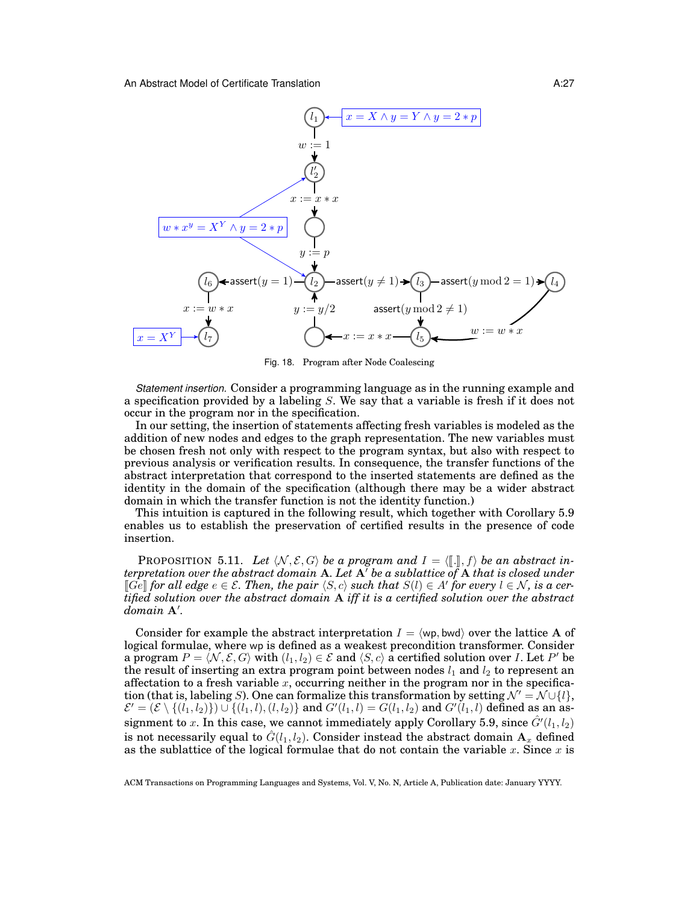Fig. 18. Program after Node Coalescing

*Statement insertion.* Consider a programming language as in the running example and a specification provided by a labeling $S$. We say that a variable is fresh if it does not occur in the program nor in the specification.

In our setting, the insertion of statements affecting fresh variables is modeled as the addition of new nodes and edges to the graph representation. The new variables must be chosen fresh not only with respect to the program syntax, but also with respect to previous analysis or verification results. In consequence, the transfer functions of the abstract interpretation that correspond to the inserted statements are defined as the identity in the domain of the specification (although there may be a wider abstract domain in which the transfer function is not the identity function.)

This intuition is captured in the following result, which together with Corollary 5.9 enables us to establish the preservation of certified results in the presence of code insertion.

PROPOSITION 5.11. *Let $\langle \mathcal{N}, \mathcal{E}, G \rangle$ be a program and $I = \langle [\![.]\!], f \rangle$ be an abstract interpretation over the abstract domain $\mathbf{A}$. Let $\mathbf{A}'$ be a sublattice of $\mathbf{A}$ that is closed under $[\![Ge]\!]$ for all edge $e \in \mathcal{E}$. Then, the pair $\langle S, c \rangle$ such that $S(l) \in A'$ for every $l \in \mathcal{N}$, is a certified solution over the abstract domain $\mathbf{A}$ iff it is a certified solution over the abstract domain $\mathbf{A}'$.*

Consider for example the abstract interpretation $I = \langle \mathsf{wp}, \mathsf{bwd} \rangle$ over the lattice $\mathbf{A}$ of logical formulae, where $\mathsf{wp}$ is defined as a weakest precondition transformer. Consider a program $P = \langle \mathcal{N}, \mathcal{E}, G \rangle$ with $(l_1, l_2) \in \mathcal{E}$ and $\langle S, c \rangle$ a certified solution over $I$. Let $P'$ be the result of inserting an extra program point between nodes $l_1$ and $l_2$ to represent an affectation to a fresh variable $x$, occurring neither in the program nor in the specification (that is, labeling $S$). One can formalize this transformation by setting $\mathcal{N}' = \mathcal{N} \cup \{l\}$, $\mathcal{E}' = (\mathcal{E} \setminus \{(l_1, l_2)\}) \cup \{(l_1, l), (l, l_2)\}$ and $G'(l_1, l) = G(l_1, l_2)$ and $G'(l_1, l)$ defined as an assignment to $x$. In this case, we cannot immediately apply Corollary 5.9, since $\hat{G}'(l_1, l_2)$ is not necessarily equal to $\hat{G}(l_1, l_2)$. Consider instead the abstract domain $\mathbf{A}_x$ defined as the sublattice of the logical formulae that do not contain the variable $x$. Since $x$ is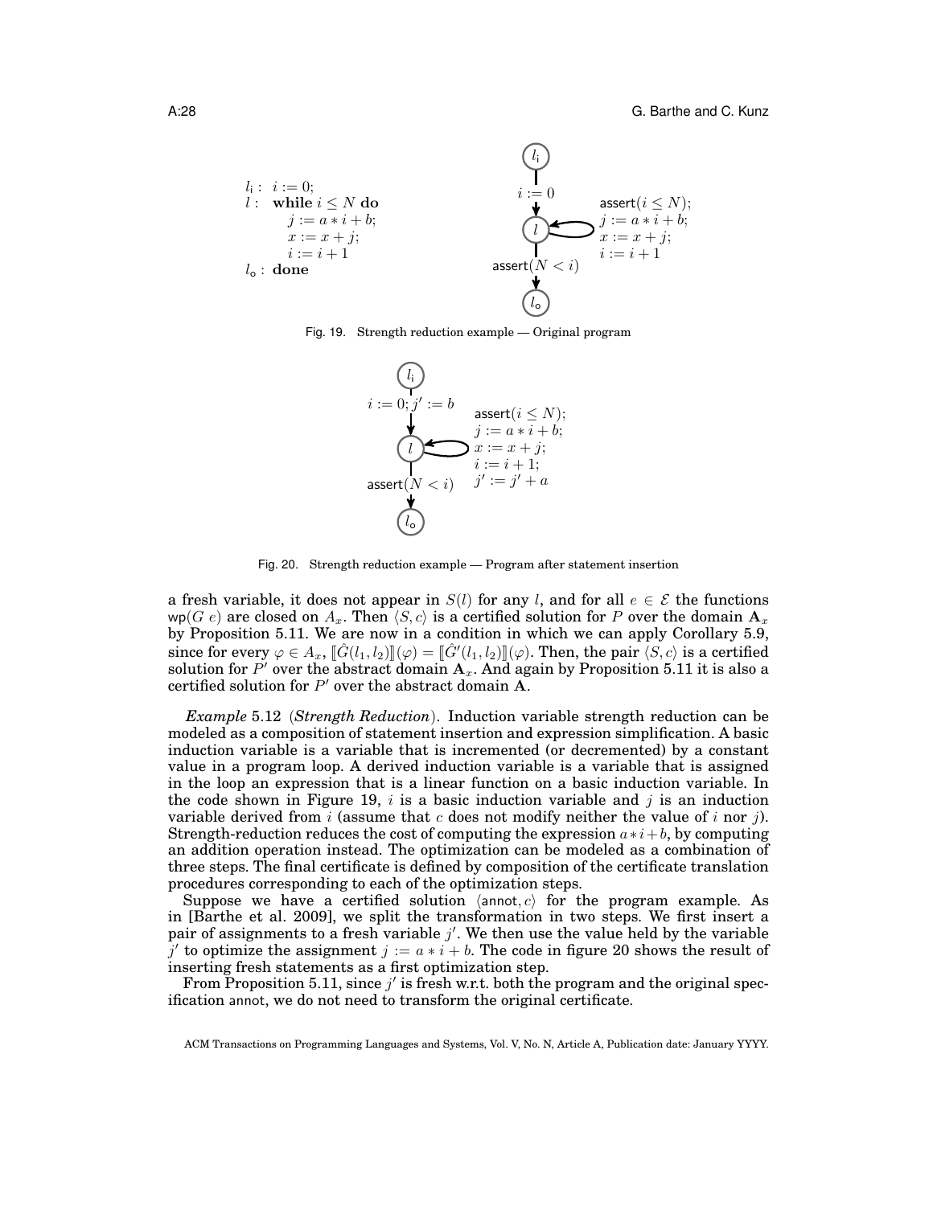```
l_i : i := 0;
l :   while i ≤ N do
          j := a * i + b;
          x := x + j;
          i := i + 1
l_o : done
```

Fig. 19. Strength reduction example — Original program

Fig. 20. Strength reduction example — Program after statement insertion

a fresh variable, it does not appear in $S(l)$ for any $l$, and for all $e \in \mathcal{E}$ the functions $\mathsf{wp}(G\ e)$ are closed on $A_x$. Then $\langle S, c \rangle$ is a certified solution for $P$ over the domain $\mathbf{A}_x$ by Proposition 5.11. We are now in a condition in which we can apply Corollary 5.9, since for every $\varphi \in A_x$, $[\![\hat{G}(l_1, l_2)]\!](\varphi) = [\![\hat{G}'(l_1, l_2)]\!](\varphi)$. Then, the pair $\langle S, c \rangle$ is a certified solution for $P'$ over the abstract domain $\mathbf{A}_x$. And again by Proposition 5.11 it is also a certified solution for $P'$ over the abstract domain $\mathbf{A}$.

*Example* 5.12 (*Strength Reduction*). Induction variable strength reduction can be modeled as a composition of statement insertion and expression simplification. A basic induction variable is a variable that is incremented (or decremented) by a constant value in a program loop. A derived induction variable is a variable that is assigned in the loop an expression that is a linear function on a basic induction variable. In the code shown in Figure 19, $i$ is a basic induction variable and $j$ is an induction variable derived from $i$ (assume that $c$ does not modify neither the value of $i$ nor $j$). Strength-reduction reduces the cost of computing the expression $a * i + b$, by computing an addition operation instead. The optimization can be modeled as a combination of three steps. The final certificate is defined by composition of the certificate translation procedures corresponding to each of the optimization steps.

Suppose we have a certified solution $\langle \mathsf{annot}, c \rangle$ for the program example. As in [Barthe et al. 2009], we split the transformation in two steps. We first insert a pair of assignments to a fresh variable $j'$. We then use the value held by the variable $j'$ to optimize the assignment $j := a * i + b$. The code in figure 20 shows the result of inserting fresh statements as a first optimization step.

From Proposition 5.11, since $j'$ is fresh w.r.t. both the program and the original specification $\mathsf{annot}$, we do not need to transform the original certificate.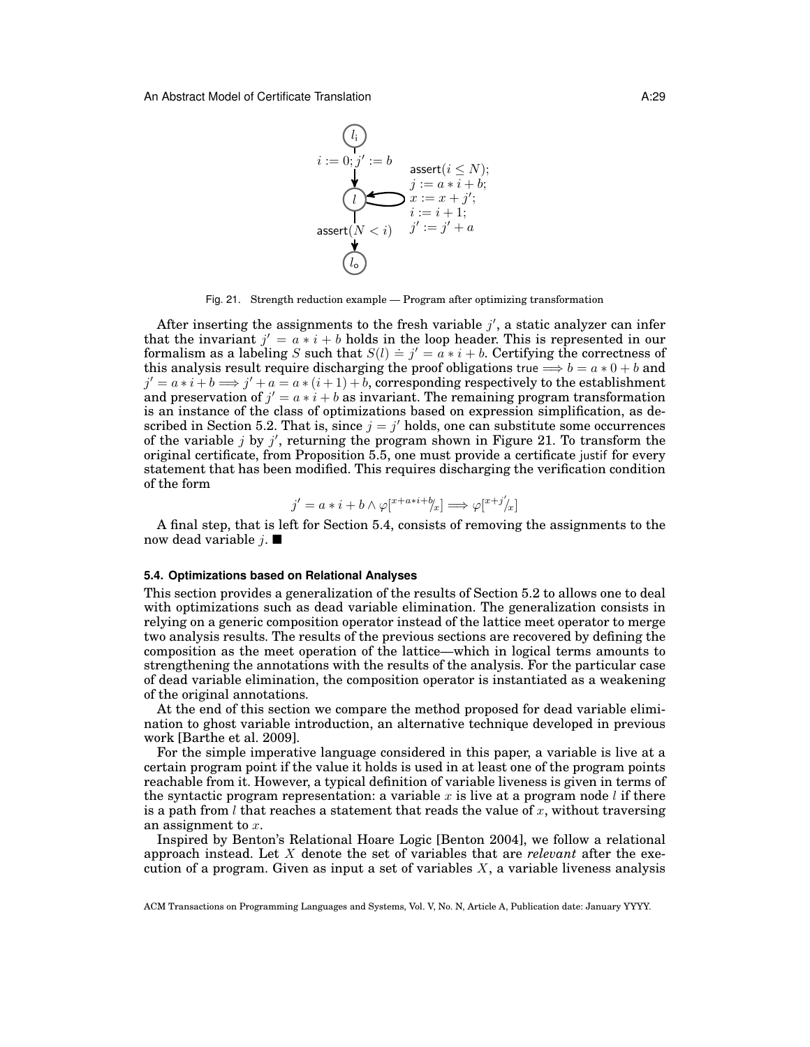Fig. 21. Strength reduction example — Program after optimizing transformation

After inserting the assignments to the fresh variable $j'$, a static analyzer can infer that the invariant $j' = a * i + b$ holds in the loop header. This is represented in our formalism as a labeling $S$ such that $S(l) \doteq j' = a * i + b$. Certifying the correctness of this analysis result require discharging the proof obligations $\mathsf{true} \Longrightarrow b = a * 0 + b$ and $j' = a*i+b \Longrightarrow j'+a = a*(i+1)+b$, corresponding respectively to the establishment and preservation of $j' = a * i + b$ as invariant. The remaining program transformation is an instance of the class of optimizations based on expression simplification, as described in Section 5.2. That is, since $j = j'$ holds, one can substitute some occurrences of the variable $j$ by $j'$, returning the program shown in Figure 21. To transform the original certificate, from Proposition 5.5, one must provide a certificate $\mathsf{justif}$ for every statement that has been modified. This requires discharging the verification condition of the form

$$j' = a * i + b \wedge \varphi[^{x+a*i+b}/_x] \Longrightarrow \varphi[^{x+j'}/_x]$$

A final step, that is left for Section 5.4, consists of removing the assignments to the now dead variable $j$. ■

### 5.4. Optimizations based on Relational Analyses

This section provides a generalization of the results of Section 5.2 to allows one to deal with optimizations such as dead variable elimination. The generalization consists in relying on a generic composition operator instead of the lattice meet operator to merge two analysis results. The results of the previous sections are recovered by defining the composition as the meet operation of the lattice—which in logical terms amounts to strengthening the annotations with the results of the analysis. For the particular case of dead variable elimination, the composition operator is instantiated as a weakening of the original annotations.

At the end of this section we compare the method proposed for dead variable elimination to ghost variable introduction, an alternative technique developed in previous work [Barthe et al. 2009].

For the simple imperative language considered in this paper, a variable is live at a certain program point if the value it holds is used in at least one of the program points reachable from it. However, a typical definition of variable liveness is given in terms of the syntactic program representation: a variable $x$ is live at a program node $l$ if there is a path from $l$ that reaches a statement that reads the value of $x$, without traversing an assignment to $x$.

Inspired by Benton's Relational Hoare Logic [Benton 2004], we follow a relational approach instead. Let $X$ denote the set of variables that are *relevant* after the execution of a program. Given as input a set of variables $X$, a variable liveness analysis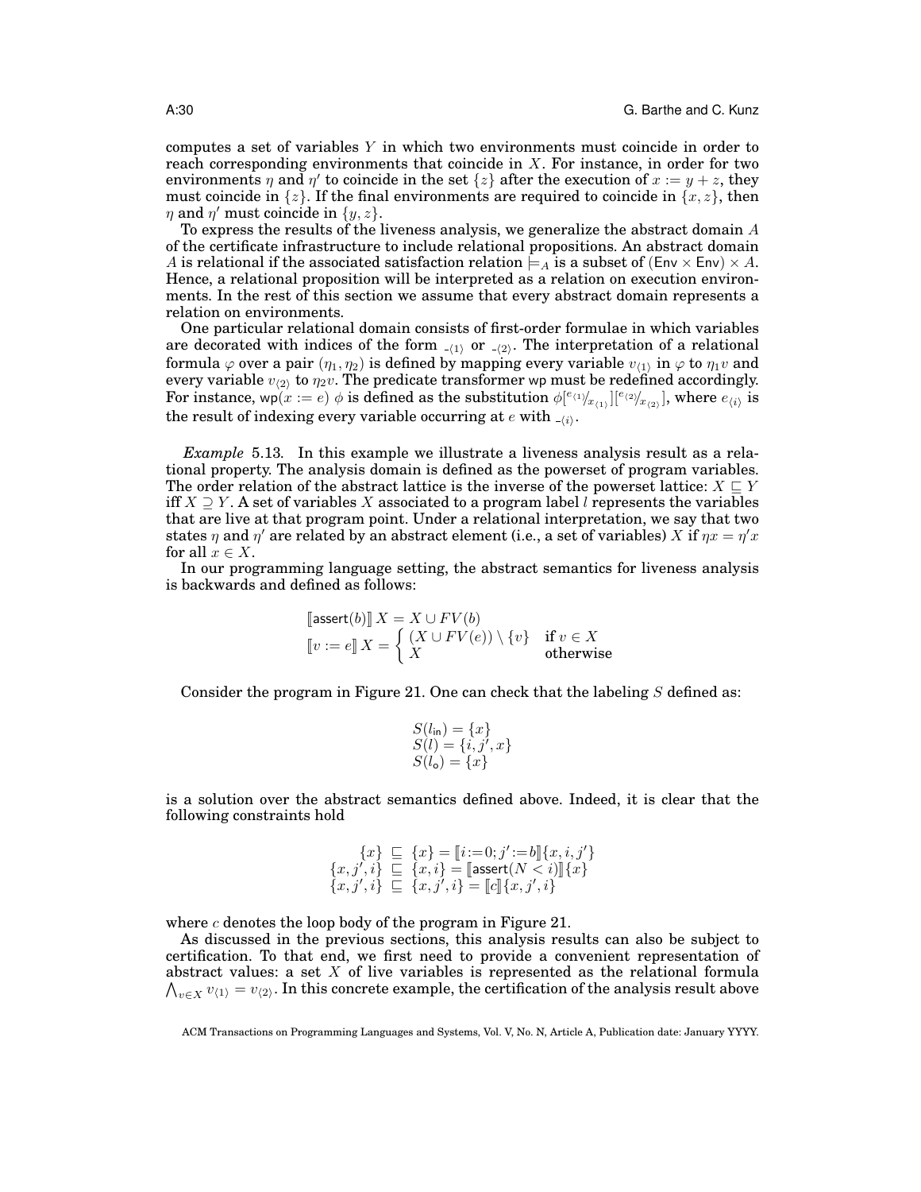computes a set of variables $Y$ in which two environments must coincide in order to reach corresponding environments that coincide in $X$. For instance, in order for two environments $\eta$ and $\eta'$ to coincide in the set $\{z\}$ after the execution of $x := y + z$, they must coincide in $\{z\}$. If the final environments are required to coincide in $\{x, z\}$, then $\eta$ and $\eta'$ must coincide in $\{y, z\}$.

To express the results of the liveness analysis, we generalize the abstract domain $A$ of the certificate infrastructure to include relational propositions. An abstract domain $A$ is relational if the associated satisfaction relation $\models_A$ is a subset of $(\mathsf{Env} \times \mathsf{Env}) \times A$. Hence, a relational proposition will be interpreted as a relation on execution environments. In the rest of this section we assume that every abstract domain represents a relation on environments.

One particular relational domain consists of first-order formulae in which variables are decorated with indices of the form $\_{\langle 1 \rangle}$ or $\_{\langle 2 \rangle}$. The interpretation of a relational formula $\varphi$ over a pair $(\eta_1, \eta_2)$ is defined by mapping every variable $v_{\langle 1 \rangle}$ in $\varphi$ to $\eta_1 v$ and every variable $v_{\langle 2 \rangle}$ to $\eta_2 v$. The predicate transformer $\mathsf{wp}$ must be redefined accordingly. For instance, $\mathsf{wp}(x := e)\ \phi$ is defined as the substitution $\phi[{}^{e_{\langle 1 \rangle}}/_{x_{\langle 1 \rangle}}][{}^{e_{\langle 2 \rangle}}/_{x_{\langle 2 \rangle}}]$, where $e_{\langle i \rangle}$ is the result of indexing every variable occurring at $e$ with $\_{\langle i \rangle}$.

*Example* 5.13. In this example we illustrate a liveness analysis result as a relational property. The analysis domain is defined as the powerset of program variables. The order relation of the abstract lattice is the inverse of the powerset lattice: $X \sqsubseteq Y$ iff $X \supseteq Y$. A set of variables $X$ associated to a program label $l$ represents the variables that are live at that program point. Under a relational interpretation, we say that two states $\eta$ and $\eta'$ are related by an abstract element (i.e., a set of variables) $X$ if $\eta x = \eta' x$ for all $x \in X$.

In our programming language setting, the abstract semantics for liveness analysis is backwards and defined as follows:

$$
\begin{array}{l}
[\![\mathsf{assert}(b)]\!]\, X = X \cup FV(b) \\
[\![v := e]\!]\, X = \begin{cases} (X \cup FV(e)) \setminus \{v\} & \text{if } v \in X \\ X & \text{otherwise} \end{cases}
\end{array}
$$

Consider the program in Figure 21. One can check that the labeling $S$ defined as:

$$
\begin{array}{l}
S(l_{\mathsf{in}}) = \{x\} \\
S(l) = \{i, j', x\} \\
S(l_{\mathsf{o}}) = \{x\}
\end{array}
$$

is a solution over the abstract semantics defined above. Indeed, it is clear that the following constraints hold

$$
\begin{array}{rcl}
\{x\} & \sqsubseteq & \{x\} = [\![i\!:=\!0; j'\!:=\!b]\!]\{x, i, j'\} \\
\{x, j', i\} & \sqsubseteq & \{x, i\} = [\![\mathsf{assert}(N < i)]\!]\{x\} \\
\{x, j', i\} & \sqsubseteq & \{x, j', i\} = [\![c]\!]\{x, j', i\}
\end{array}
$$

where $c$ denotes the loop body of the program in Figure 21.

As discussed in the previous sections, this analysis results can also be subject to certification. To that end, we first need to provide a convenient representation of abstract values: a set $X$ of live variables is represented as the relational formula $\bigwedge_{v \in X} v_{\langle 1 \rangle} = v_{\langle 2 \rangle}$. In this concrete example, the certification of the analysis result above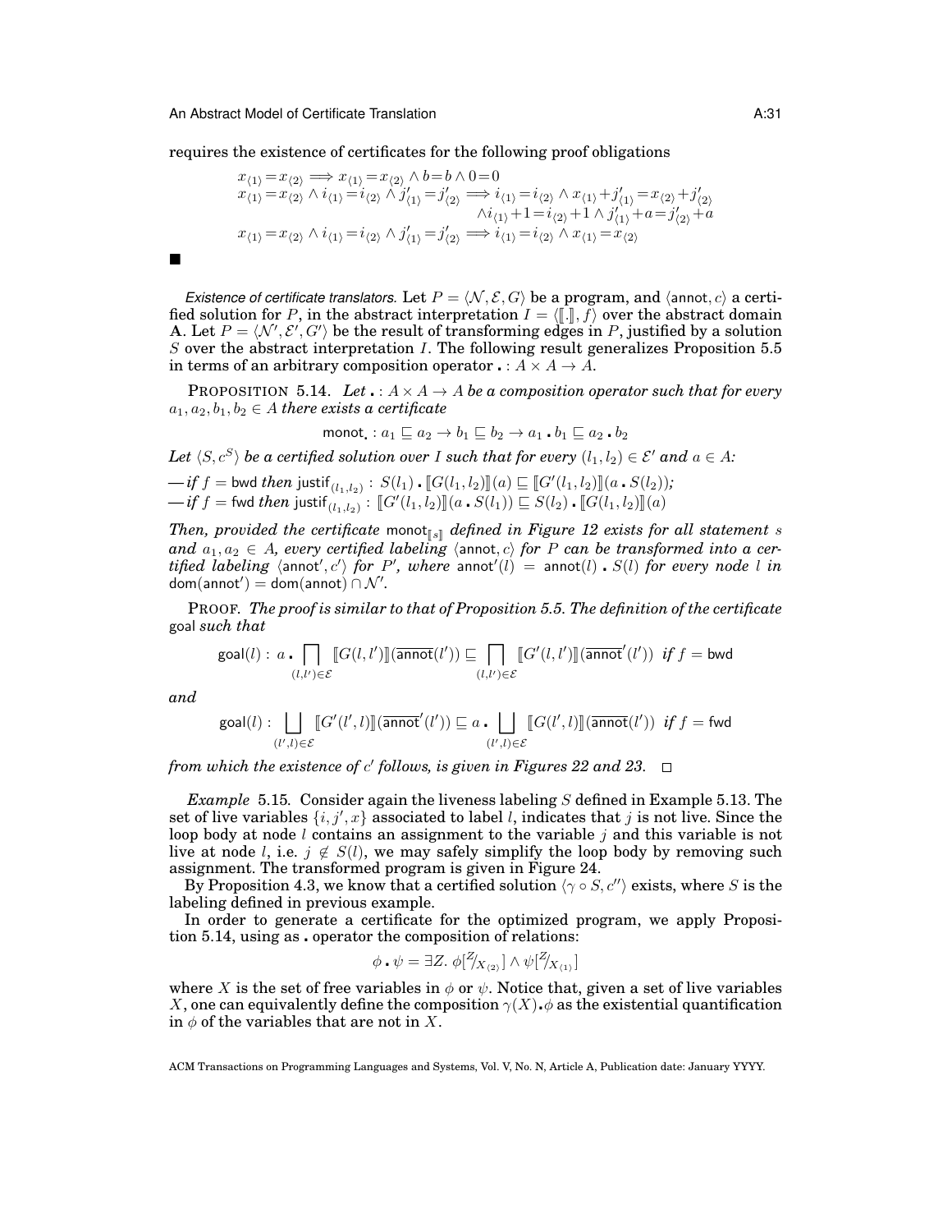requires the existence of certificates for the following proof obligations

$$
\begin{array}{l}
x_{\langle 1\rangle} = x_{\langle 2\rangle} \implies x_{\langle 1\rangle} = x_{\langle 2\rangle} \wedge b = b \wedge 0 = 0 \\
x_{\langle 1\rangle} = x_{\langle 2\rangle} \wedge i_{\langle 1\rangle} = i_{\langle 2\rangle} \wedge j'_{\langle 1\rangle} = j'_{\langle 2\rangle} \implies i_{\langle 1\rangle} = i_{\langle 2\rangle} \wedge x_{\langle 1\rangle} + j'_{\langle 1\rangle} = x_{\langle 2\rangle} + j'_{\langle 2\rangle} \\
\qquad\qquad\qquad\qquad\qquad\qquad\qquad\qquad \wedge i_{\langle 1\rangle} + 1 = i_{\langle 2\rangle} + 1 \wedge j'_{\langle 1\rangle} + a = j'_{\langle 2\rangle} + a \\
x_{\langle 1\rangle} = x_{\langle 2\rangle} \wedge i_{\langle 1\rangle} = i_{\langle 2\rangle} \wedge j'_{\langle 1\rangle} = j'_{\langle 2\rangle} \implies i_{\langle 1\rangle} = i_{\langle 2\rangle} \wedge x_{\langle 1\rangle} = x_{\langle 2\rangle}
\end{array}
$$

■

*Existence of certificate translators.* Let $P = \langle \mathcal{N}, \mathcal{E}, G \rangle$ be a program, and $\langle \mathsf{annot}, c \rangle$ a certified solution for $P$, in the abstract interpretation $I = \langle [\![.]\!], f \rangle$ over the abstract domain **A**. Let $P = \langle \mathcal{N}', \mathcal{E}', G' \rangle$ be the result of transforming edges in $P$, justified by a solution $S$ over the abstract interpretation $I$. The following result generalizes Proposition 5.5 in terms of an arbitrary composition operator $\centerdot : A \times A \to A$.

PROPOSITION 5.14. *Let $\centerdot : A \times A \to A$ be a composition operator such that for every $a_1, a_2, b_1, b_2 \in A$ there exists a certificate*

$$\mathsf{monot}_{\centerdot} : a_1 \sqsubseteq a_2 \to b_1 \sqsubseteq b_2 \to a_1 \centerdot b_1 \sqsubseteq a_2 \centerdot b_2$$

*Let $\langle S, c^S \rangle$ be a certified solution over $I$ such that for every $(l_1, l_2) \in \mathcal{E}'$ and $a \in A$:*

— *if $f = \mathsf{bwd}$ then $\mathsf{justif}_{(l_1,l_2)} : S(l_1) \centerdot [\![G(l_1, l_2)]\!](a) \sqsubseteq [\![G'(l_1, l_2)]\!](a \centerdot S(l_2))$;*
— *if $f = \mathsf{fwd}$ then $\mathsf{justif}_{(l_1,l_2)} : [\![G'(l_1, l_2)]\!](a \centerdot S(l_1)) \sqsubseteq S(l_2) \centerdot [\![G(l_1, l_2)]\!](a)$*

*Then, provided the certificate $\mathsf{monot}_{[\![s]\!]}$ defined in Figure 12 exists for all statement $s$ and $a_1, a_2 \in A$, every certified labeling $\langle \mathsf{annot}, c \rangle$ for $P$ can be transformed into a certified labeling $\langle \mathsf{annot}', c' \rangle$ for $P'$, where $\mathsf{annot}'(l) = \mathsf{annot}(l) \centerdot S(l)$ for every node $l$ in $\mathsf{dom}(\mathsf{annot}') = \mathsf{dom}(\mathsf{annot}) \cap \mathcal{N}'$.*

PROOF. *The proof is similar to that of Proposition 5.5. The definition of the certificate* goal *such that*

$$\mathsf{goal}(l) : a \centerdot \bigsqcap_{(l,l') \in \mathcal{E}} [\![G(l, l')]\!](\overline{\mathsf{annot}}(l')) \sqsubseteq \bigsqcap_{(l,l') \in \mathcal{E}} [\![G'(l, l')]\!](\overline{\mathsf{annot}}'(l')) \;\; \text{if } f = \mathsf{bwd}$$

*and*

$$\mathsf{goal}(l) : \bigsqcup_{(l',l) \in \mathcal{E}} [\![G'(l', l)]\!](\overline{\mathsf{annot}}'(l')) \sqsubseteq a \centerdot \bigsqcup_{(l',l) \in \mathcal{E}} [\![G(l', l)]\!](\overline{\mathsf{annot}}(l')) \;\; \text{if } f = \mathsf{fwd}$$

*from which the existence of $c'$ follows, is given in Figures 22 and 23.* □

*Example* 5.15. Consider again the liveness labeling $S$ defined in Example 5.13. The set of live variables $\{i, j', x\}$ associated to label $l$, indicates that $j$ is not live. Since the loop body at node $l$ contains an assignment to the variable $j$ and this variable is not live at node $l$, i.e. $j \notin S(l)$, we may safely simplify the loop body by removing such assignment. The transformed program is given in Figure 24.

By Proposition 4.3, we know that a certified solution $\langle \gamma \circ S, c'' \rangle$ exists, where $S$ is the labeling defined in previous example.

In order to generate a certificate for the optimized program, we apply Proposition 5.14, using as $\centerdot$ operator the composition of relations:

$$\phi \centerdot \psi = \exists Z.\ \phi[^{Z}/_{X_{\langle 2\rangle}}] \wedge \psi[^{Z}/_{X_{\langle 1\rangle}}]$$

where $X$ is the set of free variables in $\phi$ or $\psi$. Notice that, given a set of live variables $X$, one can equivalently define the composition $\gamma(X) \centerdot \phi$ as the existential quantification in $\phi$ of the variables that are not in $X$.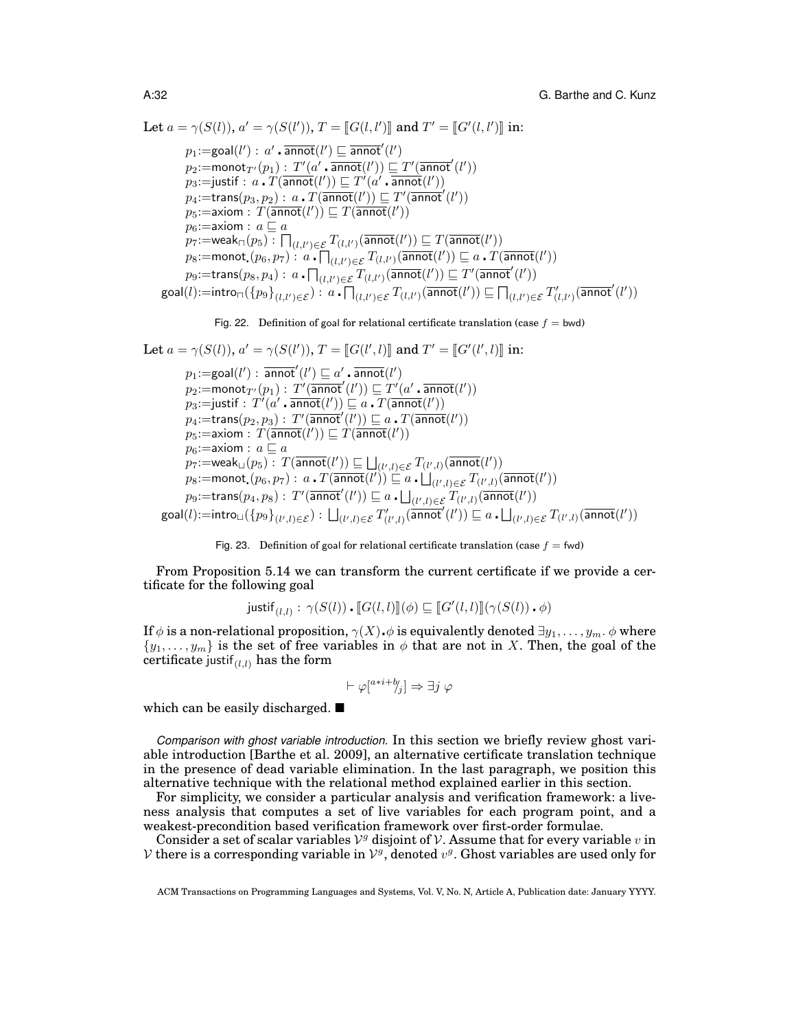Let $a = \gamma(S(l))$, $a' = \gamma(S(l'))$, $T = [\![G(l,l')]\!]$ and $T' = [\![G'(l,l')]\!]$ in:

$$
\begin{aligned}
&p_1 := \mathsf{goal}(l') : a' \centerdot \overline{\mathsf{annot}}(l') \sqsubseteq \overline{\mathsf{annot}}'(l') \\
&p_2 := \mathsf{monot}_{T'}(p_1) : T'(a' \centerdot \overline{\mathsf{annot}}(l')) \sqsubseteq T'(\overline{\mathsf{annot}}'(l')) \\
&p_3 := \mathsf{justif} : a \centerdot T(\overline{\mathsf{annot}}(l')) \sqsubseteq T'(a' \centerdot \overline{\mathsf{annot}}(l')) \\
&p_4 := \mathsf{trans}(p_3, p_2) : a \centerdot T(\overline{\mathsf{annot}}(l')) \sqsubseteq T'(\overline{\mathsf{annot}}'(l')) \\
&p_5 := \mathsf{axiom} : T(\overline{\mathsf{annot}}(l')) \sqsubseteq T(\overline{\mathsf{annot}}(l')) \\
&p_6 := \mathsf{axiom} : a \sqsubseteq a \\
&p_7 := \mathsf{weak}_{\sqcap}(p_5) : \textstyle\bigsqcap_{(l,l') \in \mathcal{E}} T_{(l,l')}(\overline{\mathsf{annot}}(l')) \sqsubseteq T(\overline{\mathsf{annot}}(l')) \\
&p_8 := \mathsf{monot}_{\centerdot}(p_6, p_7) : a \centerdot \textstyle\bigsqcap_{(l,l') \in \mathcal{E}} T_{(l,l')}(\overline{\mathsf{annot}}(l')) \sqsubseteq a \centerdot T(\overline{\mathsf{annot}}(l')) \\
&p_9 := \mathsf{trans}(p_8, p_4) : a \centerdot \textstyle\bigsqcap_{(l,l') \in \mathcal{E}} T_{(l,l')}(\overline{\mathsf{annot}}(l')) \sqsubseteq T'(\overline{\mathsf{annot}}'(l')) \\
&\mathsf{goal}(l) := \mathsf{intro}_{\sqcap}(\{p_9\}_{(l,l') \in \mathcal{E}}) : a \centerdot \textstyle\bigsqcap_{(l,l') \in \mathcal{E}} T_{(l,l')}(\overline{\mathsf{annot}}(l')) \sqsubseteq \textstyle\bigsqcap_{(l,l') \in \mathcal{E}} T'_{(l,l')}(\overline{\mathsf{annot}}'(l'))
\end{aligned}
$$

Fig. 22. Definition of goal for relational certificate translation (case $f = \mathsf{bwd}$)

Let $a = \gamma(S(l))$, $a' = \gamma(S(l'))$, $T = [\![G(l',l)]\!]$ and $T' = [\![G'(l',l)]\!]$ in:

$$
\begin{aligned}
&p_1 := \mathsf{goal}(l') : \overline{\mathsf{annot}}'(l') \sqsubseteq a' \centerdot \overline{\mathsf{annot}}(l') \\
&p_2 := \mathsf{monot}_{T'}(p_1) : T'(\overline{\mathsf{annot}}'(l')) \sqsubseteq T'(a' \centerdot \overline{\mathsf{annot}}(l')) \\
&p_3 := \mathsf{justif} : T'(a' \centerdot \overline{\mathsf{annot}}(l')) \sqsubseteq a \centerdot T(\overline{\mathsf{annot}}(l')) \\
&p_4 := \mathsf{trans}(p_2, p_3) : T'(\overline{\mathsf{annot}}'(l')) \sqsubseteq a \centerdot T(\overline{\mathsf{annot}}(l')) \\
&p_5 := \mathsf{axiom} : T(\overline{\mathsf{annot}}(l')) \sqsubseteq T(\overline{\mathsf{annot}}(l')) \\
&p_6 := \mathsf{axiom} : a \sqsubseteq a \\
&p_7 := \mathsf{weak}_{\sqcup}(p_5) : T(\overline{\mathsf{annot}}(l')) \sqsubseteq \textstyle\bigsqcup_{(l',l) \in \mathcal{E}} T_{(l',l)}(\overline{\mathsf{annot}}(l')) \\
&p_8 := \mathsf{monot}_{\centerdot}(p_6, p_7) : a \centerdot T(\overline{\mathsf{annot}}(l')) \sqsubseteq a \centerdot \textstyle\bigsqcup_{(l',l) \in \mathcal{E}} T_{(l',l)}(\overline{\mathsf{annot}}(l')) \\
&p_9 := \mathsf{trans}(p_4, p_8) : T'(\overline{\mathsf{annot}}'(l')) \sqsubseteq a \centerdot \textstyle\bigsqcup_{(l',l) \in \mathcal{E}} T_{(l',l)}(\overline{\mathsf{annot}}(l')) \\
&\mathsf{goal}(l) := \mathsf{intro}_{\sqcup}(\{p_9\}_{(l',l) \in \mathcal{E}}) : \textstyle\bigsqcup_{(l',l) \in \mathcal{E}} T'_{(l',l)}(\overline{\mathsf{annot}}'(l')) \sqsubseteq a \centerdot \textstyle\bigsqcup_{(l',l) \in \mathcal{E}} T_{(l',l)}(\overline{\mathsf{annot}}(l'))
\end{aligned}
$$

Fig. 23. Definition of goal for relational certificate translation (case $f = \mathsf{fwd}$)

From Proposition 5.14 we can transform the current certificate if we provide a certificate for the following goal

$$\mathsf{justif}_{(l,l)} : \gamma(S(l)) \centerdot [\![G(l,l)]\!](\phi) \sqsubseteq [\![G'(l,l)]\!](\gamma(S(l)) \centerdot \phi)$$

If $\phi$ is a non-relational proposition, $\gamma(X) \centerdot \phi$ is equivalently denoted $\exists y_1, \ldots, y_m.\ \phi$ where $\{y_1, \ldots, y_m\}$ is the set of free variables in $\phi$ that are not in $X$. Then, the goal of the certificate $\mathsf{justif}_{(l,l)}$ has the form

$$\vdash \varphi[^{a*i+b}/_j] \Rightarrow \exists j\ \varphi$$

which can be easily discharged. ∎

*Comparison with ghost variable introduction.* In this section we briefly review ghost variable introduction [Barthe et al. 2009], an alternative certificate translation technique in the presence of dead variable elimination. In the last paragraph, we position this alternative technique with the relational method explained earlier in this section.

For simplicity, we consider a particular analysis and verification framework: a liveness analysis that computes a set of live variables for each program point, and a weakest-precondition based verification framework over first-order formulae.

Consider a set of scalar variables $\mathcal{V}^g$ disjoint of $\mathcal{V}$. Assume that for every variable $v$ in $\mathcal{V}$ there is a corresponding variable in $\mathcal{V}^g$, denoted $v^g$. Ghost variables are used only for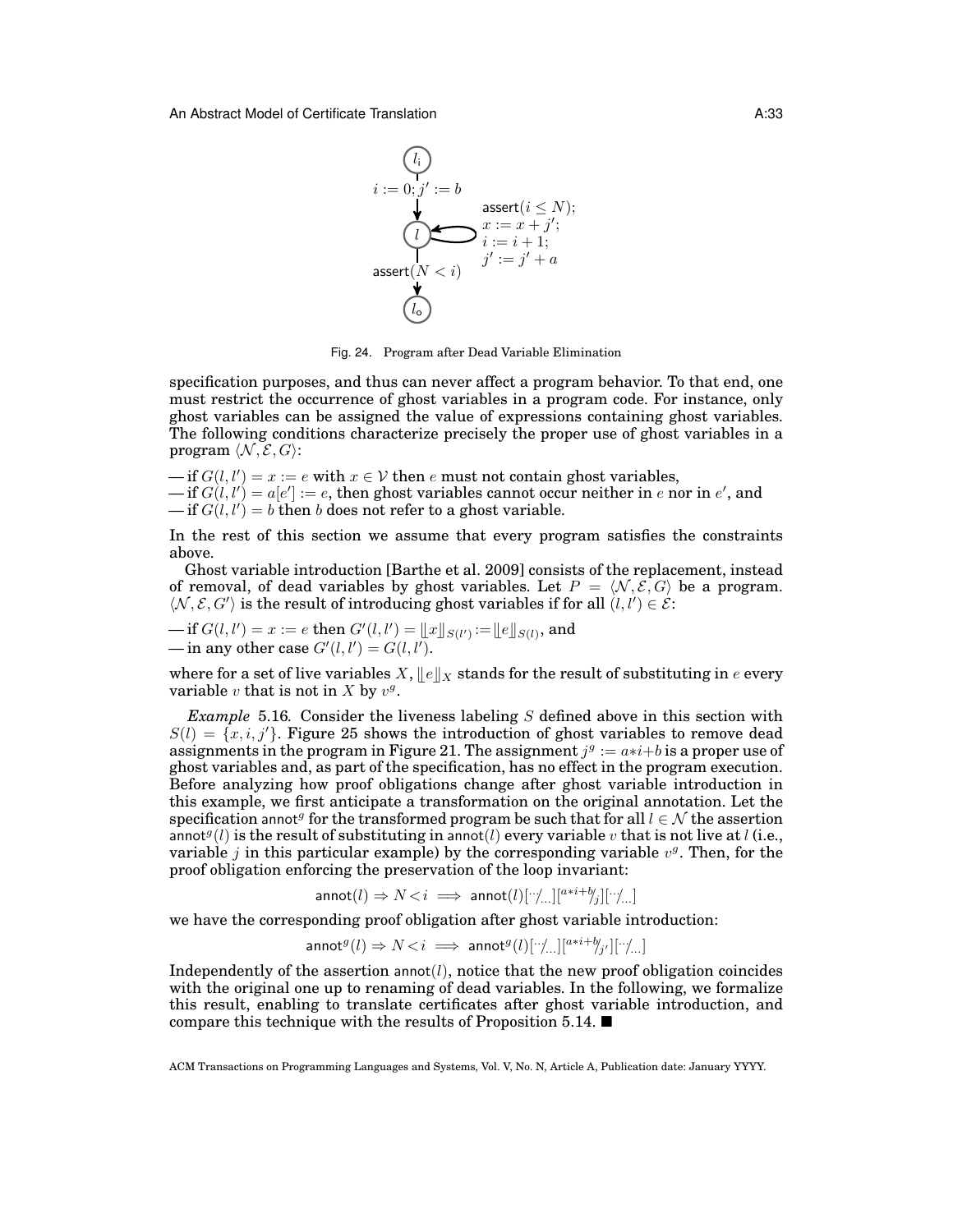Fig. 24. Program after Dead Variable Elimination

specification purposes, and thus can never affect a program behavior. To that end, one must restrict the occurrence of ghost variables in a program code. For instance, only ghost variables can be assigned the value of expressions containing ghost variables. The following conditions characterize precisely the proper use of ghost variables in a program $\langle \mathcal{N}, \mathcal{E}, G\rangle$:

— if $G(l, l') = x := e$ with $x \in \mathcal{V}$ then $e$ must not contain ghost variables,
— if $G(l, l') = a[e'] := e$, then ghost variables cannot occur neither in $e$ nor in $e'$, and
— if $G(l, l') = b$ then $b$ does not refer to a ghost variable.

In the rest of this section we assume that every program satisfies the constraints above.

Ghost variable introduction [Barthe et al. 2009] consists of the replacement, instead of removal, of dead variables by ghost variables. Let $P = \langle \mathcal{N}, \mathcal{E}, G\rangle$ be a program. $\langle \mathcal{N}, \mathcal{E}, G'\rangle$ is the result of introducing ghost variables if for all $(l, l') \in \mathcal{E}$:

— if $G(l, l') = x := e$ then $G'(l, l') = \llbracket x \rrbracket_{S(l')} := \llbracket e \rrbracket_{S(l)}$, and
— in any other case $G'(l, l') = G(l, l')$.

where for a set of live variables $X$, $\llbracket e \rrbracket_X$ stands for the result of substituting in $e$ every variable $v$ that is not in $X$ by $v^g$.

*Example* 5.16. Consider the liveness labeling $S$ defined above in this section with $S(l) = \{x, i, j'\}$. Figure 25 shows the introduction of ghost variables to remove dead assignments in the program in Figure 21. The assignment $j^g := a{*}i{+}b$ is a proper use of ghost variables and, as part of the specification, has no effect in the program execution. Before analyzing how proof obligations change after ghost variable introduction in this example, we first anticipate a transformation on the original annotation. Let the specification $\mathsf{annot}^g$ for the transformed program be such that for all $l \in \mathcal{N}$ the assertion $\mathsf{annot}^g(l)$ is the result of substituting in $\mathsf{annot}(l)$ every variable $v$ that is not live at $l$ (i.e., variable $j$ in this particular example) by the corresponding variable $v^g$. Then, for the proof obligation enforcing the preservation of the loop invariant:

$$\mathsf{annot}(l) \Rightarrow N < i \implies \mathsf{annot}(l)[\cdots\!/\!\ldots][{}^{a*i+b}\!/\!_{j}][\cdots\!/\!\ldots]$$

we have the corresponding proof obligation after ghost variable introduction:

$$\mathsf{annot}^g(l) \Rightarrow N < i \implies \mathsf{annot}^g(l)[\cdots\!/\!\ldots][{}^{a*i+b}\!/\!_{j'}][\cdots\!/\!\ldots]$$

Independently of the assertion $\mathsf{annot}(l)$, notice that the new proof obligation coincides with the original one up to renaming of dead variables. In the following, we formalize this result, enabling to translate certificates after ghost variable introduction, and compare this technique with the results of Proposition 5.14. ■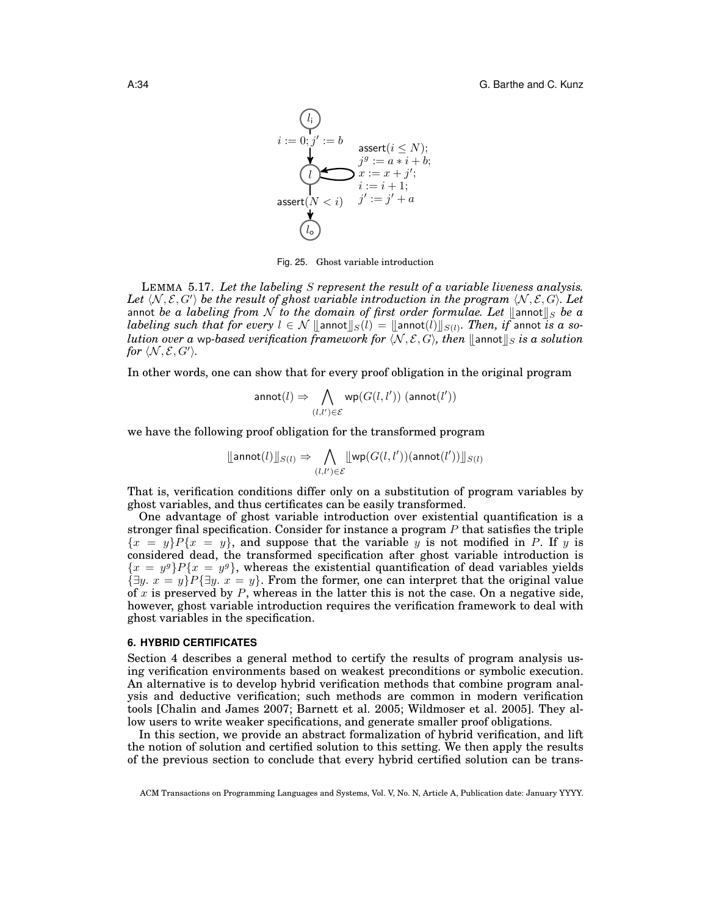Fig. 25. Ghost variable introduction

LEMMA 5.17. *Let the labeling $S$ represent the result of a variable liveness analysis. Let $\langle \mathcal{N}, \mathcal{E}, G' \rangle$ be the result of ghost variable introduction in the program $\langle \mathcal{N}, \mathcal{E}, G \rangle$. Let* annot *be a labeling from $\mathcal{N}$ to the domain of first order formulae. Let $\llbracket \mathsf{annot} \rrbracket_S$ be a labeling such that for every $l \in \mathcal{N}$ $\llbracket \mathsf{annot} \rrbracket_S(l) = \llbracket \mathsf{annot}(l) \rrbracket_{S(l)}$. Then, if* annot *is a solution over a* wp*-based verification framework for $\langle \mathcal{N}, \mathcal{E}, G \rangle$, then $\llbracket \mathsf{annot} \rrbracket_S$ is a solution for $\langle \mathcal{N}, \mathcal{E}, G' \rangle$.*

In other words, one can show that for every proof obligation in the original program

$$\mathsf{annot}(l) \Rightarrow \bigwedge_{(l,l') \in \mathcal{E}} \mathsf{wp}(G(l,l'))\ (\mathsf{annot}(l'))$$

we have the following proof obligation for the transformed program

$$\llbracket \mathsf{annot}(l) \rrbracket_{S(l)} \Rightarrow \bigwedge_{(l,l') \in \mathcal{E}} \llbracket \mathsf{wp}(G(l,l'))(\mathsf{annot}(l')) \rrbracket_{S(l)}$$

That is, verification conditions differ only on a substitution of program variables by ghost variables, and thus certificates can be easily transformed.

One advantage of ghost variable introduction over existential quantification is a stronger final specification. Consider for instance a program $P$ that satisfies the triple $\{x = y\}P\{x = y\}$, and suppose that the variable $y$ is not modified in $P$. If $y$ is considered dead, the transformed specification after ghost variable introduction is $\{x = y^g\}P\{x = y^g\}$, whereas the existential quantification of dead variables yields $\{\exists y.\ x = y\}P\{\exists y.\ x = y\}$. From the former, one can interpret that the original value of $x$ is preserved by $P$, whereas in the latter this is not the case. On a negative side, however, ghost variable introduction requires the verification framework to deal with ghost variables in the specification.

## 6. HYBRID CERTIFICATES

Section 4 describes a general method to certify the results of program analysis using verification environments based on weakest preconditions or symbolic execution. An alternative is to develop hybrid verification methods that combine program analysis and deductive verification; such methods are common in modern verification tools [Chalin and James 2007; Barnett et al. 2005; Wildmoser et al. 2005]. They allow users to write weaker specifications, and generate smaller proof obligations.

In this section, we provide an abstract formalization of hybrid verification, and lift the notion of solution and certified solution to this setting. We then apply the results of the previous section to conclude that every hybrid certified solution can be trans-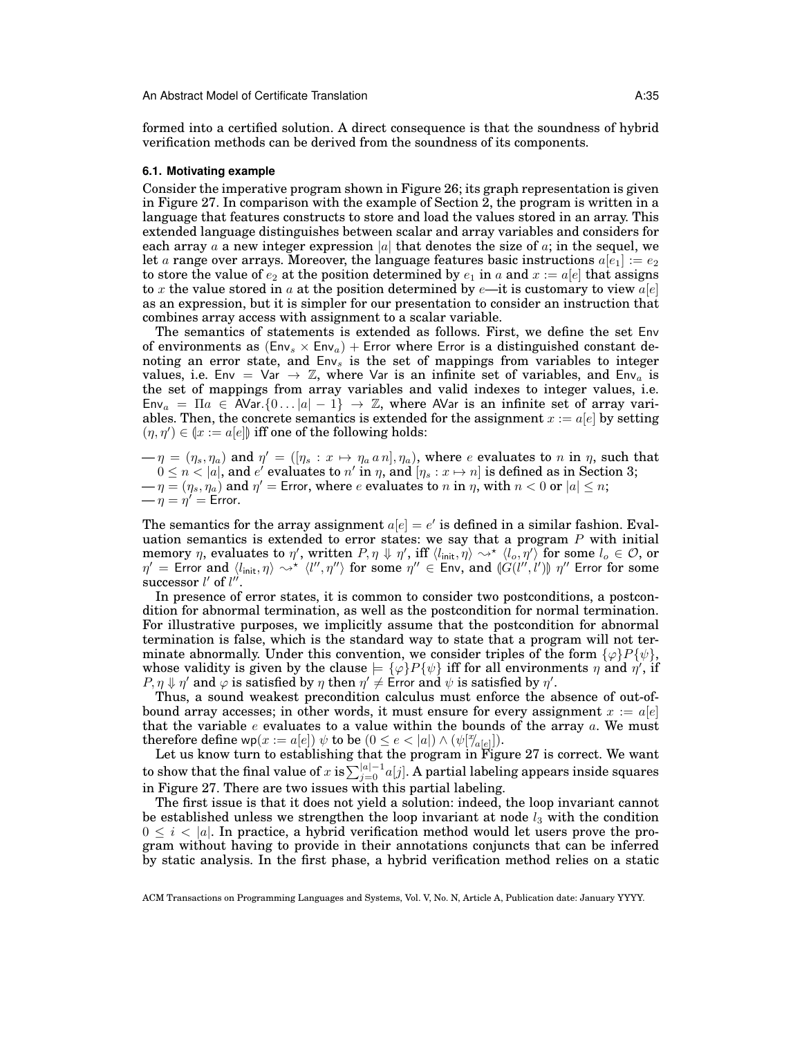formed into a certified solution. A direct consequence is that the soundness of hybrid verification methods can be derived from the soundness of its components.

### 6.1. Motivating example

Consider the imperative program shown in Figure 26; its graph representation is given in Figure 27. In comparison with the example of Section 2, the program is written in a language that features constructs to store and load the values stored in an array. This extended language distinguishes between scalar and array variables and considers for each array $a$ a new integer expression $|a|$ that denotes the size of $a$; in the sequel, we let $a$ range over arrays. Moreover, the language features basic instructions $a[e_1] := e_2$ to store the value of $e_2$ at the position determined by $e_1$ in $a$ and $x := a[e]$ that assigns to $x$ the value stored in $a$ at the position determined by $e$—it is customary to view $a[e]$ as an expression, but it is simpler for our presentation to consider an instruction that combines array access with assignment to a scalar variable.

The semantics of statements is extended as follows. First, we define the set $\mathsf{Env}$ of environments as $(\mathsf{Env}_s \times \mathsf{Env}_a) + \mathsf{Error}$ where $\mathsf{Error}$ is a distinguished constant denoting an error state, and $\mathsf{Env}_s$ is the set of mappings from variables to integer values, i.e. $\mathsf{Env} = \mathsf{Var} \to \mathbb{Z}$, where $\mathsf{Var}$ is an infinite set of variables, and $\mathsf{Env}_a$ is the set of mappings from array variables and valid indexes to integer values, i.e. $\mathsf{Env}_a = \Pi a \in \mathsf{AVar}.\{0 \ldots |a|-1\} \to \mathbb{Z}$, where $\mathsf{AVar}$ is an infinite set of array variables. Then, the concrete semantics is extended for the assignment $x := a[e]$ by setting $(\eta, \eta') \in (\!| x := a[e] |\!)$ iff one of the following holds:

— $\eta = (\eta_s, \eta_a)$ and $\eta' = ([\eta_s : x \mapsto \eta_a\, a\, n], \eta_a)$, where $e$ evaluates to $n$ in $\eta$, such that $0 \leq n < |a|$, and $e'$ evaluates to $n'$ in $\eta$, and $[\eta_s : x \mapsto n]$ is defined as in Section 3;
— $\eta = (\eta_s, \eta_a)$ and $\eta' = \mathsf{Error}$, where $e$ evaluates to $n$ in $\eta$, with $n < 0$ or $|a| \leq n$;
— $\eta = \eta' = \mathsf{Error}$.

The semantics for the array assignment $a[e] = e'$ is defined in a similar fashion. Evaluation semantics is extended to error states: we say that a program $P$ with initial memory $\eta$, evaluates to $\eta'$, written $P, \eta \Downarrow \eta'$, iff $\langle l_{\mathsf{init}}, \eta \rangle \rightsquigarrow^\star \langle l_o, \eta' \rangle$ for some $l_o \in \mathcal{O}$, or $\eta' = \mathsf{Error}$ and $\langle l_{\mathsf{init}}, \eta \rangle \rightsquigarrow^\star \langle l'', \eta'' \rangle$ for some $\eta'' \in \mathsf{Env}$, and $(\!| G(l'', l') |\!)\ \eta''\ \mathsf{Error}$ for some successor $l'$ of $l''$.

In presence of error states, it is common to consider two postconditions, a postcondition for abnormal termination, as well as the postcondition for normal termination. For illustrative purposes, we implicitly assume that the postcondition for abnormal termination is false, which is the standard way to state that a program will not terminate abnormally. Under this convention, we consider triples of the form $\{\varphi\}P\{\psi\}$, whose validity is given by the clause $\models \{\varphi\}P\{\psi\}$ iff for all environments $\eta$ and $\eta'$, if $P, \eta \Downarrow \eta'$ and $\varphi$ is satisfied by $\eta$ then $\eta' \neq \mathsf{Error}$ and $\psi$ is satisfied by $\eta'$.

Thus, a sound weakest precondition calculus must enforce the absence of out-of-bound array accesses; in other words, it must ensure for every assignment $x := a[e]$ that the variable $e$ evaluates to a value within the bounds of the array $a$. We must therefore define $\mathsf{wp}(x := a[e])\ \psi$ to be $(0 \leq e < |a|) \wedge (\psi[{}^{x}/_{a[e]}])$.

Let us know turn to establishing that the program in Figure 27 is correct. We want to show that the final value of $x$ is $\sum_{j=0}^{|a|-1} a[j]$. A partial labeling appears inside squares in Figure 27. There are two issues with this partial labeling.

The first issue is that it does not yield a solution: indeed, the loop invariant cannot be established unless we strengthen the loop invariant at node $l_3$ with the condition $0 \leq i < |a|$. In practice, a hybrid verification method would let users prove the program without having to provide in their annotations conjuncts that can be inferred by static analysis. In the first phase, a hybrid verification method relies on a static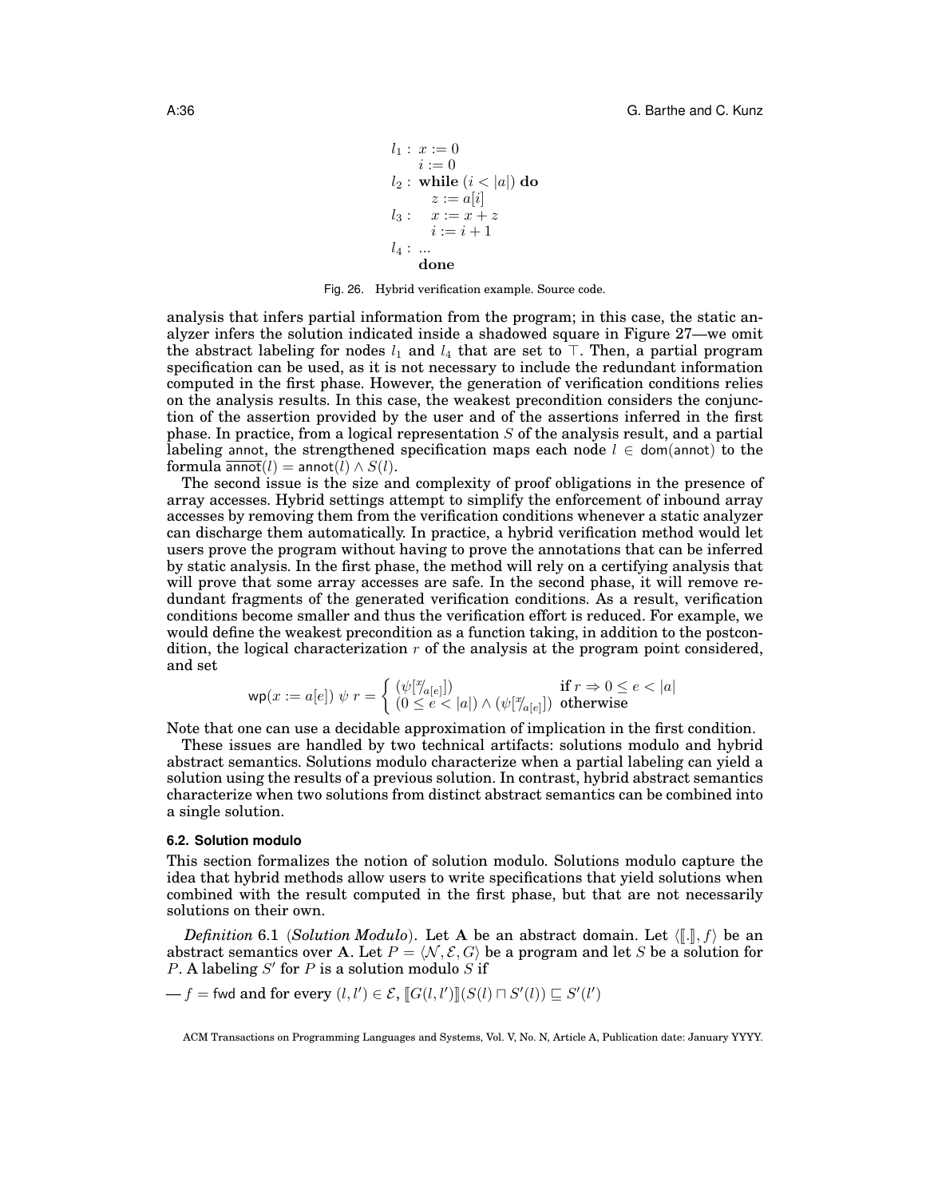$$
\begin{aligned}
l_1 :\ & x := 0 \\
& i := 0 \\
l_2 :\ & \textbf{while } (i < |a|) \textbf{ do} \\
& \quad z := a[i] \\
l_3 :\ & \quad x := x + z \\
& \quad i := i + 1 \\
l_4 :\ & \ldots \\
& \textbf{done}
\end{aligned}
$$

Fig. 26. Hybrid verification example. Source code.

analysis that infers partial information from the program; in this case, the static analyzer infers the solution indicated inside a shadowed square in Figure 27—we omit the abstract labeling for nodes $l_1$ and $l_4$ that are set to $\top$. Then, a partial program specification can be used, as it is not necessary to include the redundant information computed in the first phase. However, the generation of verification conditions relies on the analysis results. In this case, the weakest precondition considers the conjunction of the assertion provided by the user and of the assertions inferred in the first phase. In practice, from a logical representation $S$ of the analysis result, and a partial labeling $\mathsf{annot}$, the strengthened specification maps each node $l \in \mathsf{dom}(\mathsf{annot})$ to the formula $\overline{\mathsf{annot}}(l) = \mathsf{annot}(l) \wedge S(l)$.

The second issue is the size and complexity of proof obligations in the presence of array accesses. Hybrid settings attempt to simplify the enforcement of inbound array accesses by removing them from the verification conditions whenever a static analyzer can discharge them automatically. In practice, a hybrid verification method would let users prove the program without having to prove the annotations that can be inferred by static analysis. In the first phase, the method will rely on a certifying analysis that will prove that some array accesses are safe. In the second phase, it will remove redundant fragments of the generated verification conditions. As a result, verification conditions become smaller and thus the verification effort is reduced. For example, we would define the weakest precondition as a function taking, in addition to the postcondition, the logical characterization $r$ of the analysis at the program point considered, and set

$$
\mathsf{wp}(x := a[e])\ \psi\ r = \begin{cases} (\psi[{}^{x}\!/\!_{a[e]}]) & \textbf{if } r \Rightarrow 0 \le e < |a| \\ (0 \le e < |a|) \wedge (\psi[{}^{x}\!/\!_{a[e]}]) & \text{otherwise} \end{cases}
$$

Note that one can use a decidable approximation of implication in the first condition.

These issues are handled by two technical artifacts: solutions modulo and hybrid abstract semantics. Solutions modulo characterize when a partial labeling can yield a solution using the results of a previous solution. In contrast, hybrid abstract semantics characterize when two solutions from distinct abstract semantics can be combined into a single solution.

### 6.2. Solution modulo

This section formalizes the notion of solution modulo. Solutions modulo capture the idea that hybrid methods allow users to write specifications that yield solutions when combined with the result computed in the first phase, but that are not necessarily solutions on their own.

*Definition* 6.1 (*Solution Modulo*). Let $\mathbf{A}$ be an abstract domain. Let $\langle [\![.]\!], f\rangle$ be an abstract semantics over $\mathbf{A}$. Let $P = \langle \mathcal{N}, \mathcal{E}, G\rangle$ be a program and let $S$ be a solution for $P$. A labeling $S'$ for $P$ is a solution modulo $S$ if

— $f = \mathsf{fwd}$ and for every $(l, l') \in \mathcal{E}$, $[\![G(l, l')]\!](S(l) \sqcap S'(l)) \sqsubseteq S'(l')$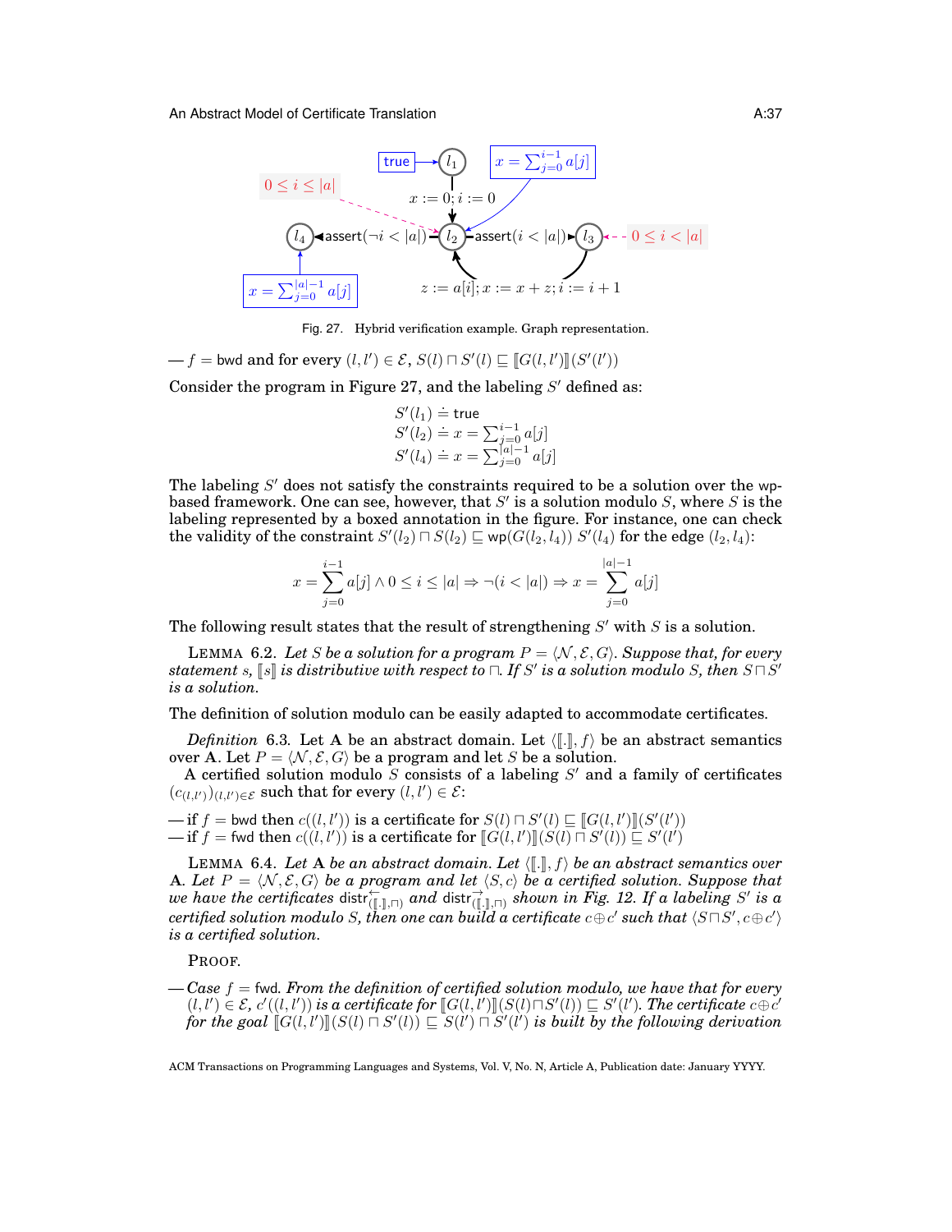Fig. 27. Hybrid verification example. Graph representation.

— $f = \mathsf{bwd}$ and for every $(l, l') \in \mathcal{E}$, $S(l) \sqcap S'(l) \sqsubseteq [\![G(l, l')]\!](S'(l'))$

Consider the program in Figure 27, and the labeling $S'$ defined as:

$$
\begin{aligned}
S'(l_1) &\doteq \mathsf{true} \\
S'(l_2) &\doteq x = \textstyle\sum_{j=0}^{i-1} a[j] \\
S'(l_4) &\doteq x = \textstyle\sum_{j=0}^{|a|-1} a[j]
\end{aligned}
$$

The labeling $S'$ does not satisfy the constraints required to be a solution over the wp-based framework. One can see, however, that $S'$ is a solution modulo $S$, where $S$ is the labeling represented by a boxed annotation in the figure. For instance, one can check the validity of the constraint $S'(l_2) \sqcap S(l_2) \sqsubseteq \mathsf{wp}(G(l_2, l_4))\ S'(l_4)$ for the edge $(l_2, l_4)$:

$$
x = \sum_{j=0}^{i-1} a[j] \wedge 0 \le i \le |a| \Rightarrow \neg(i < |a|) \Rightarrow x = \sum_{j=0}^{|a|-1} a[j]
$$

The following result states that the result of strengthening $S'$ with $S$ is a solution.

LEMMA 6.2. *Let $S$ be a solution for a program $P = \langle \mathcal{N}, \mathcal{E}, G \rangle$. Suppose that, for every statement $s$, $[\![s]\!]$ is distributive with respect to $\sqcap$. If $S'$ is a solution modulo $S$, then $S \sqcap S'$ is a solution.*

The definition of solution modulo can be easily adapted to accommodate certificates.

*Definition* 6.3. Let $\mathbf{A}$ be an abstract domain. Let $\langle [\![.]\!], f \rangle$ be an abstract semantics over $\mathbf{A}$. Let $P = \langle \mathcal{N}, \mathcal{E}, G \rangle$ be a program and let $S$ be a solution.

A certified solution modulo $S$ consists of a labeling $S'$ and a family of certificates $(c_{(l,l')})_{(l,l') \in \mathcal{E}}$ such that for every $(l, l') \in \mathcal{E}$:

— if $f = \mathsf{bwd}$ then $c((l, l'))$ is a certificate for $S(l) \sqcap S'(l) \sqsubseteq [\![G(l, l')]\!](S'(l'))$
— if $f = \mathsf{fwd}$ then $c((l, l'))$ is a certificate for $[\![G(l, l')]\!](S(l) \sqcap S'(l)) \sqsubseteq S'(l')$

LEMMA 6.4. *Let $\mathbf{A}$ be an abstract domain. Let $\langle [\![.]\!], f \rangle$ be an abstract semantics over $\mathbf{A}$. Let $P = \langle \mathcal{N}, \mathcal{E}, G \rangle$ be a program and let $\langle S, c \rangle$ be a certified solution. Suppose that we have the certificates $\mathsf{distr}^{\leftarrow}_{([\![.]\!], \sqcap)}$ and $\mathsf{distr}^{\rightarrow}_{([\![.]\!], \sqcap)}$ shown in Fig. 12. If a labeling $S'$ is a certified solution modulo $S$, then one can build a certificate $c \oplus c'$ such that $\langle S \sqcap S', c \oplus c' \rangle$ is a certified solution.*

PROOF.

— *Case $f = \mathsf{fwd}$. From the definition of certified solution modulo, we have that for every $(l, l') \in \mathcal{E}$, $c'((l, l'))$ is a certificate for $[\![G(l, l')]\!](S(l) \sqcap S'(l)) \sqsubseteq S'(l')$. The certificate $c \oplus c'$ for the goal $[\![G(l, l')]\!](S(l) \sqcap S'(l)) \sqsubseteq S(l') \sqcap S'(l')$ is built by the following derivation*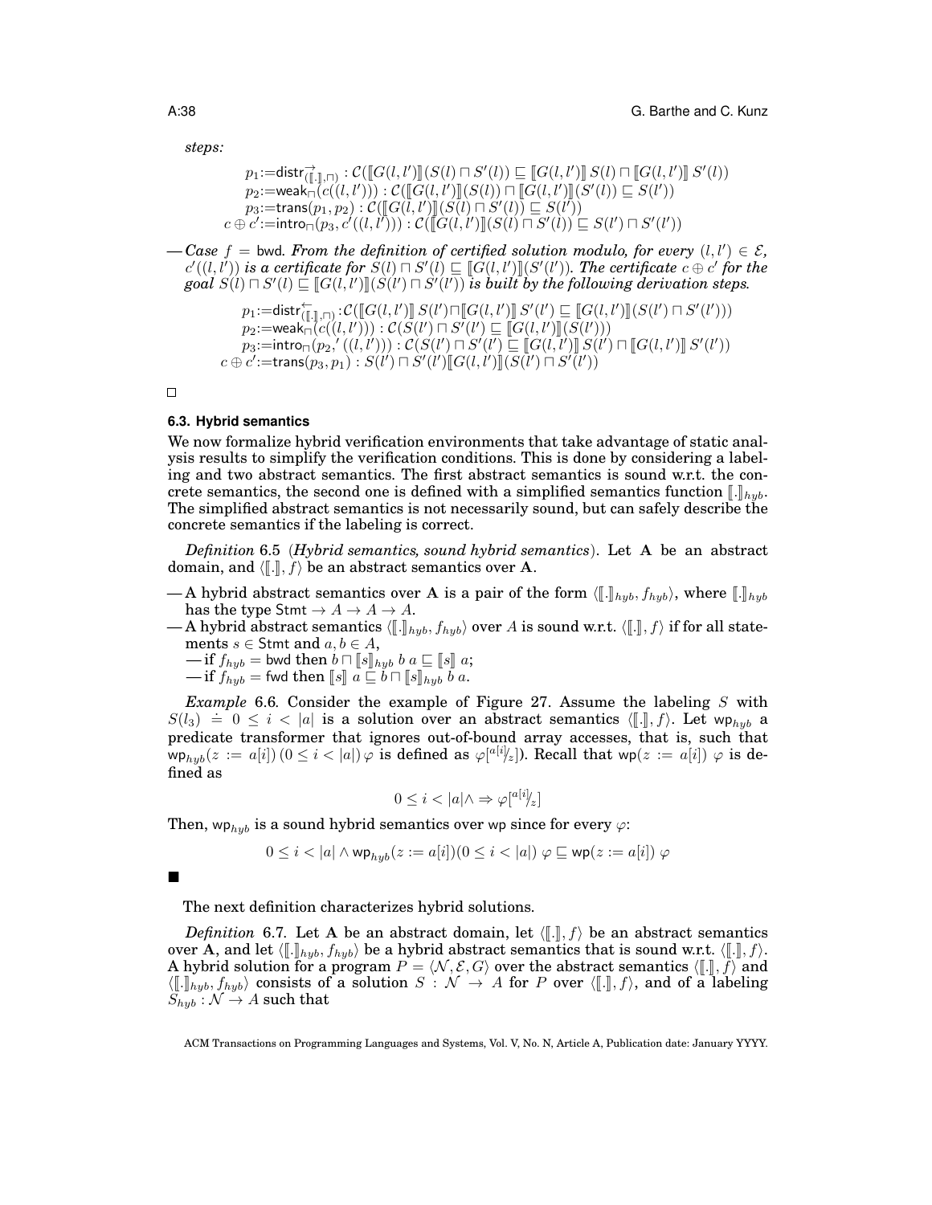*steps:*

$$
\begin{array}{r}
p_1{:=}\mathsf{distr}^{\rightarrow}_{(\llbracket.\rrbracket,\sqcap)} : \mathcal{C}(\llbracket G(l,l')\rrbracket(S(l) \sqcap S'(l)) \sqsubseteq \llbracket G(l,l')\rrbracket\, S(l) \sqcap \llbracket G(l,l')\rrbracket\, S'(l)) \\
p_2{:=}\mathsf{weak}_{\sqcap}(c((l,l'))) : \mathcal{C}(\llbracket G(l,l')\rrbracket(S(l)) \sqcap \llbracket G(l,l')\rrbracket(S'(l)) \sqsubseteq S(l')) \\
p_3{:=}\mathsf{trans}(p_1,p_2) : \mathcal{C}(\llbracket G(l,l')\rrbracket(S(l) \sqcap S'(l)) \sqsubseteq S(l')) \\
c \oplus c'{:=}\mathsf{intro}_{\sqcap}(p_3, c'((l,l'))) : \mathcal{C}(\llbracket G(l,l')\rrbracket(S(l) \sqcap S'(l)) \sqsubseteq S(l') \sqcap S'(l'))
\end{array}
$$

— *Case* $f = \mathsf{bwd}$. *From the definition of certified solution modulo, for every* $(l,l') \in \mathcal{E}$, $c'((l,l'))$ *is a certificate for* $S(l) \sqcap S'(l) \sqsubseteq \llbracket G(l,l')\rrbracket(S'(l'))$. *The certificate* $c \oplus c'$ *for the goal* $S(l) \sqcap S'(l) \sqsubseteq \llbracket G(l,l')\rrbracket(S(l') \sqcap S'(l'))$ *is built by the following derivation steps.*

$$
\begin{array}{r}
p_1{:=}\mathsf{distr}^{\leftarrow}_{(\llbracket.\rrbracket,\sqcap)} {:}\, \mathcal{C}(\llbracket G(l,l')\rrbracket\, S(l') {\sqcap} \llbracket G(l,l')\rrbracket\, S'(l') \sqsubseteq \llbracket G(l,l')\rrbracket(S(l') \sqcap S'(l'))) \\
p_2{:=}\mathsf{weak}_{\sqcap}(c((l,l'))) : \mathcal{C}(S(l') \sqcap S'(l') \sqsubseteq \llbracket G(l,l')\rrbracket(S(l'))) \\
p_3{:=}\mathsf{intro}_{\sqcap}(p_2,' ((l,l'))) : \mathcal{C}(S(l') \sqcap S'(l') \sqsubseteq \llbracket G(l,l')\rrbracket\, S(l') \sqcap \llbracket G(l,l')\rrbracket\, S'(l')) \\
c \oplus c'{:=}\mathsf{trans}(p_3,p_1) : S(l') \sqcap S'(l') \llbracket G(l,l')\rrbracket(S(l') \sqcap S'(l'))
\end{array}
$$

□

### 6.3. Hybrid semantics

We now formalize hybrid verification environments that take advantage of static analysis results to simplify the verification conditions. This is done by considering a labeling and two abstract semantics. The first abstract semantics is sound w.r.t. the concrete semantics, the second one is defined with a simplified semantics function $\llbracket.\rrbracket_{hyb}$. The simplified abstract semantics is not necessarily sound, but can safely describe the concrete semantics if the labeling is correct.

*Definition* 6.5 (*Hybrid semantics, sound hybrid semantics*). Let $\mathbf{A}$ be an abstract domain, and $\langle\llbracket.\rrbracket, f\rangle$ be an abstract semantics over $\mathbf{A}$.

— A hybrid abstract semantics over $\mathbf{A}$ is a pair of the form $\langle\llbracket.\rrbracket_{hyb}, f_{hyb}\rangle$, where $\llbracket.\rrbracket_{hyb}$ has the type $\mathsf{Stmt} \to A \to A \to A$.
— A hybrid abstract semantics $\langle\llbracket.\rrbracket_{hyb}, f_{hyb}\rangle$ over $A$ is sound w.r.t. $\langle\llbracket.\rrbracket, f\rangle$ if for all statements $s \in \mathsf{Stmt}$ and $a, b \in A$,
  — if $f_{hyb} = \mathsf{bwd}$ then $b \sqcap \llbracket s\rrbracket_{hyb}\; b\; a \sqsubseteq \llbracket s\rrbracket\; a$;
  — if $f_{hyb} = \mathsf{fwd}$ then $\llbracket s\rrbracket\; a \sqsubseteq b \sqcap \llbracket s\rrbracket_{hyb}\; b\; a$.

*Example* 6.6. Consider the example of Figure 27. Assume the labeling $S$ with $S(l_3) \doteq 0 \le i < |a|$ is a solution over an abstract semantics $\langle\llbracket.\rrbracket, f\rangle$. Let $\mathsf{wp}_{hyb}$ a predicate transformer that ignores out-of-bound array accesses, that is, such that $\mathsf{wp}_{hyb}(z := a[i])\,(0 \le i < |a|)\,\varphi$ is defined as $\varphi[^{a[i]}/_{z}]$). Recall that $\mathsf{wp}(z := a[i])\;\varphi$ is defined as

$$0 \le i < |a| \wedge \Rightarrow \varphi[^{a[i]}/_{z}]$$

Then, $\mathsf{wp}_{hyb}$ is a sound hybrid semantics over $\mathsf{wp}$ since for every $\varphi$:

$$0 \le i < |a| \wedge \mathsf{wp}_{hyb}(z := a[i])(0 \le i < |a|)\;\varphi \sqsubseteq \mathsf{wp}(z := a[i])\;\varphi$$

■

The next definition characterizes hybrid solutions.

*Definition* 6.7. Let $\mathbf{A}$ be an abstract domain, let $\langle\llbracket.\rrbracket, f\rangle$ be an abstract semantics over $\mathbf{A}$, and let $\langle\llbracket.\rrbracket_{hyb}, f_{hyb}\rangle$ be a hybrid abstract semantics that is sound w.r.t. $\langle\llbracket.\rrbracket, f\rangle$. A hybrid solution for a program $P = \langle\mathcal{N}, \mathcal{E}, G\rangle$ over the abstract semantics $\langle\llbracket.\rrbracket, f\rangle$ and $\langle\llbracket.\rrbracket_{hyb}, f_{hyb}\rangle$ consists of a solution $S : \mathcal{N} \to A$ for $P$ over $\langle\llbracket.\rrbracket, f\rangle$, and of a labeling $S_{hyb} : \mathcal{N} \to A$ such that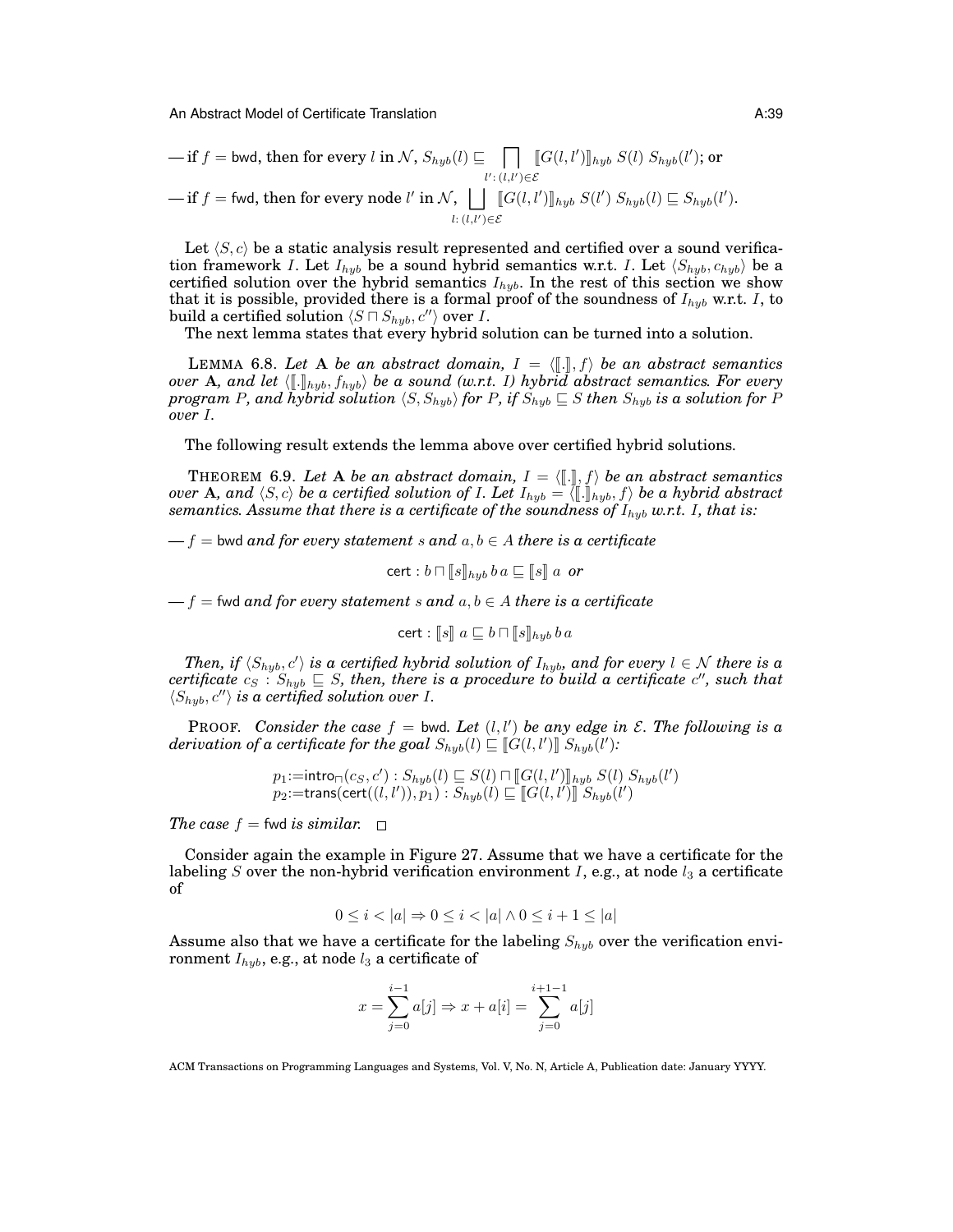— if $f = \mathsf{bwd}$, then for every $l$ in $\mathcal{N}$, $S_{hyb}(l) \sqsubseteq \bigsqcap_{l' : (l,l') \in \mathcal{E}} [\![G(l,l')]\!]_{hyb}\ S(l)\ S_{hyb}(l')$; or

— if $f = \mathsf{fwd}$, then for every node $l'$ in $\mathcal{N}$, $\bigsqcup_{l : (l,l') \in \mathcal{E}} [\![G(l,l')]\!]_{hyb}\ S(l')\ S_{hyb}(l) \sqsubseteq S_{hyb}(l')$.

Let $\langle S, c \rangle$ be a static analysis result represented and certified over a sound verification framework $I$. Let $I_{hyb}$ be a sound hybrid semantics w.r.t. $I$. Let $\langle S_{hyb}, c_{hyb} \rangle$ be a certified solution over the hybrid semantics $I_{hyb}$. In the rest of this section we show that it is possible, provided there is a formal proof of the soundness of $I_{hyb}$ w.r.t. $I$, to build a certified solution $\langle S \sqcap S_{hyb}, c'' \rangle$ over $I$.

The next lemma states that every hybrid solution can be turned into a solution.

LEMMA 6.8. *Let* $\mathbf{A}$ *be an abstract domain,* $I = \langle [\![.]\!], f \rangle$ *be an abstract semantics over* $\mathbf{A}$*, and let* $\langle [\![.]\!]_{hyb}, f_{hyb} \rangle$ *be a sound (w.r.t.* $I$*) hybrid abstract semantics. For every program* $P$*, and hybrid solution* $\langle S, S_{hyb} \rangle$ *for* $P$*, if* $S_{hyb} \sqsubseteq S$ *then* $S_{hyb}$ *is a solution for* $P$ *over* $I$*.*

The following result extends the lemma above over certified hybrid solutions.

THEOREM 6.9. *Let* $\mathbf{A}$ *be an abstract domain,* $I = \langle [\![.]\!], f \rangle$ *be an abstract semantics over* $\mathbf{A}$*, and* $\langle S, c \rangle$ *be a certified solution of* $I$*. Let* $I_{hyb} = \langle [\![.]\!]_{hyb}, f \rangle$ *be a hybrid abstract semantics. Assume that there is a certificate of the soundness of* $I_{hyb}$ *w.r.t.* $I$*, that is:*

— $f = \mathsf{bwd}$ *and for every statement* $s$ *and* $a, b \in A$ *there is a certificate*

$$\mathsf{cert} : b \sqcap [\![s]\!]_{hyb}\ b\ a \sqsubseteq [\![s]\!]\ a \ \ \textit{or}$$

— $f = \mathsf{fwd}$ *and for every statement* $s$ *and* $a, b \in A$ *there is a certificate*

$$\mathsf{cert} : [\![s]\!]\ a \sqsubseteq b \sqcap [\![s]\!]_{hyb}\ b\ a$$

*Then, if* $\langle S_{hyb}, c' \rangle$ *is a certified hybrid solution of* $I_{hyb}$*, and for every* $l \in \mathcal{N}$ *there is a certificate* $c_S : S_{hyb} \sqsubseteq S$*, then, there is a procedure to build a certificate* $c''$*, such that* $\langle S_{hyb}, c'' \rangle$ *is a certified solution over* $I$*.*

PROOF. *Consider the case* $f = \mathsf{bwd}$*. Let* $(l, l')$ *be any edge in* $\mathcal{E}$*. The following is a derivation of a certificate for the goal* $S_{hyb}(l) \sqsubseteq [\![G(l,l')]\!]\ S_{hyb}(l')$*:*

$$p_1 {:=} \mathsf{intro}_{\sqcap}(c_S, c') : S_{hyb}(l) \sqsubseteq S(l) \sqcap [\![G(l,l')]\!]_{hyb}\ S(l)\ S_{hyb}(l')$$
$$p_2 {:=} \mathsf{trans}(\mathsf{cert}((l,l')), p_1) : S_{hyb}(l) \sqsubseteq [\![G(l,l')]\!]\ S_{hyb}(l')$$

*The case* $f = \mathsf{fwd}$ *is similar.* $\square$

Consider again the example in Figure 27. Assume that we have a certificate for the labeling $S$ over the non-hybrid verification environment $I$, e.g., at node $l_3$ a certificate of

$$0 \le i < |a| \Rightarrow 0 \le i < |a| \wedge 0 \le i + 1 \le |a|$$

Assume also that we have a certificate for the labeling $S_{hyb}$ over the verification environment $I_{hyb}$, e.g., at node $l_3$ a certificate of

$$x = \sum_{j=0}^{i-1} a[j] \Rightarrow x + a[i] = \sum_{j=0}^{i+1-1} a[j]$$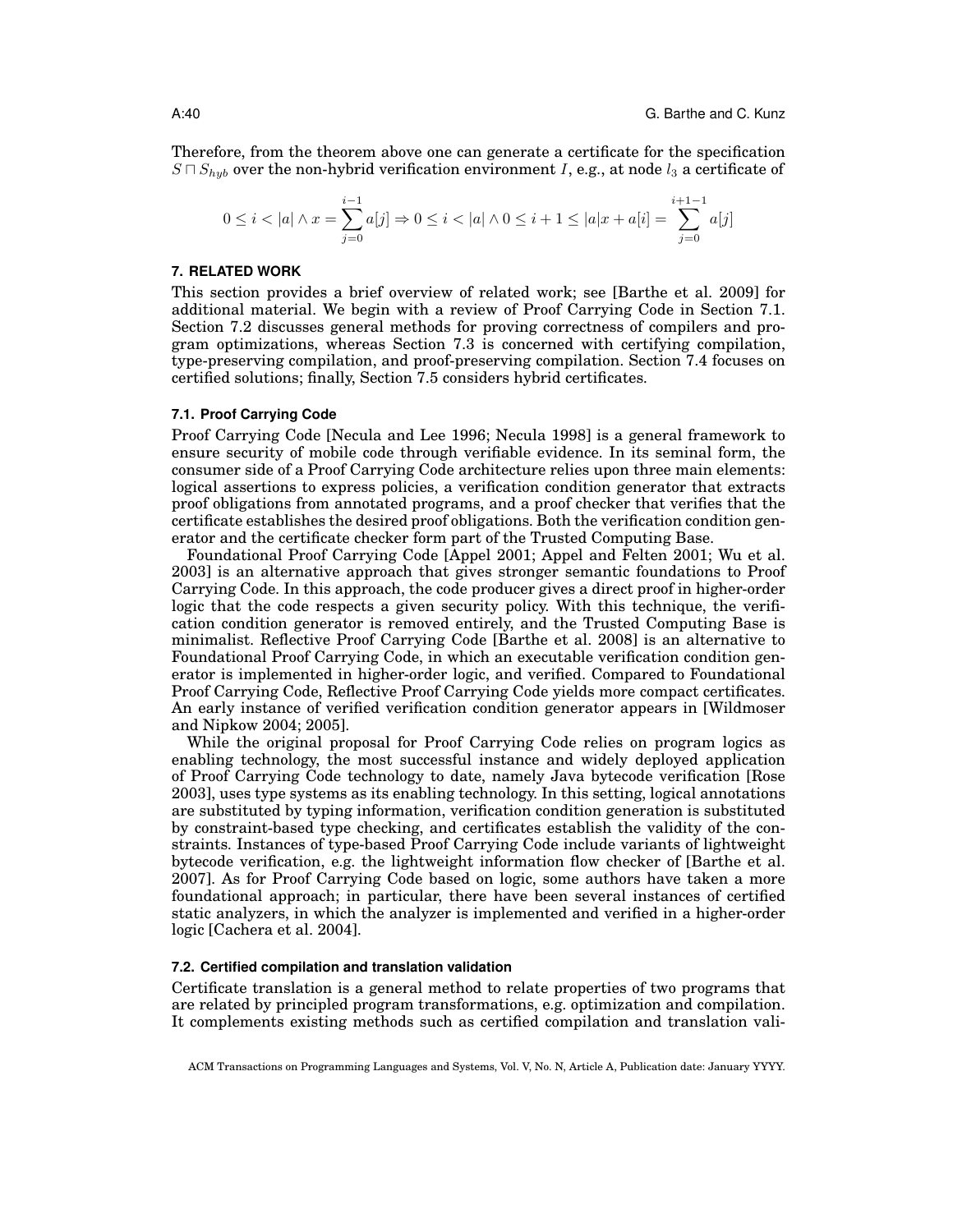Therefore, from the theorem above one can generate a certificate for the specification $S \sqcap S_{hyb}$ over the non-hybrid verification environment $I$, e.g., at node $l_3$ a certificate of

$$0 \leq i < |a| \wedge x = \sum_{j=0}^{i-1} a[j] \Rightarrow 0 \leq i < |a| \wedge 0 \leq i+1 \leq |a| x + a[i] = \sum_{j=0}^{i+1-1} a[j]$$

## 7. RELATED WORK

This section provides a brief overview of related work; see [Barthe et al. 2009] for additional material. We begin with a review of Proof Carrying Code in Section 7.1. Section 7.2 discusses general methods for proving correctness of compilers and program optimizations, whereas Section 7.3 is concerned with certifying compilation, type-preserving compilation, and proof-preserving compilation. Section 7.4 focuses on certified solutions; finally, Section 7.5 considers hybrid certificates.

### 7.1. Proof Carrying Code

Proof Carrying Code [Necula and Lee 1996; Necula 1998] is a general framework to ensure security of mobile code through verifiable evidence. In its seminal form, the consumer side of a Proof Carrying Code architecture relies upon three main elements: logical assertions to express policies, a verification condition generator that extracts proof obligations from annotated programs, and a proof checker that verifies that the certificate establishes the desired proof obligations. Both the verification condition generator and the certificate checker form part of the Trusted Computing Base.

Foundational Proof Carrying Code [Appel 2001; Appel and Felten 2001; Wu et al. 2003] is an alternative approach that gives stronger semantic foundations to Proof Carrying Code. In this approach, the code producer gives a direct proof in higher-order logic that the code respects a given security policy. With this technique, the verification condition generator is removed entirely, and the Trusted Computing Base is minimalist. Reflective Proof Carrying Code [Barthe et al. 2008] is an alternative to Foundational Proof Carrying Code, in which an executable verification condition generator is implemented in higher-order logic, and verified. Compared to Foundational Proof Carrying Code, Reflective Proof Carrying Code yields more compact certificates. An early instance of verified verification condition generator appears in [Wildmoser and Nipkow 2004; 2005].

While the original proposal for Proof Carrying Code relies on program logics as enabling technology, the most successful instance and widely deployed application of Proof Carrying Code technology to date, namely Java bytecode verification [Rose 2003], uses type systems as its enabling technology. In this setting, logical annotations are substituted by typing information, verification condition generation is substituted by constraint-based type checking, and certificates establish the validity of the constraints. Instances of type-based Proof Carrying Code include variants of lightweight bytecode verification, e.g. the lightweight information flow checker of [Barthe et al. 2007]. As for Proof Carrying Code based on logic, some authors have taken a more foundational approach; in particular, there have been several instances of certified static analyzers, in which the analyzer is implemented and verified in a higher-order logic [Cachera et al. 2004].

### 7.2. Certified compilation and translation validation

Certificate translation is a general method to relate properties of two programs that are related by principled program transformations, e.g. optimization and compilation. It complements existing methods such as certified compilation and translation vali-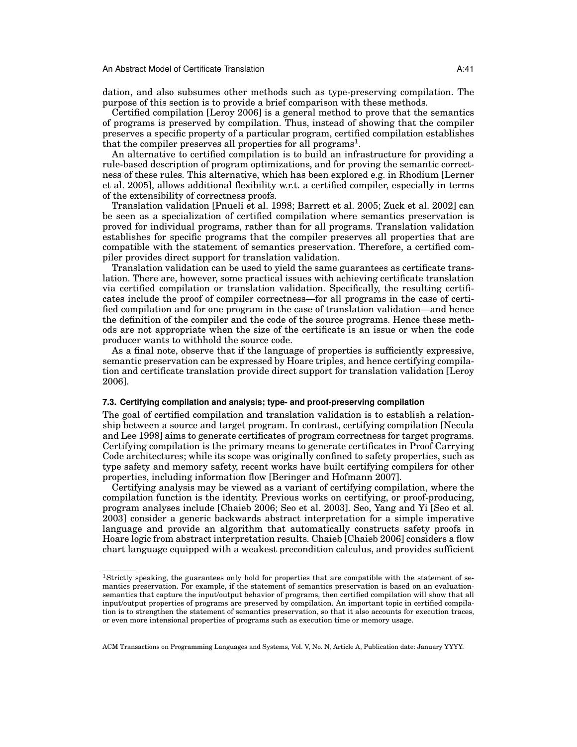dation, and also subsumes other methods such as type-preserving compilation. The purpose of this section is to provide a brief comparison with these methods.

Certified compilation [Leroy 2006] is a general method to prove that the semantics of programs is preserved by compilation. Thus, instead of showing that the compiler preserves a specific property of a particular program, certified compilation establishes that the compiler preserves all properties for all programs[1].

An alternative to certified compilation is to build an infrastructure for providing a rule-based description of program optimizations, and for proving the semantic correctness of these rules. This alternative, which has been explored e.g. in Rhodium [Lerner et al. 2005], allows additional flexibility w.r.t. a certified compiler, especially in terms of the extensibility of correctness proofs.

Translation validation [Pnueli et al. 1998; Barrett et al. 2005; Zuck et al. 2002] can be seen as a specialization of certified compilation where semantics preservation is proved for individual programs, rather than for all programs. Translation validation establishes for specific programs that the compiler preserves all properties that are compatible with the statement of semantics preservation. Therefore, a certified compiler provides direct support for translation validation.

Translation validation can be used to yield the same guarantees as certificate translation. There are, however, some practical issues with achieving certificate translation via certified compilation or translation validation. Specifically, the resulting certificates include the proof of compiler correctness—for all programs in the case of certified compilation and for one program in the case of translation validation—and hence the definition of the compiler and the code of the source programs. Hence these methods are not appropriate when the size of the certificate is an issue or when the code producer wants to withhold the source code.

As a final note, observe that if the language of properties is sufficiently expressive, semantic preservation can be expressed by Hoare triples, and hence certifying compilation and certificate translation provide direct support for translation validation [Leroy 2006].

### 7.3. Certifying compilation and analysis; type- and proof-preserving compilation

The goal of certified compilation and translation validation is to establish a relationship between a source and target program. In contrast, certifying compilation [Necula and Lee 1998] aims to generate certificates of program correctness for target programs. Certifying compilation is the primary means to generate certificates in Proof Carrying Code architectures; while its scope was originally confined to safety properties, such as type safety and memory safety, recent works have built certifying compilers for other properties, including information flow [Beringer and Hofmann 2007].

Certifying analysis may be viewed as a variant of certifying compilation, where the compilation function is the identity. Previous works on certifying, or proof-producing, program analyses include [Chaieb 2006; Seo et al. 2003]. Seo, Yang and Yi [Seo et al. 2003] consider a generic backwards abstract interpretation for a simple imperative language and provide an algorithm that automatically constructs safety proofs in Hoare logic from abstract interpretation results. Chaieb [Chaieb 2006] considers a flow chart language equipped with a weakest precondition calculus, and provides sufficient

[1] Strictly speaking, the guarantees only hold for properties that are compatible with the statement of semantics preservation. For example, if the statement of semantics preservation is based on an evaluation-semantics that capture the input/output behavior of programs, then certified compilation will show that all input/output properties of programs are preserved by compilation. An important topic in certified compilation is to strengthen the statement of semantics preservation, so that it also accounts for execution traces, or even more intensional properties of programs such as execution time or memory usage.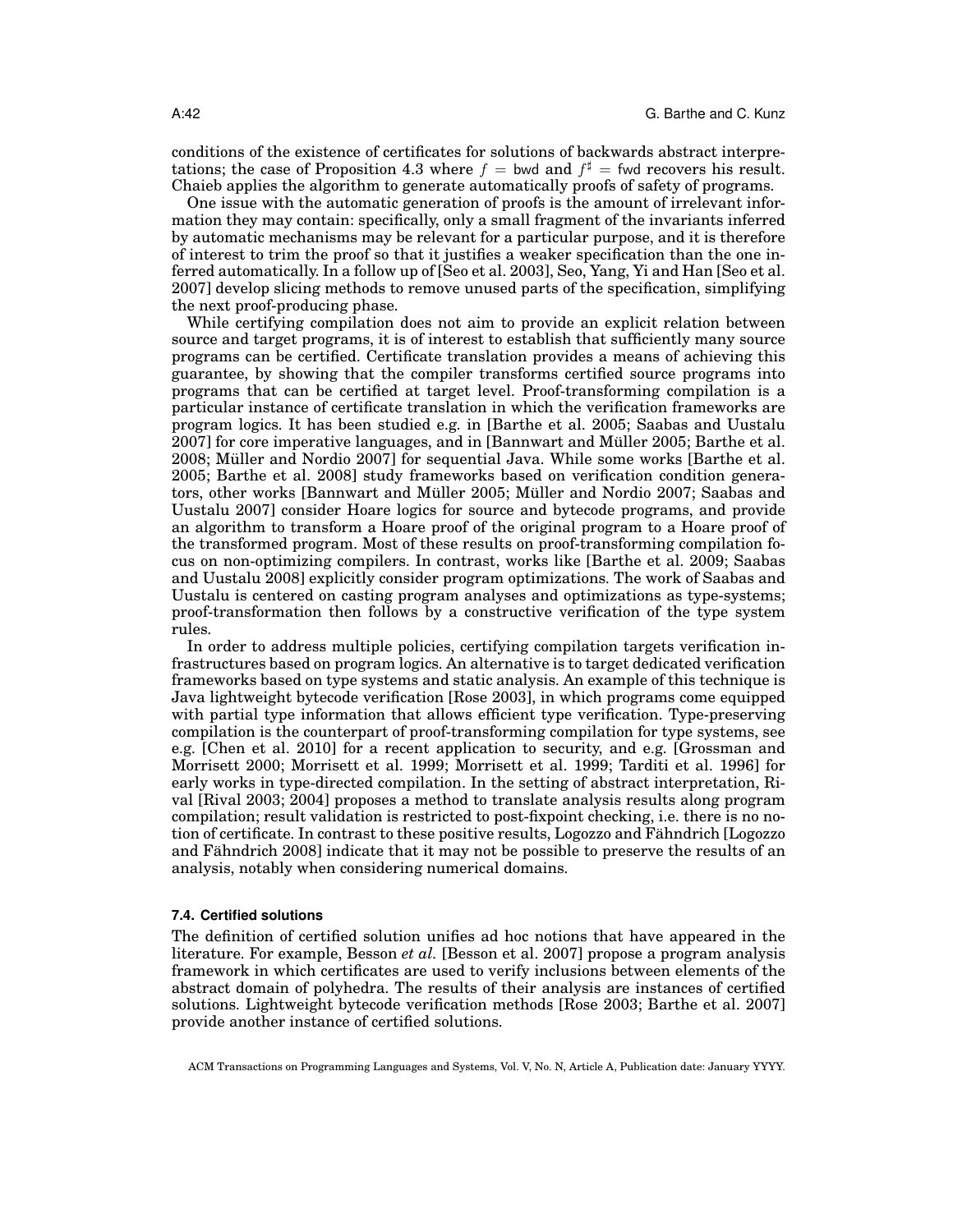conditions of the existence of certificates for solutions of backwards abstract interpretations; the case of Proposition 4.3 where $f = \mathsf{bwd}$ and $f^\sharp = \mathsf{fwd}$ recovers his result. Chaieb applies the algorithm to generate automatically proofs of safety of programs.

One issue with the automatic generation of proofs is the amount of irrelevant information they may contain: specifically, only a small fragment of the invariants inferred by automatic mechanisms may be relevant for a particular purpose, and it is therefore of interest to trim the proof so that it justifies a weaker specification than the one inferred automatically. In a follow up of [Seo et al. 2003], Seo, Yang, Yi and Han [Seo et al. 2007] develop slicing methods to remove unused parts of the specification, simplifying the next proof-producing phase.

While certifying compilation does not aim to provide an explicit relation between source and target programs, it is of interest to establish that sufficiently many source programs can be certified. Certificate translation provides a means of achieving this guarantee, by showing that the compiler transforms certified source programs into programs that can be certified at target level. Proof-transforming compilation is a particular instance of certificate translation in which the verification frameworks are program logics. It has been studied e.g. in [Barthe et al. 2005; Saabas and Uustalu 2007] for core imperative languages, and in [Bannwart and Müller 2005; Barthe et al. 2008; Müller and Nordio 2007] for sequential Java. While some works [Barthe et al. 2005; Barthe et al. 2008] study frameworks based on verification condition generators, other works [Bannwart and Müller 2005; Müller and Nordio 2007; Saabas and Uustalu 2007] consider Hoare logics for source and bytecode programs, and provide an algorithm to transform a Hoare proof of the original program to a Hoare proof of the transformed program. Most of these results on proof-transforming compilation focus on non-optimizing compilers. In contrast, works like [Barthe et al. 2009; Saabas and Uustalu 2008] explicitly consider program optimizations. The work of Saabas and Uustalu is centered on casting program analyses and optimizations as type-systems; proof-transformation then follows by a constructive verification of the type system rules.

In order to address multiple policies, certifying compilation targets verification infrastructures based on program logics. An alternative is to target dedicated verification frameworks based on type systems and static analysis. An example of this technique is Java lightweight bytecode verification [Rose 2003], in which programs come equipped with partial type information that allows efficient type verification. Type-preserving compilation is the counterpart of proof-transforming compilation for type systems, see e.g. [Chen et al. 2010] for a recent application to security, and e.g. [Grossman and Morrisett 2000; Morrisett et al. 1999; Morrisett et al. 1999; Tarditi et al. 1996] for early works in type-directed compilation. In the setting of abstract interpretation, Rival [Rival 2003; 2004] proposes a method to translate analysis results along program compilation; result validation is restricted to post-fixpoint checking, i.e. there is no notion of certificate. In contrast to these positive results, Logozzo and Fähndrich [Logozzo and Fähndrich 2008] indicate that it may not be possible to preserve the results of an analysis, notably when considering numerical domains.

### 7.4. Certified solutions

The definition of certified solution unifies ad hoc notions that have appeared in the literature. For example, Besson *et al.* [Besson et al. 2007] propose a program analysis framework in which certificates are used to verify inclusions between elements of the abstract domain of polyhedra. The results of their analysis are instances of certified solutions. Lightweight bytecode verification methods [Rose 2003; Barthe et al. 2007] provide another instance of certified solutions.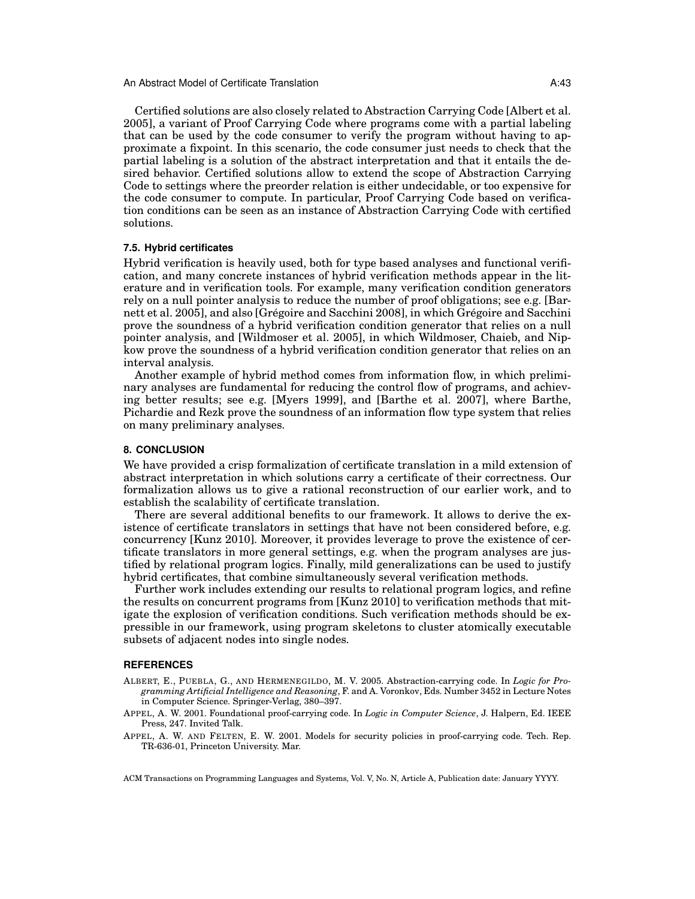Certified solutions are also closely related to Abstraction Carrying Code [Albert et al. 2005], a variant of Proof Carrying Code where programs come with a partial labeling that can be used by the code consumer to verify the program without having to approximate a fixpoint. In this scenario, the code consumer just needs to check that the partial labeling is a solution of the abstract interpretation and that it entails the desired behavior. Certified solutions allow to extend the scope of Abstraction Carrying Code to settings where the preorder relation is either undecidable, or too expensive for the code consumer to compute. In particular, Proof Carrying Code based on verification conditions can be seen as an instance of Abstraction Carrying Code with certified solutions.

### 7.5. Hybrid certificates

Hybrid verification is heavily used, both for type based analyses and functional verification, and many concrete instances of hybrid verification methods appear in the literature and in verification tools. For example, many verification condition generators rely on a null pointer analysis to reduce the number of proof obligations; see e.g. [Barnett et al. 2005], and also [Grégoire and Sacchini 2008], in which Grégoire and Sacchini prove the soundness of a hybrid verification condition generator that relies on a null pointer analysis, and [Wildmoser et al. 2005], in which Wildmoser, Chaieb, and Nipkow prove the soundness of a hybrid verification condition generator that relies on an interval analysis.

Another example of hybrid method comes from information flow, in which preliminary analyses are fundamental for reducing the control flow of programs, and achieving better results; see e.g. [Myers 1999], and [Barthe et al. 2007], where Barthe, Pichardie and Rezk prove the soundness of an information flow type system that relies on many preliminary analyses.

## 8. CONCLUSION

We have provided a crisp formalization of certificate translation in a mild extension of abstract interpretation in which solutions carry a certificate of their correctness. Our formalization allows us to give a rational reconstruction of our earlier work, and to establish the scalability of certificate translation.

There are several additional benefits to our framework. It allows to derive the existence of certificate translators in settings that have not been considered before, e.g. concurrency [Kunz 2010]. Moreover, it provides leverage to prove the existence of certificate translators in more general settings, e.g. when the program analyses are justified by relational program logics. Finally, mild generalizations can be used to justify hybrid certificates, that combine simultaneously several verification methods.

Further work includes extending our results to relational program logics, and refine the results on concurrent programs from [Kunz 2010] to verification methods that mitigate the explosion of verification conditions. Such verification methods should be expressible in our framework, using program skeletons to cluster atomically executable subsets of adjacent nodes into single nodes.

## REFERENCES

ALBERT, E., PUEBLA, G., AND HERMENEGILDO, M. V. 2005. Abstraction-carrying code. In *Logic for Programming Artificial Intelligence and Reasoning*, F. and A. Voronkov, Eds. Number 3452 in Lecture Notes in Computer Science. Springer-Verlag, 380–397.

APPEL, A. W. 2001. Foundational proof-carrying code. In *Logic in Computer Science*, J. Halpern, Ed. IEEE Press, 247. Invited Talk.

APPEL, A. W. AND FELTEN, E. W. 2001. Models for security policies in proof-carrying code. Tech. Rep. TR-636-01, Princeton University. Mar.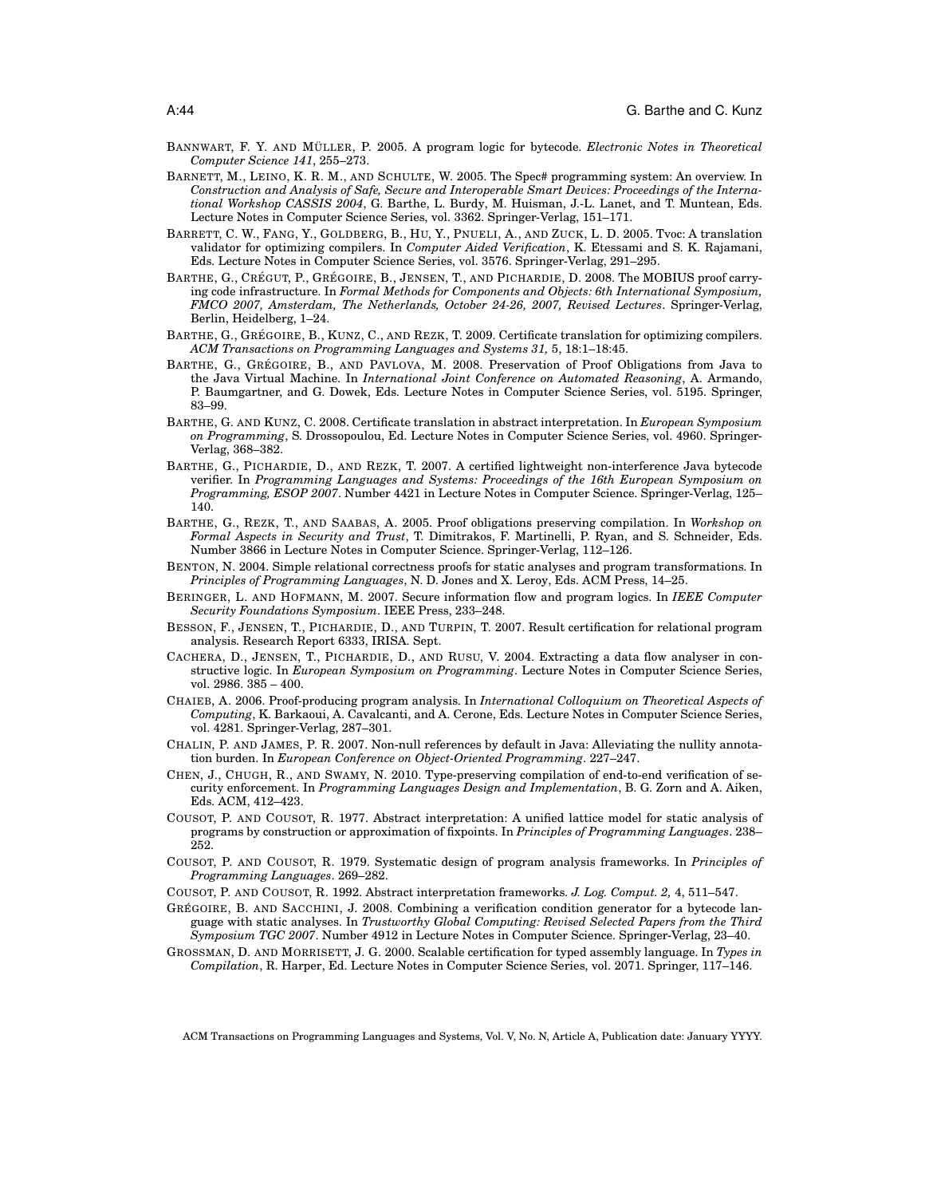BANNWART, F. Y. AND MÜLLER, P. 2005. A program logic for bytecode. *Electronic Notes in Theoretical Computer Science 141*, 255–273.

BARNETT, M., LEINO, K. R. M., AND SCHULTE, W. 2005. The Spec# programming system: An overview. In *Construction and Analysis of Safe, Secure and Interoperable Smart Devices: Proceedings of the International Workshop CASSIS 2004*, G. Barthe, L. Burdy, M. Huisman, J.-L. Lanet, and T. Muntean, Eds. Lecture Notes in Computer Science Series, vol. 3362. Springer-Verlag, 151–171.

BARRETT, C. W., FANG, Y., GOLDBERG, B., HU, Y., PNUELI, A., AND ZUCK, L. D. 2005. Tvoc: A translation validator for optimizing compilers. In *Computer Aided Verification*, K. Etessami and S. K. Rajamani, Eds. Lecture Notes in Computer Science Series, vol. 3576. Springer-Verlag, 291–295.

BARTHE, G., CRÉGUT, P., GRÉGOIRE, B., JENSEN, T., AND PICHARDIE, D. 2008. The MOBIUS proof carrying code infrastructure. In *Formal Methods for Components and Objects: 6th International Symposium, FMCO 2007, Amsterdam, The Netherlands, October 24-26, 2007, Revised Lectures*. Springer-Verlag, Berlin, Heidelberg, 1–24.

BARTHE, G., GRÉGOIRE, B., KUNZ, C., AND REZK, T. 2009. Certificate translation for optimizing compilers. *ACM Transactions on Programming Languages and Systems 31,* 5, 18:1–18:45.

BARTHE, G., GRÉGOIRE, B., AND PAVLOVA, M. 2008. Preservation of Proof Obligations from Java to the Java Virtual Machine. In *International Joint Conference on Automated Reasoning*, A. Armando, P. Baumgartner, and G. Dowek, Eds. Lecture Notes in Computer Science Series, vol. 5195. Springer, 83–99.

BARTHE, G. AND KUNZ, C. 2008. Certificate translation in abstract interpretation. In *European Symposium on Programming*, S. Drossopoulou, Ed. Lecture Notes in Computer Science Series, vol. 4960. Springer-Verlag, 368–382.

BARTHE, G., PICHARDIE, D., AND REZK, T. 2007. A certified lightweight non-interference Java bytecode verifier. In *Programming Languages and Systems: Proceedings of the 16th European Symposium on Programming, ESOP 2007*. Number 4421 in Lecture Notes in Computer Science. Springer-Verlag, 125–140.

BARTHE, G., REZK, T., AND SAABAS, A. 2005. Proof obligations preserving compilation. In *Workshop on Formal Aspects in Security and Trust*, T. Dimitrakos, F. Martinelli, P. Ryan, and S. Schneider, Eds. Number 3866 in Lecture Notes in Computer Science. Springer-Verlag, 112–126.

BENTON, N. 2004. Simple relational correctness proofs for static analyses and program transformations. In *Principles of Programming Languages*, N. D. Jones and X. Leroy, Eds. ACM Press, 14–25.

BERINGER, L. AND HOFMANN, M. 2007. Secure information flow and program logics. In *IEEE Computer Security Foundations Symposium*. IEEE Press, 233–248.

BESSON, F., JENSEN, T., PICHARDIE, D., AND TURPIN, T. 2007. Result certification for relational program analysis. Research Report 6333, IRISA. Sept.

CACHERA, D., JENSEN, T., PICHARDIE, D., AND RUSU, V. 2004. Extracting a data flow analyser in constructive logic. In *European Symposium on Programming*. Lecture Notes in Computer Science Series, vol. 2986. 385 – 400.

CHAIEB, A. 2006. Proof-producing program analysis. In *International Colloquium on Theoretical Aspects of Computing*, K. Barkaoui, A. Cavalcanti, and A. Cerone, Eds. Lecture Notes in Computer Science Series, vol. 4281. Springer-Verlag, 287–301.

CHALIN, P. AND JAMES, P. R. 2007. Non-null references by default in Java: Alleviating the nullity annotation burden. In *European Conference on Object-Oriented Programming*. 227–247.

CHEN, J., CHUGH, R., AND SWAMY, N. 2010. Type-preserving compilation of end-to-end verification of security enforcement. In *Programming Languages Design and Implementation*, B. G. Zorn and A. Aiken, Eds. ACM, 412–423.

COUSOT, P. AND COUSOT, R. 1977. Abstract interpretation: A unified lattice model for static analysis of programs by construction or approximation of fixpoints. In *Principles of Programming Languages*. 238–252.

COUSOT, P. AND COUSOT, R. 1979. Systematic design of program analysis frameworks. In *Principles of Programming Languages*. 269–282.

COUSOT, P. AND COUSOT, R. 1992. Abstract interpretation frameworks. *J. Log. Comput. 2,* 4, 511–547.

GRÉGOIRE, B. AND SACCHINI, J. 2008. Combining a verification condition generator for a bytecode language with static analyses. In *Trustworthy Global Computing: Revised Selected Papers from the Third Symposium TGC 2007*. Number 4912 in Lecture Notes in Computer Science. Springer-Verlag, 23–40.

GROSSMAN, D. AND MORRISETT, J. G. 2000. Scalable certification for typed assembly language. In *Types in Compilation*, R. Harper, Ed. Lecture Notes in Computer Science Series, vol. 2071. Springer, 117–146.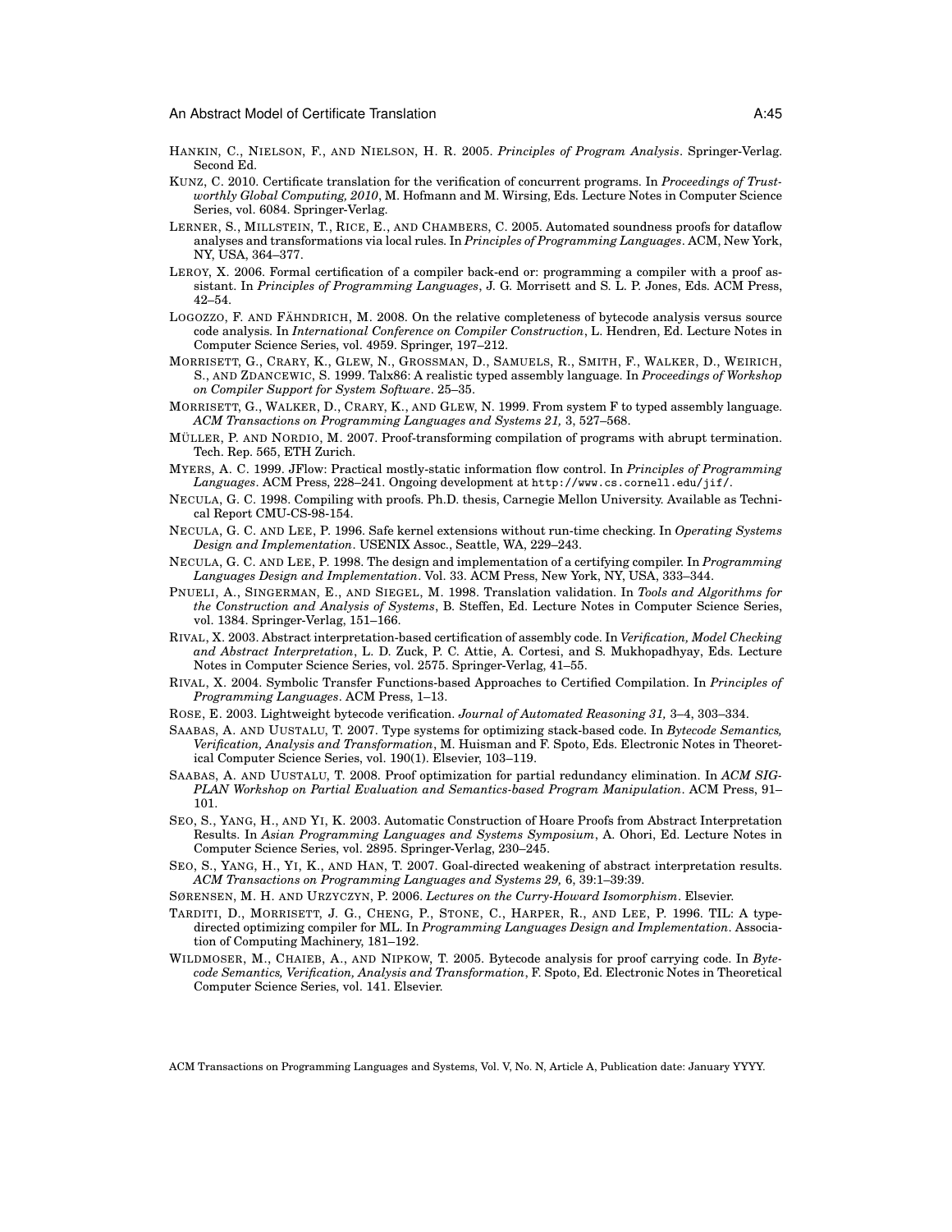HANKIN, C., NIELSON, F., AND NIELSON, H. R. 2005. *Principles of Program Analysis*. Springer-Verlag. Second Ed.

KUNZ, C. 2010. Certificate translation for the verification of concurrent programs. In *Proceedings of Trustworthy Global Computing, 2010*, M. Hofmann and M. Wirsing, Eds. Lecture Notes in Computer Science Series, vol. 6084. Springer-Verlag.

LERNER, S., MILLSTEIN, T., RICE, E., AND CHAMBERS, C. 2005. Automated soundness proofs for dataflow analyses and transformations via local rules. In *Principles of Programming Languages*. ACM, New York, NY, USA, 364–377.

LEROY, X. 2006. Formal certification of a compiler back-end or: programming a compiler with a proof assistant. In *Principles of Programming Languages*, J. G. Morrisett and S. L. P. Jones, Eds. ACM Press, 42–54.

LOGOZZO, F. AND FÄHNDRICH, M. 2008. On the relative completeness of bytecode analysis versus source code analysis. In *International Conference on Compiler Construction*, L. Hendren, Ed. Lecture Notes in Computer Science Series, vol. 4959. Springer, 197–212.

MORRISETT, G., CRARY, K., GLEW, N., GROSSMAN, D., SAMUELS, R., SMITH, F., WALKER, D., WEIRICH, S., AND ZDANCEWIC, S. 1999. Talx86: A realistic typed assembly language. In *Proceedings of Workshop on Compiler Support for System Software*. 25–35.

MORRISETT, G., WALKER, D., CRARY, K., AND GLEW, N. 1999. From system F to typed assembly language. *ACM Transactions on Programming Languages and Systems 21,* 3, 527–568.

MÜLLER, P. AND NORDIO, M. 2007. Proof-transforming compilation of programs with abrupt termination. Tech. Rep. 565, ETH Zurich.

MYERS, A. C. 1999. JFlow: Practical mostly-static information flow control. In *Principles of Programming Languages*. ACM Press, 228–241. Ongoing development at http://www.cs.cornell.edu/jif/.

NECULA, G. C. 1998. Compiling with proofs. Ph.D. thesis, Carnegie Mellon University. Available as Technical Report CMU-CS-98-154.

NECULA, G. C. AND LEE, P. 1996. Safe kernel extensions without run-time checking. In *Operating Systems Design and Implementation*. USENIX Assoc., Seattle, WA, 229–243.

NECULA, G. C. AND LEE, P. 1998. The design and implementation of a certifying compiler. In *Programming Languages Design and Implementation*. Vol. 33. ACM Press, New York, NY, USA, 333–344.

PNUELI, A., SINGERMAN, E., AND SIEGEL, M. 1998. Translation validation. In *Tools and Algorithms for the Construction and Analysis of Systems*, B. Steffen, Ed. Lecture Notes in Computer Science Series, vol. 1384. Springer-Verlag, 151–166.

RIVAL, X. 2003. Abstract interpretation-based certification of assembly code. In *Verification, Model Checking and Abstract Interpretation*, L. D. Zuck, P. C. Attie, A. Cortesi, and S. Mukhopadhyay, Eds. Lecture Notes in Computer Science Series, vol. 2575. Springer-Verlag, 41–55.

RIVAL, X. 2004. Symbolic Transfer Functions-based Approaches to Certified Compilation. In *Principles of Programming Languages*. ACM Press, 1–13.

ROSE, E. 2003. Lightweight bytecode verification. *Journal of Automated Reasoning 31,* 3–4, 303–334.

SAABAS, A. AND UUSTALU, T. 2007. Type systems for optimizing stack-based code. In *Bytecode Semantics, Verification, Analysis and Transformation*, M. Huisman and F. Spoto, Eds. Electronic Notes in Theoretical Computer Science Series, vol. 190(1). Elsevier, 103–119.

SAABAS, A. AND UUSTALU, T. 2008. Proof optimization for partial redundancy elimination. In *ACM SIGPLAN Workshop on Partial Evaluation and Semantics-based Program Manipulation*. ACM Press, 91–101.

SEO, S., YANG, H., AND YI, K. 2003. Automatic Construction of Hoare Proofs from Abstract Interpretation Results. In *Asian Programming Languages and Systems Symposium*, A. Ohori, Ed. Lecture Notes in Computer Science Series, vol. 2895. Springer-Verlag, 230–245.

SEO, S., YANG, H., YI, K., AND HAN, T. 2007. Goal-directed weakening of abstract interpretation results. *ACM Transactions on Programming Languages and Systems 29,* 6, 39:1–39:39.

SØRENSEN, M. H. AND URZYCZYN, P. 2006. *Lectures on the Curry-Howard Isomorphism*. Elsevier.

TARDITI, D., MORRISETT, J. G., CHENG, P., STONE, C., HARPER, R., AND LEE, P. 1996. TIL: A type-directed optimizing compiler for ML. In *Programming Languages Design and Implementation*. Association of Computing Machinery, 181–192.

WILDMOSER, M., CHAIEB, A., AND NIPKOW, T. 2005. Bytecode analysis for proof carrying code. In *Bytecode Semantics, Verification, Analysis and Transformation*, F. Spoto, Ed. Electronic Notes in Theoretical Computer Science Series, vol. 141. Elsevier.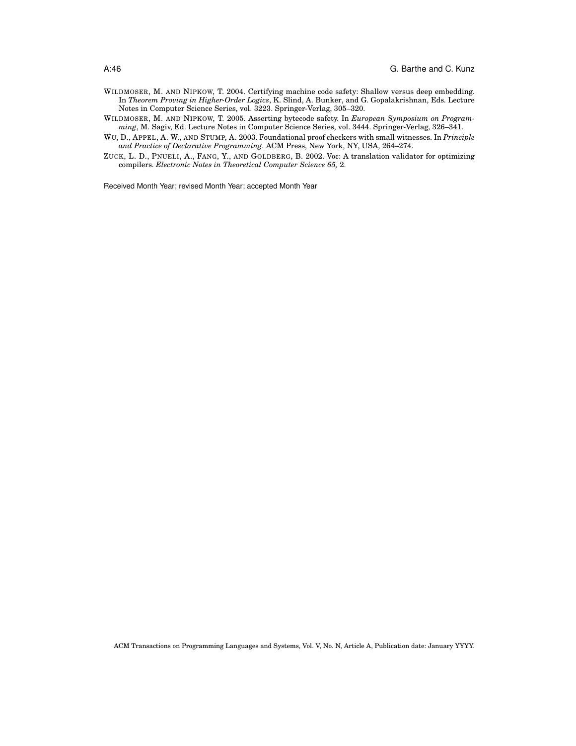WILDMOSER, M. AND NIPKOW, T. 2004. Certifying machine code safety: Shallow versus deep embedding. In *Theorem Proving in Higher-Order Logics*, K. Slind, A. Bunker, and G. Gopalakrishnan, Eds. Lecture Notes in Computer Science Series, vol. 3223. Springer-Verlag, 305–320.

WILDMOSER, M. AND NIPKOW, T. 2005. Asserting bytecode safety. In *European Symposium on Programming*, M. Sagiv, Ed. Lecture Notes in Computer Science Series, vol. 3444. Springer-Verlag, 326–341.

WU, D., APPEL, A. W., AND STUMP, A. 2003. Foundational proof checkers with small witnesses. In *Principle and Practice of Declarative Programming*. ACM Press, New York, NY, USA, 264–274.

ZUCK, L. D., PNUELI, A., FANG, Y., AND GOLDBERG, B. 2002. Voc: A translation validator for optimizing compilers. *Electronic Notes in Theoretical Computer Science 65,* 2.

Received Month Year; revised Month Year; accepted Month Year